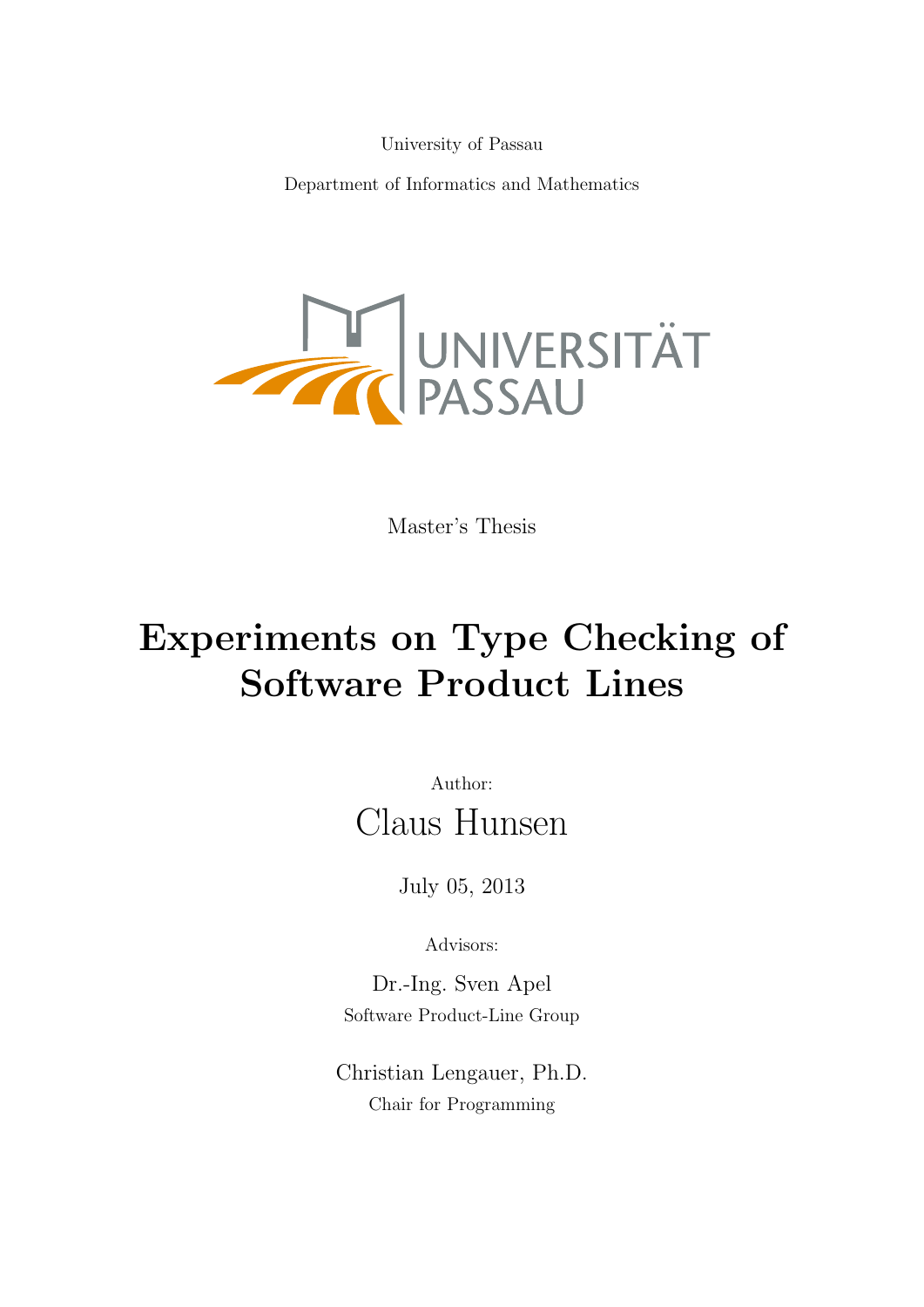University of Passau

Department of Informatics and Mathematics

Master's Thesis

# Experiments on Type Checking of Software Product Lines

Author:

Claus Hunsen

July 05, 2013

Advisors:

Dr.-Ing. Sven Apel
Software Product-Line Group

Christian Lengauer, Ph.D.
Chair for Programming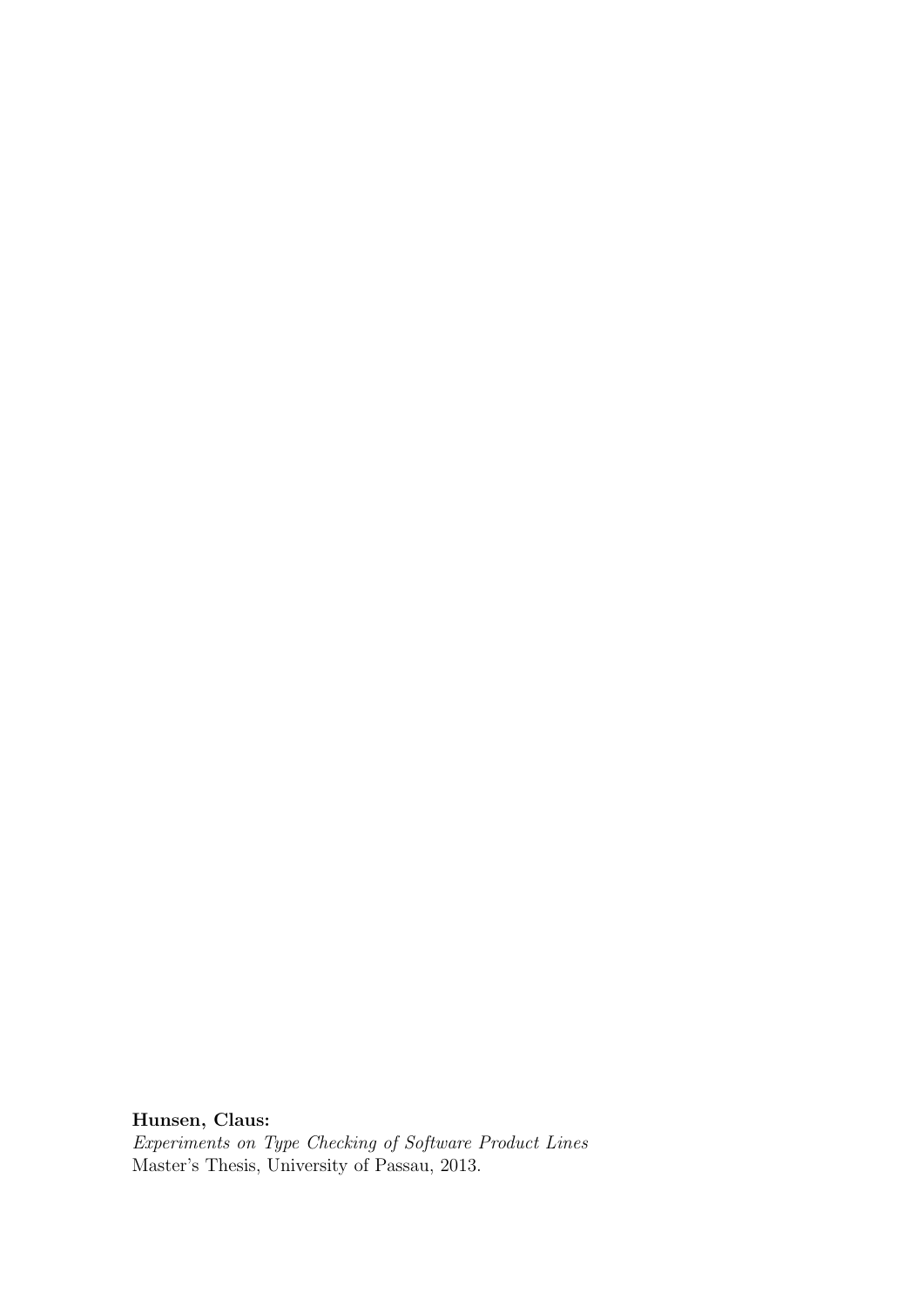**Hunsen, Claus:**  
*Experiments on Type Checking of Software Product Lines*  
Master's Thesis, University of Passau, 2013.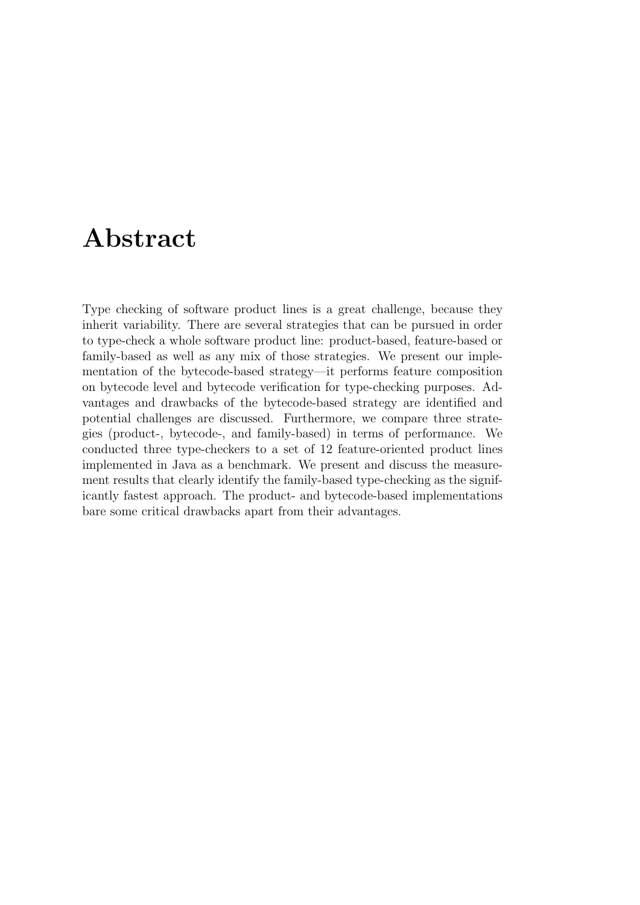# Abstract

Type checking of software product lines is a great challenge, because they inherit variability. There are several strategies that can be pursued in order to type-check a whole software product line: product-based, feature-based or family-based as well as any mix of those strategies. We present our implementation of the bytecode-based strategy—it performs feature composition on bytecode level and bytecode verification for type-checking purposes. Advantages and drawbacks of the bytecode-based strategy are identified and potential challenges are discussed. Furthermore, we compare three strategies (product-, bytecode-, and family-based) in terms of performance. We conducted three type-checkers to a set of 12 feature-oriented product lines implemented in Java as a benchmark. We present and discuss the measurement results that clearly identify the family-based type-checking as the significantly fastest approach. The product- and bytecode-based implementations bare some critical drawbacks apart from their advantages.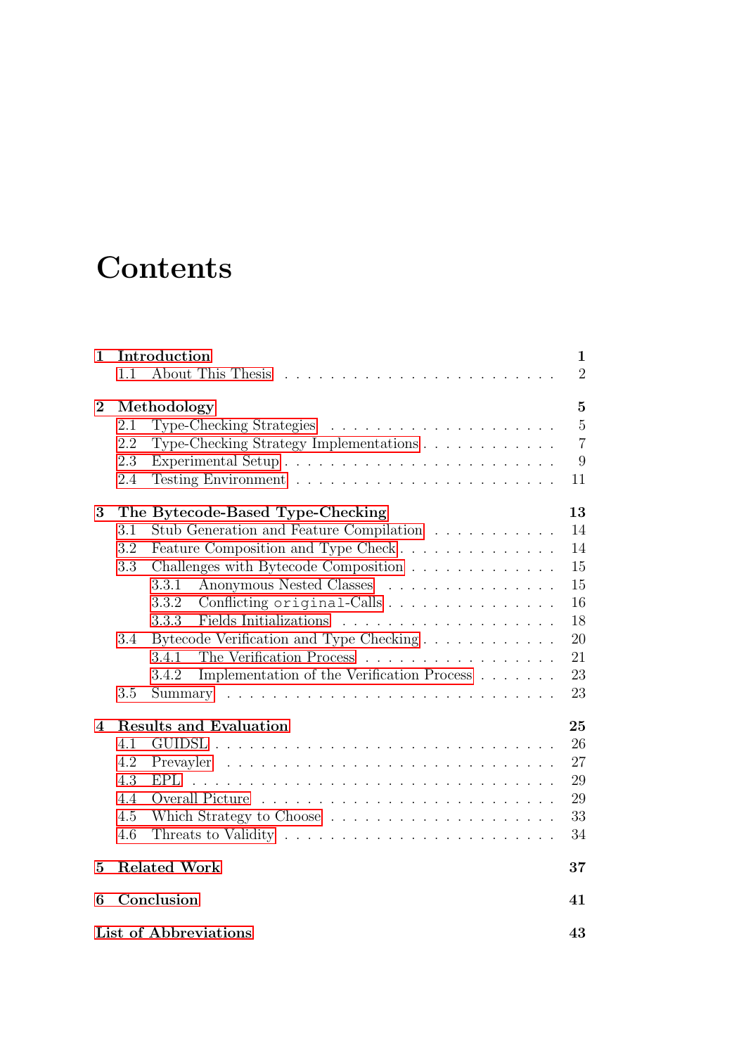# Contents

**1 Introduction** **1**
- 1.1 About This Thesis . . . . . . . . . . . . . . . . . . . . . . . . 2

**2 Methodology** **5**
- 2.1 Type-Checking Strategies . . . . . . . . . . . . . . . . . . . . . 5
- 2.2 Type-Checking Strategy Implementations . . . . . . . . . . . . 7
- 2.3 Experimental Setup . . . . . . . . . . . . . . . . . . . . . . . 9
- 2.4 Testing Environment . . . . . . . . . . . . . . . . . . . . . . 11

**3 The Bytecode-Based Type-Checking** **13**
- 3.1 Stub Generation and Feature Compilation . . . . . . . . . . . 14
- 3.2 Feature Composition and Type Check . . . . . . . . . . . . . 14
- 3.3 Challenges with Bytecode Composition . . . . . . . . . . . . . 15
  - 3.3.1 Anonymous Nested Classes . . . . . . . . . . . . . . . . 15
  - 3.3.2 Conflicting `original`-Calls . . . . . . . . . . . . . . . 16
  - 3.3.3 Fields Initializations . . . . . . . . . . . . . . . . . . 18
- 3.4 Bytecode Verification and Type Checking . . . . . . . . . . . 20
  - 3.4.1 The Verification Process . . . . . . . . . . . . . . . . . 21
  - 3.4.2 Implementation of the Verification Process . . . . . . . 23
- 3.5 Summary . . . . . . . . . . . . . . . . . . . . . . . . . . . . 23

**4 Results and Evaluation** **25**
- 4.1 GUIDSL . . . . . . . . . . . . . . . . . . . . . . . . . . . . . 26
- 4.2 Prevayler . . . . . . . . . . . . . . . . . . . . . . . . . . . . 27
- 4.3 EPL . . . . . . . . . . . . . . . . . . . . . . . . . . . . . . . 29
- 4.4 Overall Picture . . . . . . . . . . . . . . . . . . . . . . . . . 29
- 4.5 Which Strategy to Choose . . . . . . . . . . . . . . . . . . . . 33
- 4.6 Threats to Validity . . . . . . . . . . . . . . . . . . . . . . . 34

**5 Related Work** **37**

**6 Conclusion** **41**

**List of Abbreviations** **43**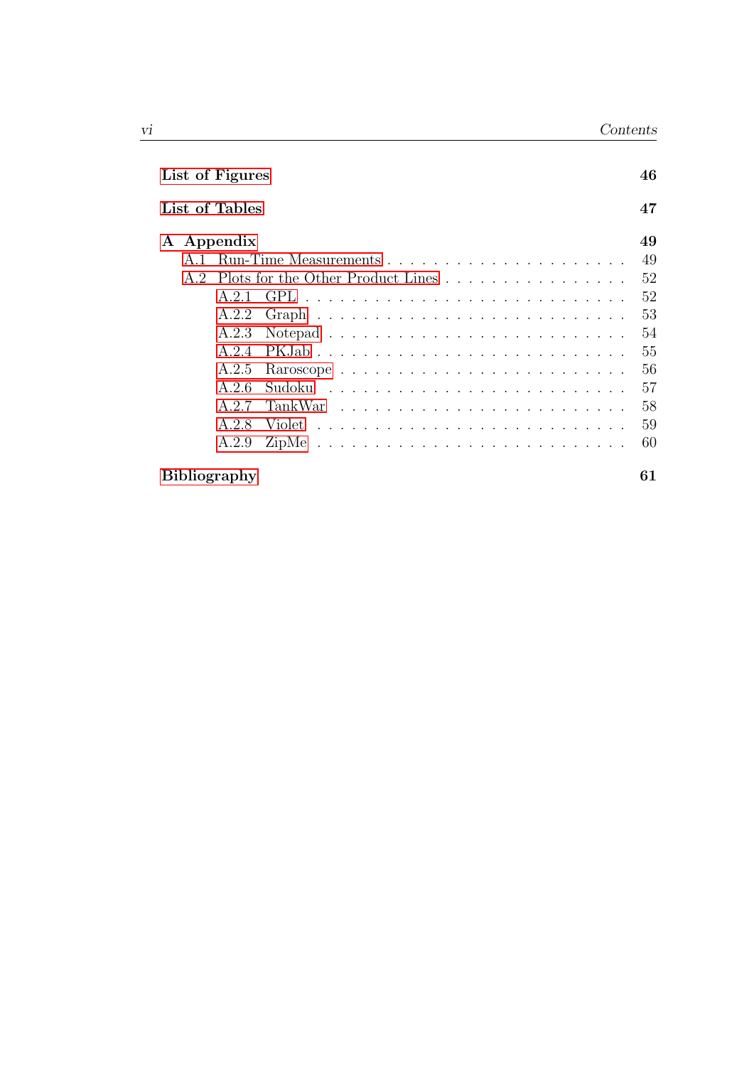**List of Figures** 46

**List of Tables** 47

**A Appendix** 49

- A.1 Run-Time Measurements . . . 49
- A.2 Plots for the Other Product Lines . . . 52
  - A.2.1 GPL . . . 52
  - A.2.2 Graph . . . 53
  - A.2.3 Notepad . . . 54
  - A.2.4 PKJab . . . 55
  - A.2.5 Raroscope . . . 56
  - A.2.6 Sudoku . . . 57
  - A.2.7 TankWar . . . 58
  - A.2.8 Violet . . . 59
  - A.2.9 ZipMe . . . 60

**Bibliography** 61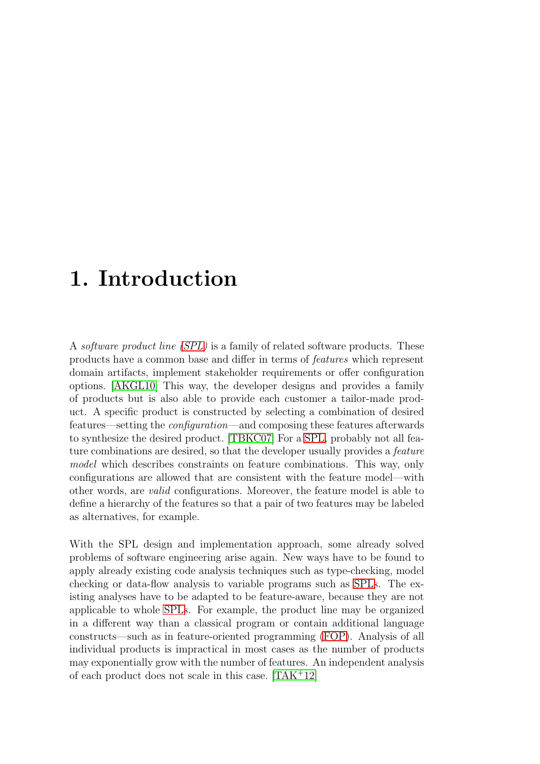# 1. Introduction

A *software product line (SPL)* is a family of related software products. These products have a common base and differ in terms of *features* which represent domain artifacts, implement stakeholder requirements or offer configuration options. [AKGL10] This way, the developer designs and provides a family of products but is also able to provide each customer a tailor-made product. A specific product is constructed by selecting a combination of desired features—setting the *configuration*—and composing these features afterwards to synthesize the desired product. [TBKC07] For a SPL, probably not all feature combinations are desired, so that the developer usually provides a *feature model* which describes constraints on feature combinations. This way, only configurations are allowed that are consistent with the feature model—with other words, are *valid* configurations. Moreover, the feature model is able to define a hierarchy of the features so that a pair of two features may be labeled as alternatives, for example.

With the SPL design and implementation approach, some already solved problems of software engineering arise again. New ways have to be found to apply already existing code analysis techniques such as type-checking, model checking or data-flow analysis to variable programs such as SPLs. The existing analyses have to be adapted to be feature-aware, because they are not applicable to whole SPLs. For example, the product line may be organized in a different way than a classical program or contain additional language constructs—such as in feature-oriented programming (FOP). Analysis of all individual products is impractical in most cases as the number of products may exponentially grow with the number of features. An independent analysis of each product does not scale in this case. [TAK+12]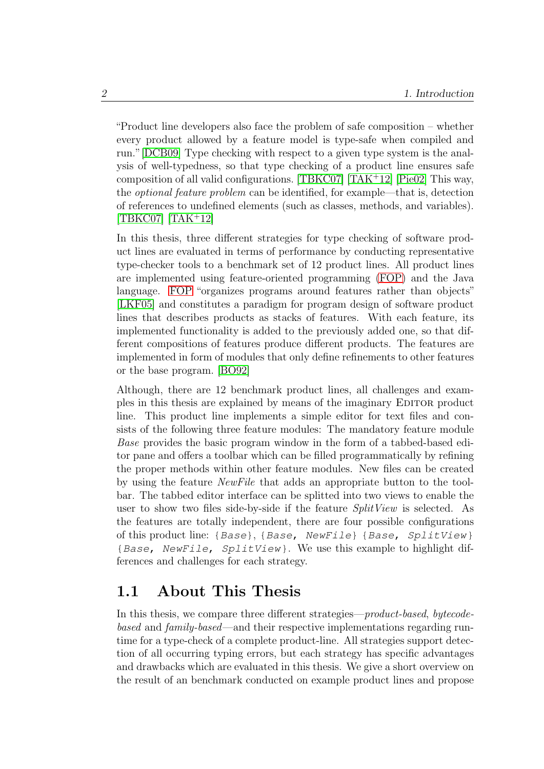"Product line developers also face the problem of safe composition – whether every product allowed by a feature model is type-safe when compiled and run." [DCB09] Type checking with respect to a given type system is the analysis of well-typedness, so that type checking of a product line ensures safe composition of all valid configurations. [TBKC07] [TAK+12] [Pie02] This way, the *optional feature problem* can be identified, for example—that is, detection of references to undefined elements (such as classes, methods, and variables). [TBKC07] [TAK+12]

In this thesis, three different strategies for type checking of software product lines are evaluated in terms of performance by conducting representative type-checker tools to a benchmark set of 12 product lines. All product lines are implemented using feature-oriented programming (FOP) and the Java language. FOP "organizes programs around features rather than objects" [LKF05] and constitutes a paradigm for program design of software product lines that describes products as stacks of features. With each feature, its implemented functionality is added to the previously added one, so that different compositions of features produce different products. The features are implemented in form of modules that only define refinements to other features or the base program. [BO92]

Although, there are 12 benchmark product lines, all challenges and examples in this thesis are explained by means of the imaginary EDITOR product line. This product line implements a simple editor for text files and consists of the following three feature modules: The mandatory feature module *Base* provides the basic program window in the form of a tabbed-based editor pane and offers a toolbar which can be filled programmatically by refining the proper methods within other feature modules. New files can be created by using the feature *NewFile* that adds an appropriate button to the toolbar. The tabbed editor interface can be splitted into two views to enable the user to show two files side-by-side if the feature *SplitView* is selected. As the features are totally independent, there are four possible configurations of this product line: `{Base}`, `{Base, NewFile}` `{Base, SplitView}` `{Base, NewFile, SplitView}`. We use this example to highlight differences and challenges for each strategy.

## 1.1 About This Thesis

In this thesis, we compare three different strategies—*product-based*, *bytecode-based* and *family-based*—and their respective implementations regarding runtime for a type-check of a complete product-line. All strategies support detection of all occurring typing errors, but each strategy has specific advantages and drawbacks which are evaluated in this thesis. We give a short overview on the result of an benchmark conducted on example product lines and propose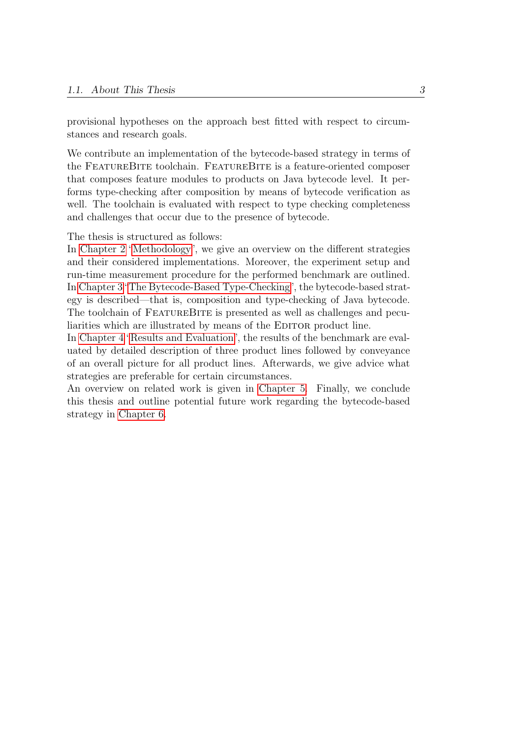provisional hypotheses on the approach best fitted with respect to circumstances and research goals.

We contribute an implementation of the bytecode-based strategy in terms of the FeatureBite toolchain. FeatureBite is a feature-oriented composer that composes feature modules to products on Java bytecode level. It performs type-checking after composition by means of bytecode verification as well. The toolchain is evaluated with respect to type checking completeness and challenges that occur due to the presence of bytecode.

The thesis is structured as follows:
In Chapter 2 'Methodology', we give an overview on the different strategies and their considered implementations. Moreover, the experiment setup and run-time measurement procedure for the performed benchmark are outlined.
In Chapter 3 'The Bytecode-Based Type-Checking', the bytecode-based strategy is described—that is, composition and type-checking of Java bytecode. The toolchain of FeatureBite is presented as well as challenges and peculiarities which are illustrated by means of the Editor product line.
In Chapter 4 'Results and Evaluation', the results of the benchmark are evaluated by detailed description of three product lines followed by conveyance of an overall picture for all product lines. Afterwards, we give advice what strategies are preferable for certain circumstances.
An overview on related work is given in Chapter 5. Finally, we conclude this thesis and outline potential future work regarding the bytecode-based strategy in Chapter 6.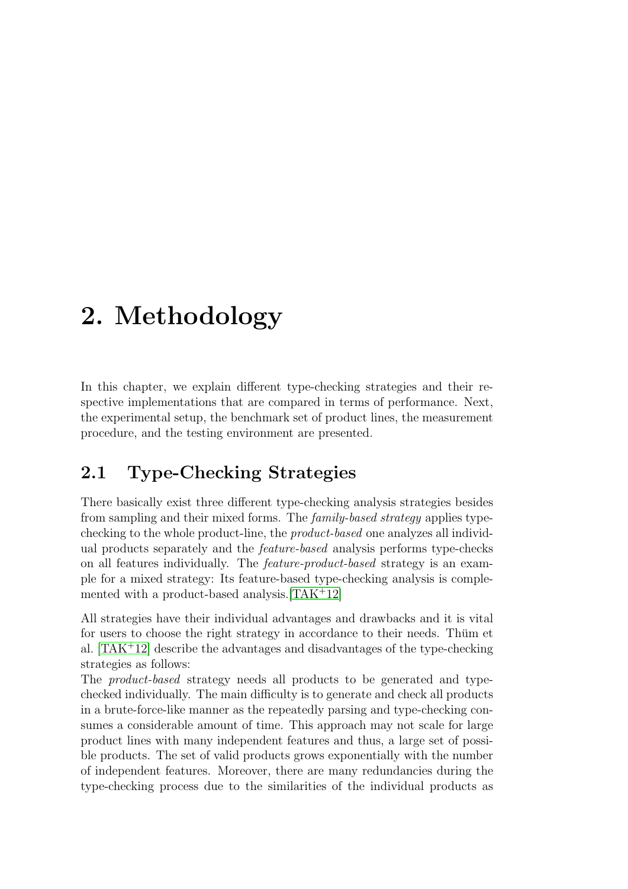# 2. Methodology

In this chapter, we explain different type-checking strategies and their respective implementations that are compared in terms of performance. Next, the experimental setup, the benchmark set of product lines, the measurement procedure, and the testing environment are presented.

## 2.1 Type-Checking Strategies

There basically exist three different type-checking analysis strategies besides from sampling and their mixed forms. The *family-based strategy* applies type-checking to the whole product-line, the *product-based* one analyzes all individual products separately and the *feature-based* analysis performs type-checks on all features individually. The *feature-product-based* strategy is an example for a mixed strategy: Its feature-based type-checking analysis is complemented with a product-based analysis.[TAK+12]

All strategies have their individual advantages and drawbacks and it is vital for users to choose the right strategy in accordance to their needs. Thüm et al. [TAK+12] describe the advantages and disadvantages of the type-checking strategies as follows:
The *product-based* strategy needs all products to be generated and type-checked individually. The main difficulty is to generate and check all products in a brute-force-like manner as the repeatedly parsing and type-checking consumes a considerable amount of time. This approach may not scale for large product lines with many independent features and thus, a large set of possible products. The set of valid products grows exponentially with the number of independent features. Moreover, there are many redundancies during the type-checking process due to the similarities of the individual products as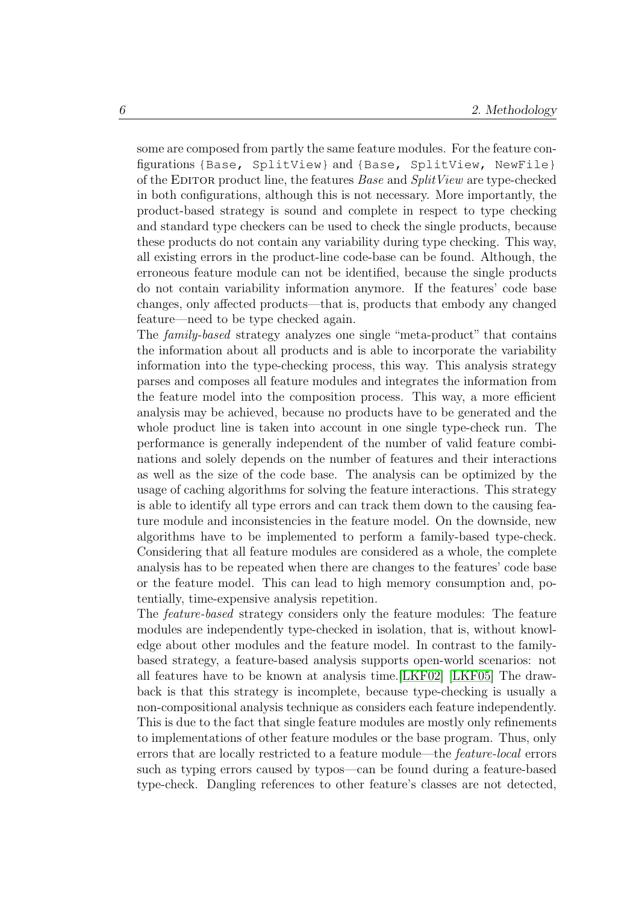some are composed from partly the same feature modules. For the feature configurations `{Base, SplitView}` and `{Base, SplitView, NewFile}` of the EDITOR product line, the features *Base* and *SplitView* are type-checked in both configurations, although this is not necessary. More importantly, the product-based strategy is sound and complete in respect to type checking and standard type checkers can be used to check the single products, because these products do not contain any variability during type checking. This way, all existing errors in the product-line code-base can be found. Although, the erroneous feature module can not be identified, because the single products do not contain variability information anymore. If the features' code base changes, only affected products—that is, products that embody any changed feature—need to be type checked again.

The *family-based* strategy analyzes one single "meta-product" that contains the information about all products and is able to incorporate the variability information into the type-checking process, this way. This analysis strategy parses and composes all feature modules and integrates the information from the feature model into the composition process. This way, a more efficient analysis may be achieved, because no products have to be generated and the whole product line is taken into account in one single type-check run. The performance is generally independent of the number of valid feature combinations and solely depends on the number of features and their interactions as well as the size of the code base. The analysis can be optimized by the usage of caching algorithms for solving the feature interactions. This strategy is able to identify all type errors and can track them down to the causing feature module and inconsistencies in the feature model. On the downside, new algorithms have to be implemented to perform a family-based type-check. Considering that all feature modules are considered as a whole, the complete analysis has to be repeated when there are changes to the features' code base or the feature model. This can lead to high memory consumption and, potentially, time-expensive analysis repetition.

The *feature-based* strategy considers only the feature modules: The feature modules are independently type-checked in isolation, that is, without knowledge about other modules and the feature model. In contrast to the family-based strategy, a feature-based analysis supports open-world scenarios: not all features have to be known at analysis time.[LKF02] [LKF05] The drawback is that this strategy is incomplete, because type-checking is usually a non-compositional analysis technique as considers each feature independently. This is due to the fact that single feature modules are mostly only refinements to implementations of other feature modules or the base program. Thus, only errors that are locally restricted to a feature module—the *feature-local* errors such as typing errors caused by typos—can be found during a feature-based type-check. Dangling references to other feature's classes are not detected,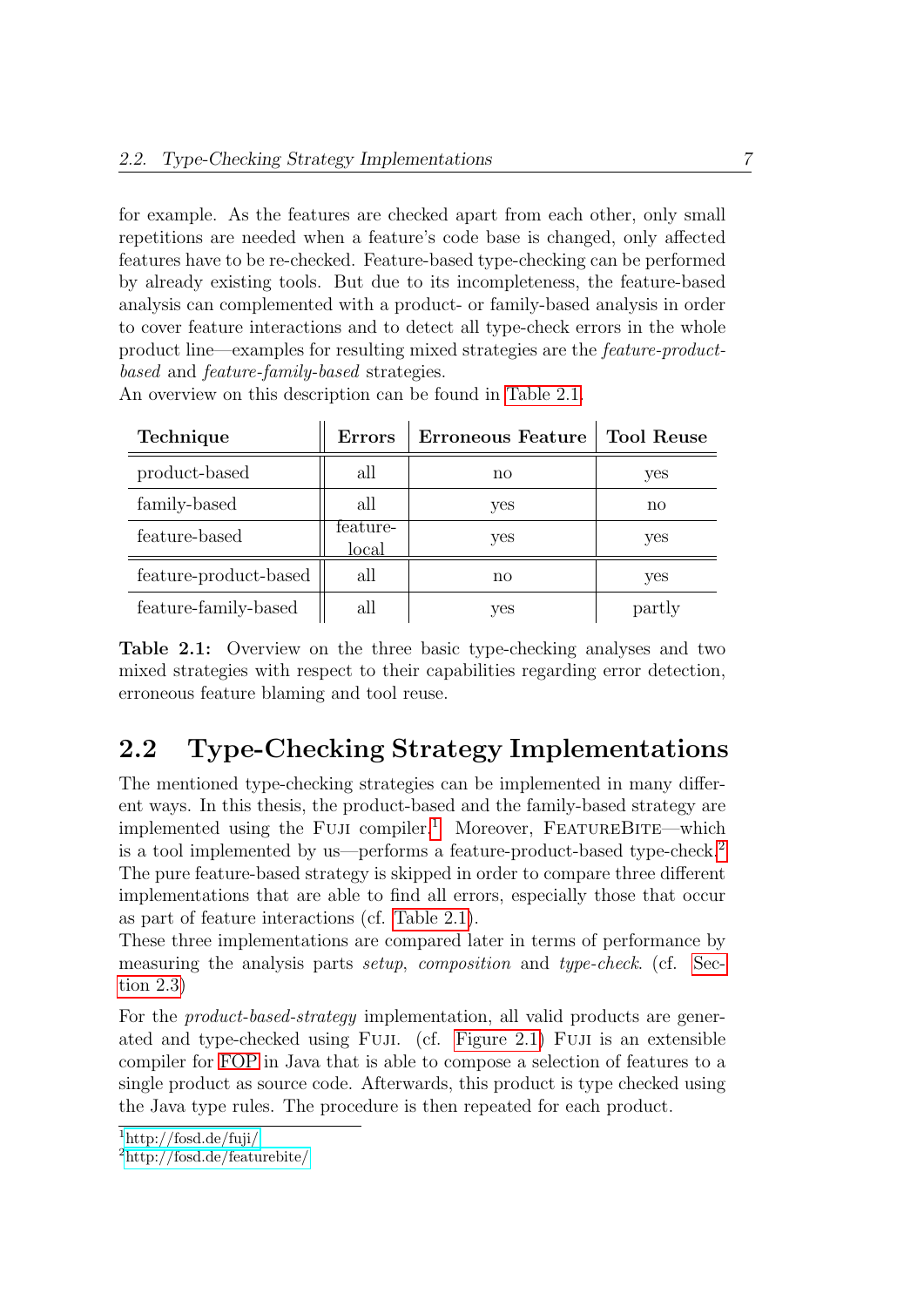for example. As the features are checked apart from each other, only small repetitions are needed when a feature's code base is changed, only affected features have to be re-checked. Feature-based type-checking can be performed by already existing tools. But due to its incompleteness, the feature-based analysis can complemented with a product- or family-based analysis in order to cover feature interactions and to detect all type-check errors in the whole product line—examples for resulting mixed strategies are the *feature-product-based* and *feature-family-based* strategies.
An overview on this description can be found in Table 2.1.

| Technique | Errors | Erroneous Feature | Tool Reuse |
|---|---|---|---|
| product-based | all | no | yes |
| family-based | all | yes | no |
| feature-based | feature-local | yes | yes |
| feature-product-based | all | no | yes |
| feature-family-based | all | yes | partly |

**Table 2.1:** Overview on the three basic type-checking analyses and two mixed strategies with respect to their capabilities regarding error detection, erroneous feature blaming and tool reuse.

## 2.2 Type-Checking Strategy Implementations

The mentioned type-checking strategies can be implemented in many different ways. In this thesis, the product-based and the family-based strategy are implemented using the Fuji compiler.[1] Moreover, FeatureBite—which is a tool implemented by us—performs a feature-product-based type-check.[2] The pure feature-based strategy is skipped in order to compare three different implementations that are able to find all errors, especially those that occur as part of feature interactions (cf. Table 2.1).
These three implementations are compared later in terms of performance by measuring the analysis parts *setup*, *composition* and *type-check*. (cf. Section 2.3)

For the *product-based-strategy* implementation, all valid products are generated and type-checked using Fuji. (cf. Figure 2.1) Fuji is an extensible compiler for FOP in Java that is able to compose a selection of features to a single product as source code. Afterwards, this product is type checked using the Java type rules. The procedure is then repeated for each product.

[1] http://fosd.de/fuji/
[2] http://fosd.de/featurebite/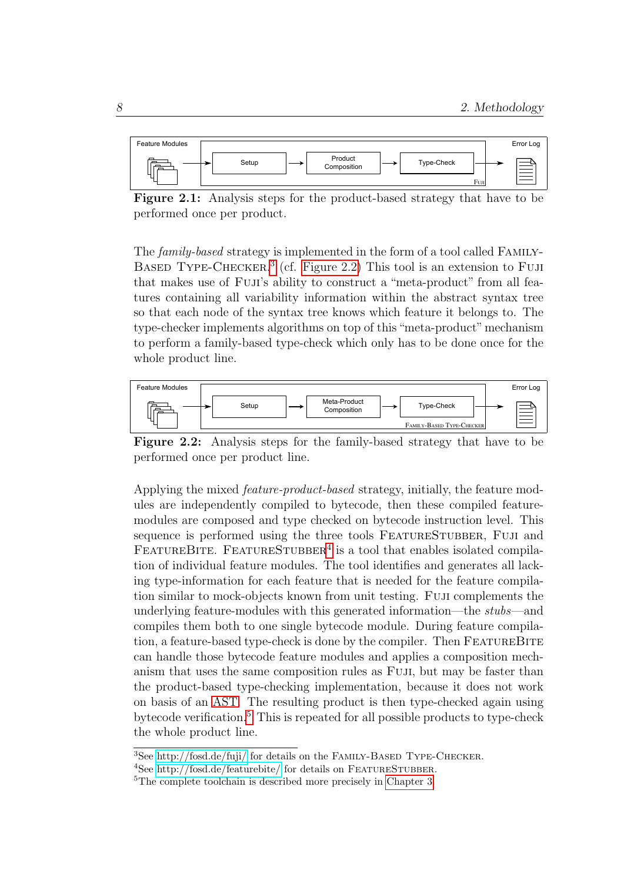Figure 2.1: Analysis steps for the product-based strategy that have to be performed once per product.

The *family-based* strategy is implemented in the form of a tool called FAMILY-BASED TYPE-CHECKER.[3] (cf. Figure 2.2) This tool is an extension to FUJI that makes use of FUJI's ability to construct a "meta-product" from all features containing all variability information within the abstract syntax tree so that each node of the syntax tree knows which feature it belongs to. The type-checker implements algorithms on top of this "meta-product" mechanism to perform a family-based type-check which only has to be done once for the whole product line.

Figure 2.2: Analysis steps for the family-based strategy that have to be performed once per product line.

Applying the mixed *feature-product-based* strategy, initially, the feature modules are independently compiled to bytecode, then these compiled feature-modules are composed and type checked on bytecode instruction level. This sequence is performed using the three tools FEATURESTUBBER, FUJI and FEATUREBITE. FEATURESTUBBER[4] is a tool that enables isolated compilation of individual feature modules. The tool identifies and generates all lacking type-information for each feature that is needed for the feature compilation similar to mock-objects known from unit testing. FUJI complements the underlying feature-modules with this generated information—the *stubs*—and compiles them both to one single bytecode module. During feature compilation, a feature-based type-check is done by the compiler. Then FEATUREBITE can handle those bytecode feature modules and applies a composition mechanism that uses the same composition rules as FUJI, but may be faster than the product-based type-checking implementation, because it does not work on basis of an AST. The resulting product is then type-checked again using bytecode verification.[5] This is repeated for all possible products to type-check the whole product line.

[3] See http://fosd.de/fuji/ for details on the FAMILY-BASED TYPE-CHECKER.

[4] See http://fosd.de/featurebite/ for details on FEATURESTUBBER.

[5] The complete toolchain is described more precisely in Chapter 3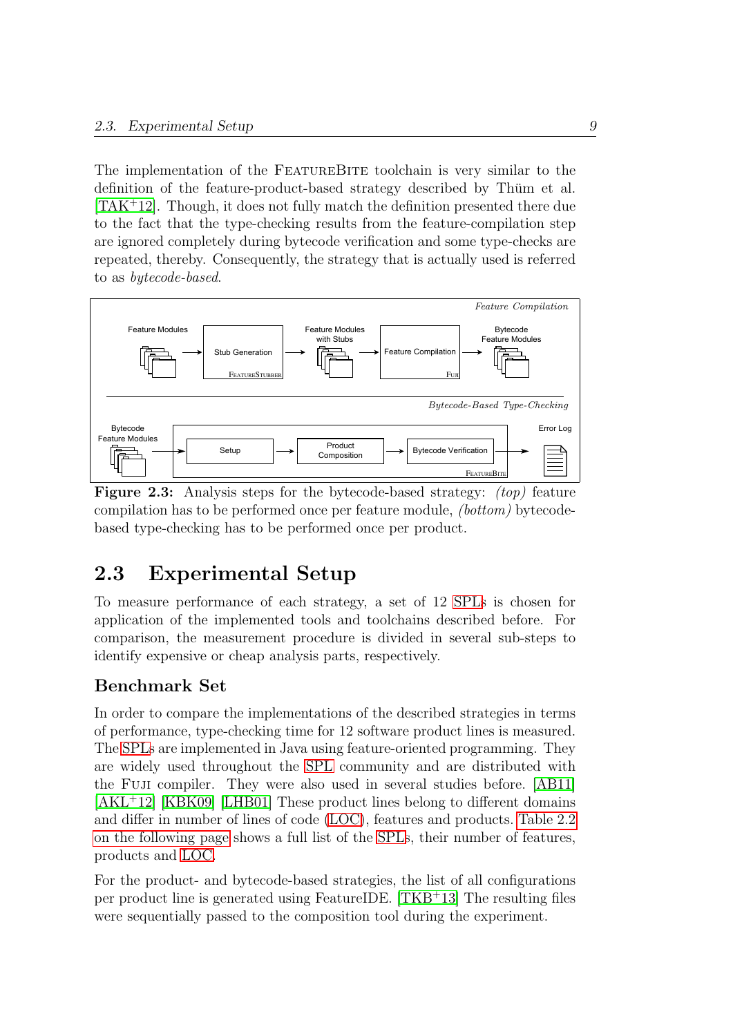The implementation of the FeatureBite toolchain is very similar to the definition of the feature-product-based strategy described by Thüm et al. [TAK+12]. Though, it does not fully match the definition presented there due to the fact that the type-checking results from the feature-compilation step are ignored completely during bytecode verification and some type-checks are repeated, thereby. Consequently, the strategy that is actually used is referred to as *bytecode-based*.

**Figure 2.3:** Analysis steps for the bytecode-based strategy: *(top)* feature compilation has to be performed once per feature module, *(bottom)* bytecode-based type-checking has to be performed once per product.

## 2.3 Experimental Setup

To measure performance of each strategy, a set of 12 SPLs is chosen for application of the implemented tools and toolchains described before. For comparison, the measurement procedure is divided in several sub-steps to identify expensive or cheap analysis parts, respectively.

### Benchmark Set

In order to compare the implementations of the described strategies in terms of performance, type-checking time for 12 software product lines is measured. The SPLs are implemented in Java using feature-oriented programming. They are widely used throughout the SPL community and are distributed with the Fuji compiler. They were also used in several studies before. [AB11] [AKL+12] [KBK09] [LHB01] These product lines belong to different domains and differ in number of lines of code (LOC), features and products. Table 2.2 on the following page shows a full list of the SPLs, their number of features, products and LOC.

For the product- and bytecode-based strategies, the list of all configurations per product line is generated using FeatureIDE. [TKB+13] The resulting files were sequentially passed to the composition tool during the experiment.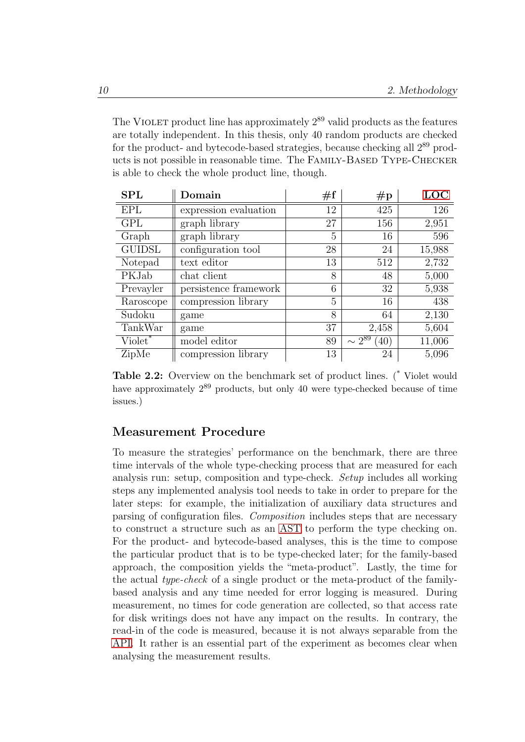The VIOLET product line has approximately $2^{89}$ valid products as the features are totally independent. In this thesis, only 40 random products are checked for the product- and bytecode-based strategies, because checking all $2^{89}$ products is not possible in reasonable time. The FAMILY-BASED TYPE-CHECKER is able to check the whole product line, though.

| SPL | Domain | #f | #p | LOC |
|---|---|---|---|---|
| EPL | expression evaluation | 12 | 425 | 126 |
| GPL | graph library | 27 | 156 | 2,951 |
| Graph | graph library | 5 | 16 | 596 |
| GUIDSL | configuration tool | 28 | 24 | 15,988 |
| Notepad | text editor | 13 | 512 | 2,732 |
| PKJab | chat client | 8 | 48 | 5,000 |
| Prevayler | persistence framework | 6 | 32 | 5,938 |
| Raroscope | compression library | 5 | 16 | 438 |
| Sudoku | game | 8 | 64 | 2,130 |
| TankWar | game | 37 | 2,458 | 5,604 |
| Violet* | model editor | 89 | $\sim 2^{89}$ (40) | 11,006 |
| ZipMe | compression library | 13 | 24 | 5,096 |

**Table 2.2:** Overview on the benchmark set of product lines. (* Violet would have approximately $2^{89}$ products, but only 40 were type-checked because of time issues.)

### Measurement Procedure

To measure the strategies' performance on the benchmark, there are three time intervals of the whole type-checking process that are measured for each analysis run: setup, composition and type-check. *Setup* includes all working steps any implemented analysis tool needs to take in order to prepare for the later steps: for example, the initialization of auxiliary data structures and parsing of configuration files. *Composition* includes steps that are necessary to construct a structure such as an AST to perform the type checking on. For the product- and bytecode-based analyses, this is the time to compose the particular product that is to be type-checked later; for the family-based approach, the composition yields the "meta-product". Lastly, the time for the actual *type-check* of a single product or the meta-product of the family-based analysis and any time needed for error logging is measured. During measurement, no times for code generation are collected, so that access rate for disk writings does not have any impact on the results. In contrary, the read-in of the code is measured, because it is not always separable from the API. It rather is an essential part of the experiment as becomes clear when analysing the measurement results.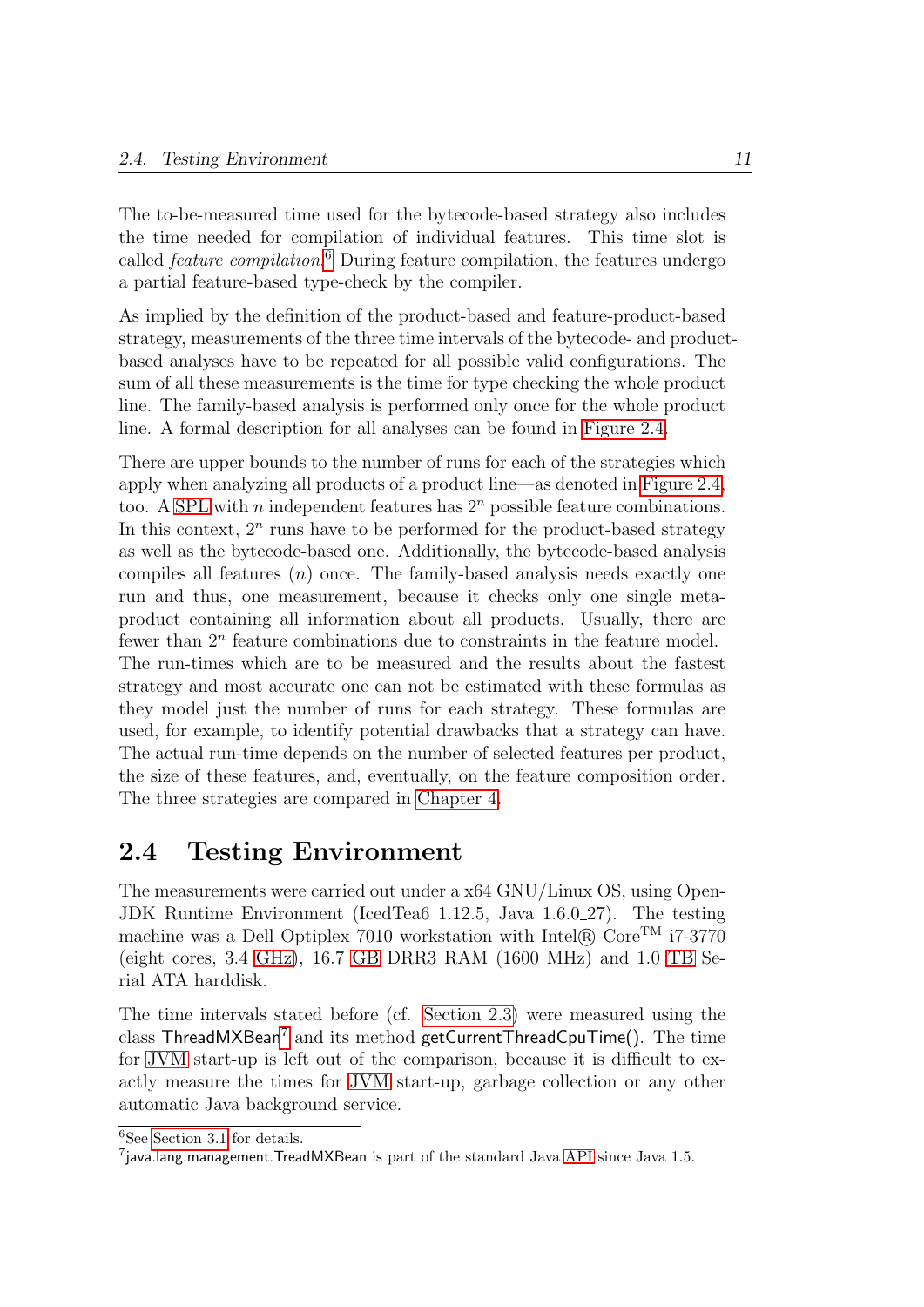The to-be-measured time used for the bytecode-based strategy also includes the time needed for compilation of individual features. This time slot is called *feature compilation*.[6] During feature compilation, the features undergo a partial feature-based type-check by the compiler.

As implied by the definition of the product-based and feature-product-based strategy, measurements of the three time intervals of the bytecode- and product-based analyses have to be repeated for all possible valid configurations. The sum of all these measurements is the time for type checking the whole product line. The family-based analysis is performed only once for the whole product line. A formal description for all analyses can be found in Figure 2.4.

There are upper bounds to the number of runs for each of the strategies which apply when analyzing all products of a product line—as denoted in Figure 2.4, too. A SPL with $n$ independent features has $2^n$ possible feature combinations. In this context, $2^n$ runs have to be performed for the product-based strategy as well as the bytecode-based one. Additionally, the bytecode-based analysis compiles all features ($n$) once. The family-based analysis needs exactly one run and thus, one measurement, because it checks only one single meta-product containing all information about all products. Usually, there are fewer than $2^n$ feature combinations due to constraints in the feature model. The run-times which are to be measured and the results about the fastest strategy and most accurate one can not be estimated with these formulas as they model just the number of runs for each strategy. These formulas are used, for example, to identify potential drawbacks that a strategy can have. The actual run-time depends on the number of selected features per product, the size of these features, and, eventually, on the feature composition order. The three strategies are compared in Chapter 4.

## 2.4 Testing Environment

The measurements were carried out under a x64 GNU/Linux OS, using OpenJDK Runtime Environment (IcedTea6 1.12.5, Java 1.6.0_27). The testing machine was a Dell Optiplex 7010 workstation with Intel® Core™ i7-3770 (eight cores, 3.4 GHz), 16.7 GB DRR3 RAM (1600 MHz) and 1.0 TB Serial ATA harddisk.

The time intervals stated before (cf. Section 2.3) were measured using the class ThreadMXBean[7] and its method getCurrentThreadCpuTime(). The time for JVM start-up is left out of the comparison, because it is difficult to exactly measure the times for JVM start-up, garbage collection or any other automatic Java background service.

[6] See Section 3.1 for details.

[7] java.lang.management.TreadMXBean is part of the standard Java API since Java 1.5.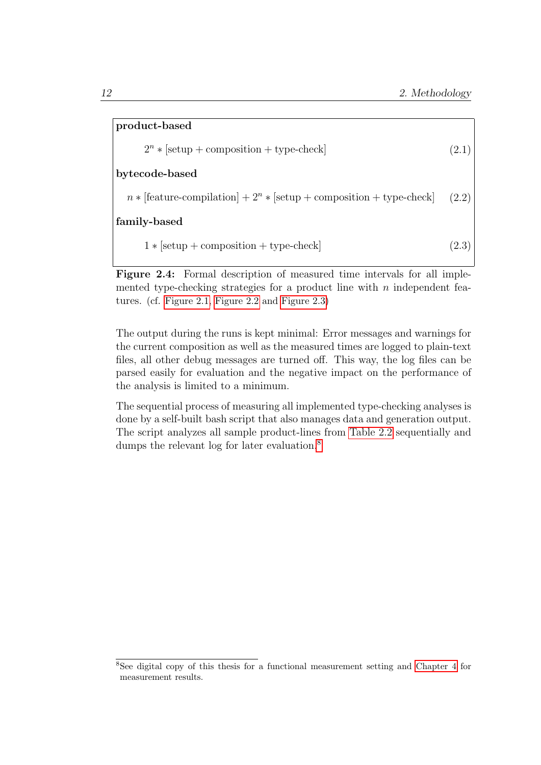**product-based**

$$2^n * [\text{setup} + \text{composition} + \text{type-check}] \tag{2.1}$$

**bytecode-based**

$$n * [\text{feature-compilation}] + 2^n * [\text{setup} + \text{composition} + \text{type-check}] \tag{2.2}$$

**family-based**

$$1 * [\text{setup} + \text{composition} + \text{type-check}] \tag{2.3}$$

**Figure 2.4:** Formal description of measured time intervals for all implemented type-checking strategies for a product line with $n$ independent features. (cf. Figure 2.1, Figure 2.2 and Figure 2.3)

The output during the runs is kept minimal: Error messages and warnings for the current composition as well as the measured times are logged to plain-text files, all other debug messages are turned off. This way, the log files can be parsed easily for evaluation and the negative impact on the performance of the analysis is limited to a minimum.

The sequential process of measuring all implemented type-checking analyses is done by a self-built bash script that also manages data and generation output. The script analyzes all sample product-lines from Table 2.2 sequentially and dumps the relevant log for later evaluation.[8]

[8] See digital copy of this thesis for a functional measurement setting and Chapter 4 for measurement results.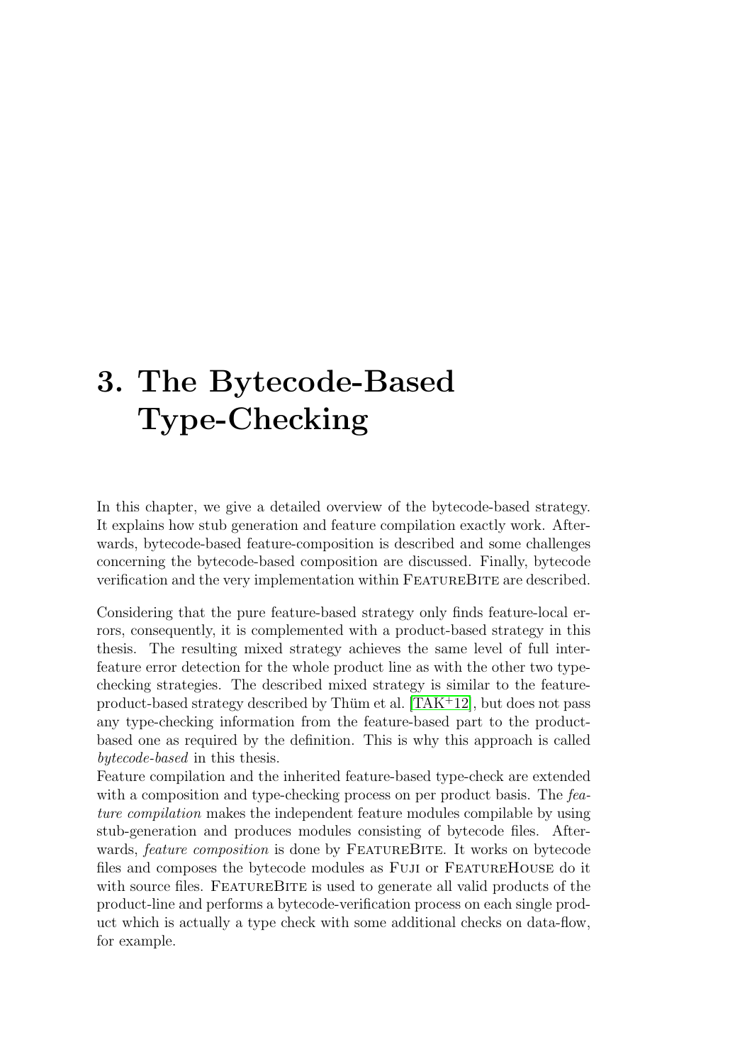// Chapter heading
# 3. The Bytecode-Based Type-Checking

In this chapter, we give a detailed overview of the bytecode-based strategy. It explains how stub generation and feature compilation exactly work. Afterwards, bytecode-based feature-composition is described and some challenges concerning the bytecode-based composition are discussed. Finally, bytecode verification and the very implementation within FeatureBite are described.

Considering that the pure feature-based strategy only finds feature-local errors, consequently, it is complemented with a product-based strategy in this thesis. The resulting mixed strategy achieves the same level of full inter-feature error detection for the whole product line as with the other two type-checking strategies. The described mixed strategy is similar to the feature-product-based strategy described by Thüm et al. [TAK+12], but does not pass any type-checking information from the feature-based part to the product-based one as required by the definition. This is why this approach is called *bytecode-based* in this thesis.

Feature compilation and the inherited feature-based type-check are extended with a composition and type-checking process on per product basis. The *feature compilation* makes the independent feature modules compilable by using stub-generation and produces modules consisting of bytecode files. Afterwards, *feature composition* is done by FeatureBite. It works on bytecode files and composes the bytecode modules as Fuji or FeatureHouse do it with source files. FeatureBite is used to generate all valid products of the product-line and performs a bytecode-verification process on each single product which is actually a type check with some additional checks on data-flow, for example.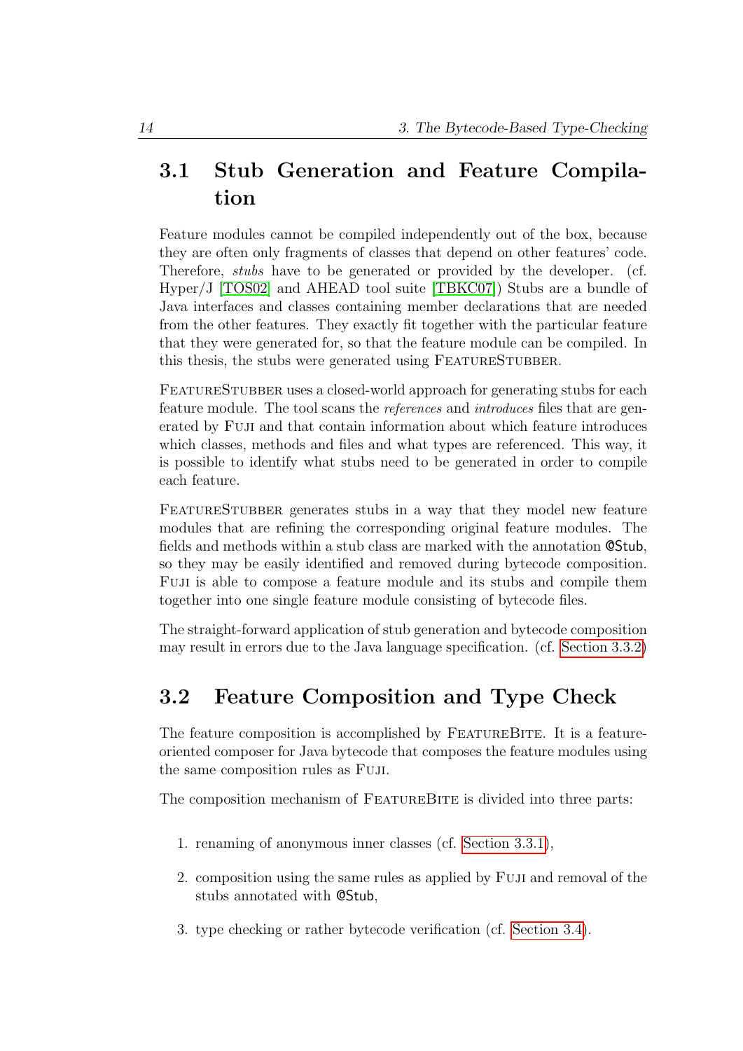## 3.1 Stub Generation and Feature Compilation

Feature modules cannot be compiled independently out of the box, because they are often only fragments of classes that depend on other features' code. Therefore, *stubs* have to be generated or provided by the developer. (cf. Hyper/J [TOS02] and AHEAD tool suite [TBKC07]) Stubs are a bundle of Java interfaces and classes containing member declarations that are needed from the other features. They exactly fit together with the particular feature that they were generated for, so that the feature module can be compiled. In this thesis, the stubs were generated using FeatureStubber.

FeatureStubber uses a closed-world approach for generating stubs for each feature module. The tool scans the *references* and *introduces* files that are generated by Fuji and that contain information about which feature introduces which classes, methods and files and what types are referenced. This way, it is possible to identify what stubs need to be generated in order to compile each feature.

FeatureStubber generates stubs in a way that they model new feature modules that are refining the corresponding original feature modules. The fields and methods within a stub class are marked with the annotation `@Stub`, so they may be easily identified and removed during bytecode composition. Fuji is able to compose a feature module and its stubs and compile them together into one single feature module consisting of bytecode files.

The straight-forward application of stub generation and bytecode composition may result in errors due to the Java language specification. (cf. Section 3.3.2)

## 3.2 Feature Composition and Type Check

The feature composition is accomplished by FeatureBite. It is a feature-oriented composer for Java bytecode that composes the feature modules using the same composition rules as Fuji.

The composition mechanism of FeatureBite is divided into three parts:

1. renaming of anonymous inner classes (cf. Section 3.3.1),
2. composition using the same rules as applied by Fuji and removal of the stubs annotated with `@Stub`,
3. type checking or rather bytecode verification (cf. Section 3.4).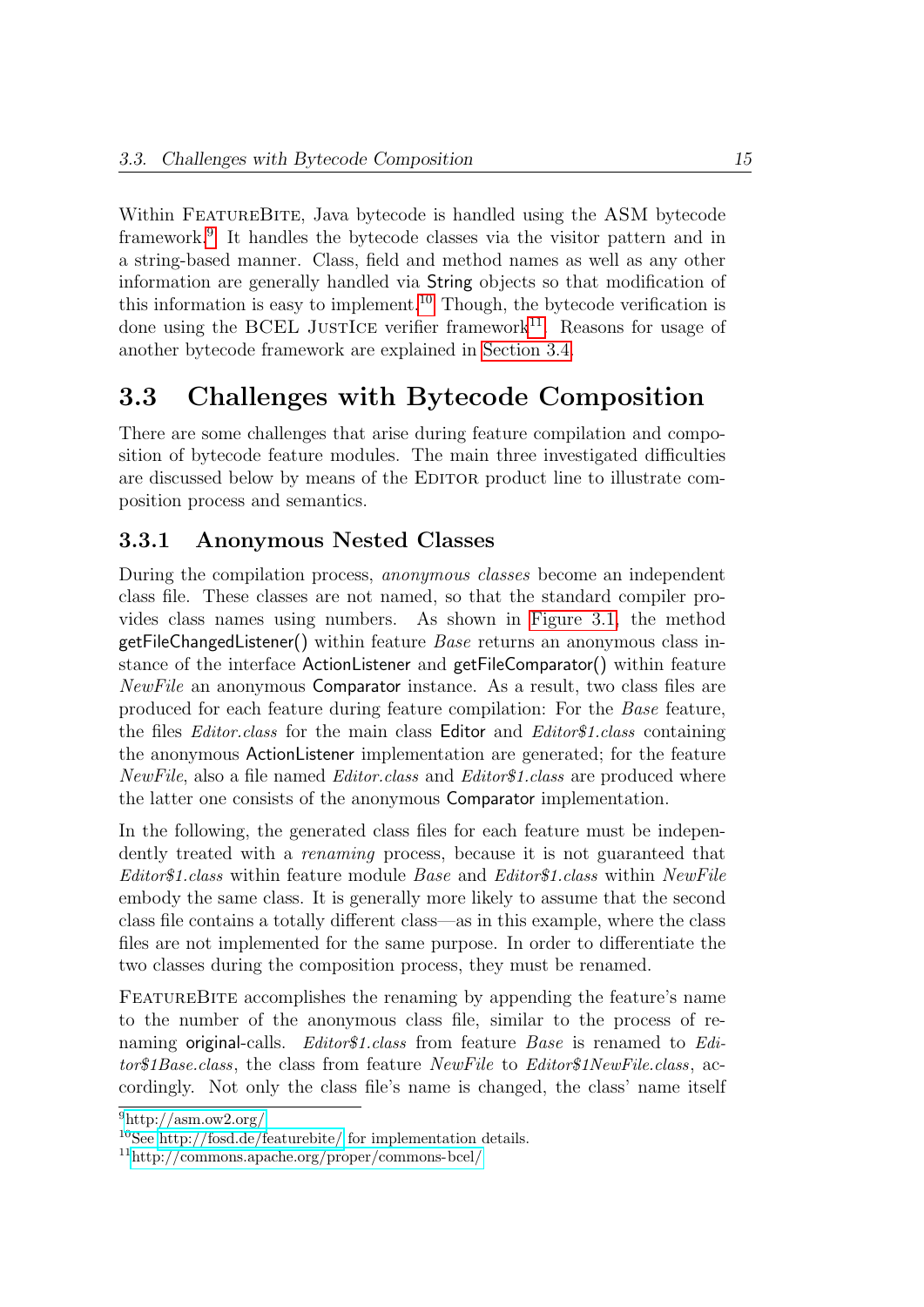Within FeatureBite, Java bytecode is handled using the ASM bytecode framework.[9] It handles the bytecode classes via the visitor pattern and in a string-based manner. Class, field and method names as well as any other information are generally handled via String objects so that modification of this information is easy to implement.[10] Though, the bytecode verification is done using the BCEL JustIce verifier framework[11]. Reasons for usage of another bytecode framework are explained in Section 3.4.

## 3.3 Challenges with Bytecode Composition

There are some challenges that arise during feature compilation and composition of bytecode feature modules. The main three investigated difficulties are discussed below by means of the Editor product line to illustrate composition process and semantics.

### 3.3.1 Anonymous Nested Classes

During the compilation process, *anonymous classes* become an independent class file. These classes are not named, so that the standard compiler provides class names using numbers. As shown in Figure 3.1, the method getFileChangedListener() within feature *Base* returns an anonymous class instance of the interface ActionListener and getFileComparator() within feature *NewFile* an anonymous Comparator instance. As a result, two class files are produced for each feature during feature compilation: For the *Base* feature, the files *Editor.class* for the main class Editor and *Editor$1.class* containing the anonymous ActionListener implementation are generated; for the feature *NewFile*, also a file named *Editor.class* and *Editor$1.class* are produced where the latter one consists of the anonymous Comparator implementation.

In the following, the generated class files for each feature must be independently treated with a *renaming* process, because it is not guaranteed that *Editor$1.class* within feature module *Base* and *Editor$1.class* within *NewFile* embody the same class. It is generally more likely to assume that the second class file contains a totally different class—as in this example, where the class files are not implemented for the same purpose. In order to differentiate the two classes during the composition process, they must be renamed.

FeatureBite accomplishes the renaming by appending the feature's name to the number of the anonymous class file, similar to the process of renaming original-calls. *Editor$1.class* from feature *Base* is renamed to *Editor$1Base.class*, the class from feature *NewFile* to *Editor$1NewFile.class*, accordingly. Not only the class file's name is changed, the class' name itself

[9] http://asm.ow2.org/

[10] See http://fosd.de/featurebite/ for implementation details.

[11] http://commons.apache.org/proper/commons-bcel/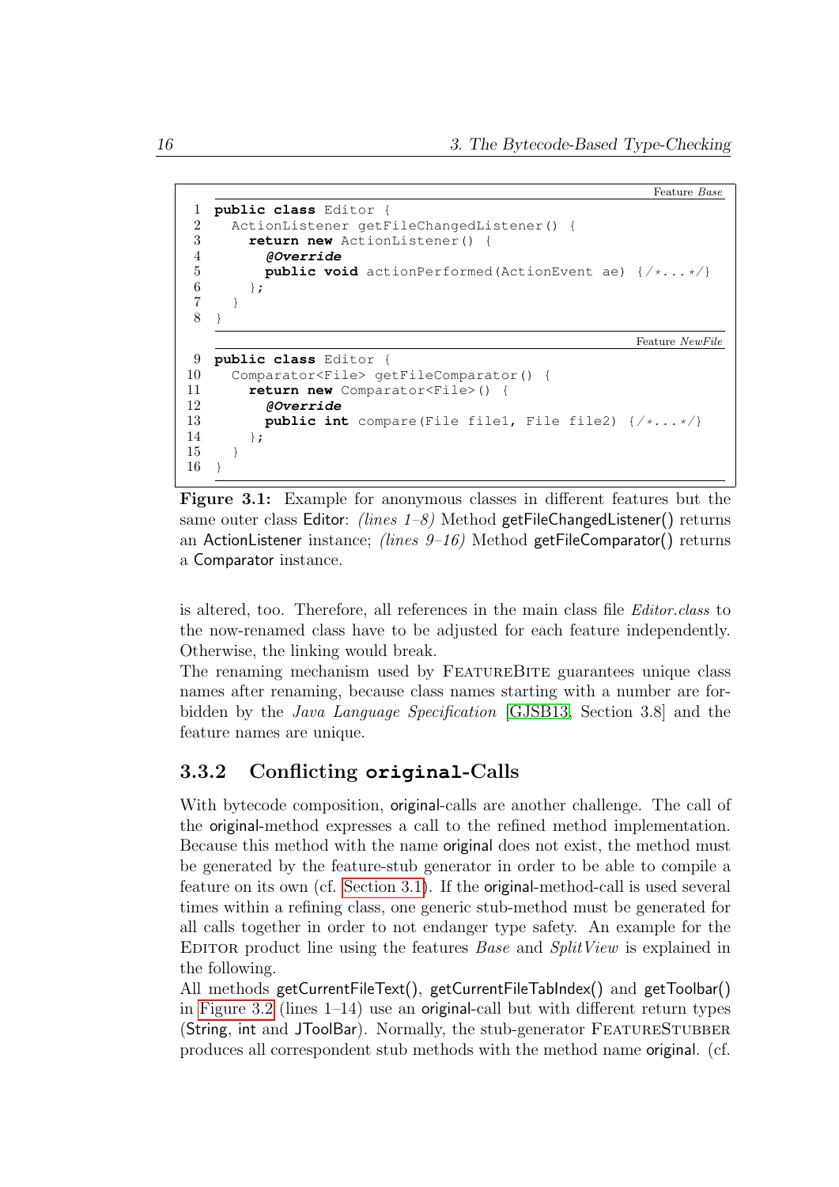```
Feature Base
1  public class Editor {
2    ActionListener getFileChangedListener() {
3      return new ActionListener() {
4        @Override
5        public void actionPerformed(ActionEvent ae) {/*...*/}
6      };
7    }
8  }
```

```
Feature NewFile
9  public class Editor {
10   Comparator<File> getFileComparator() {
11     return new Comparator<File>() {
12       @Override
13       public int compare(File file1, File file2) {/*...*/}
14     };
15   }
16 }
```

**Figure 3.1:** Example for anonymous classes in different features but the same outer class Editor: *(lines 1–8)* Method getFileChangedListener() returns an ActionListener instance; *(lines 9–16)* Method getFileComparator() returns a Comparator instance.

is altered, too. Therefore, all references in the main class file *Editor.class* to the now-renamed class have to be adjusted for each feature independently. Otherwise, the linking would break.

The renaming mechanism used by FeatureBite guarantees unique class names after renaming, because class names starting with a number are forbidden by the *Java Language Specification* [GJSB13, Section 3.8] and the feature names are unique.

### 3.3.2 Conflicting `original`-Calls

With bytecode composition, original-calls are another challenge. The call of the original-method expresses a call to the refined method implementation. Because this method with the name original does not exist, the method must be generated by the feature-stub generator in order to be able to compile a feature on its own (cf. Section 3.1). If the original-method-call is used several times within a refining class, one generic stub-method must be generated for all calls together in order to not endanger type safety. An example for the Editor product line using the features *Base* and *SplitView* is explained in the following.

All methods getCurrentFileText(), getCurrentFileTabIndex() and getToolbar() in Figure 3.2 (lines 1–14) use an original-call but with different return types (String, int and JToolBar). Normally, the stub-generator FeatureStubber produces all correspondent stub methods with the method name original. (cf.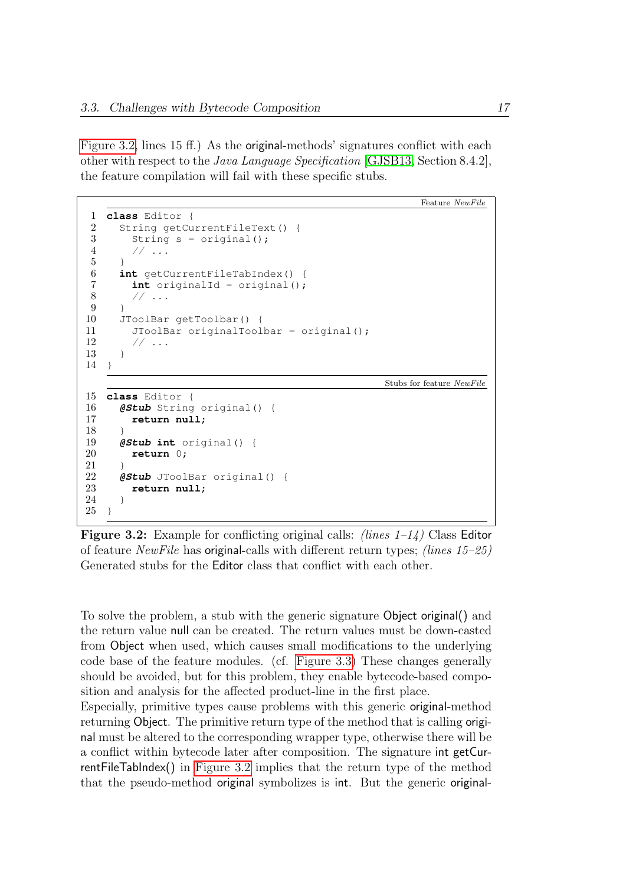Figure 3.2, lines 15 ff.) As the original-methods' signatures conflict with each other with respect to the *Java Language Specification* [GJSB13, Section 8.4.2], the feature compilation will fail with these specific stubs.

```
                                                        Feature NewFile
 1  class Editor {
 2    String getCurrentFileText() {
 3      String s = original();
 4      // ...
 5    }
 6    int getCurrentFileTabIndex() {
 7      int originalId = original();
 8      // ...
 9    }
10    JToolBar getToolbar() {
11      JToolBar originalToolbar = original();
12      // ...
13    }
14  }
                                              Stubs for feature NewFile
15  class Editor {
16    @Stub String original() {
17      return null;
18    }
19    @Stub int original() {
20      return 0;
21    }
22    @Stub JToolBar original() {
23      return null;
24    }
25  }
```

**Figure 3.2:** Example for conflicting original calls: *(lines 1–14)* Class Editor of feature *NewFile* has original-calls with different return types; *(lines 15–25)* Generated stubs for the Editor class that conflict with each other.

To solve the problem, a stub with the generic signature Object original() and the return value null can be created. The return values must be down-casted from Object when used, which causes small modifications to the underlying code base of the feature modules. (cf. Figure 3.3) These changes generally should be avoided, but for this problem, they enable bytecode-based composition and analysis for the affected product-line in the first place.
Especially, primitive types cause problems with this generic original-method returning Object. The primitive return type of the method that is calling original must be altered to the corresponding wrapper type, otherwise there will be a conflict within bytecode later after composition. The signature int getCurrentFileTabIndex() in Figure 3.2 implies that the return type of the method that the pseudo-method original symbolizes is int. But the generic original-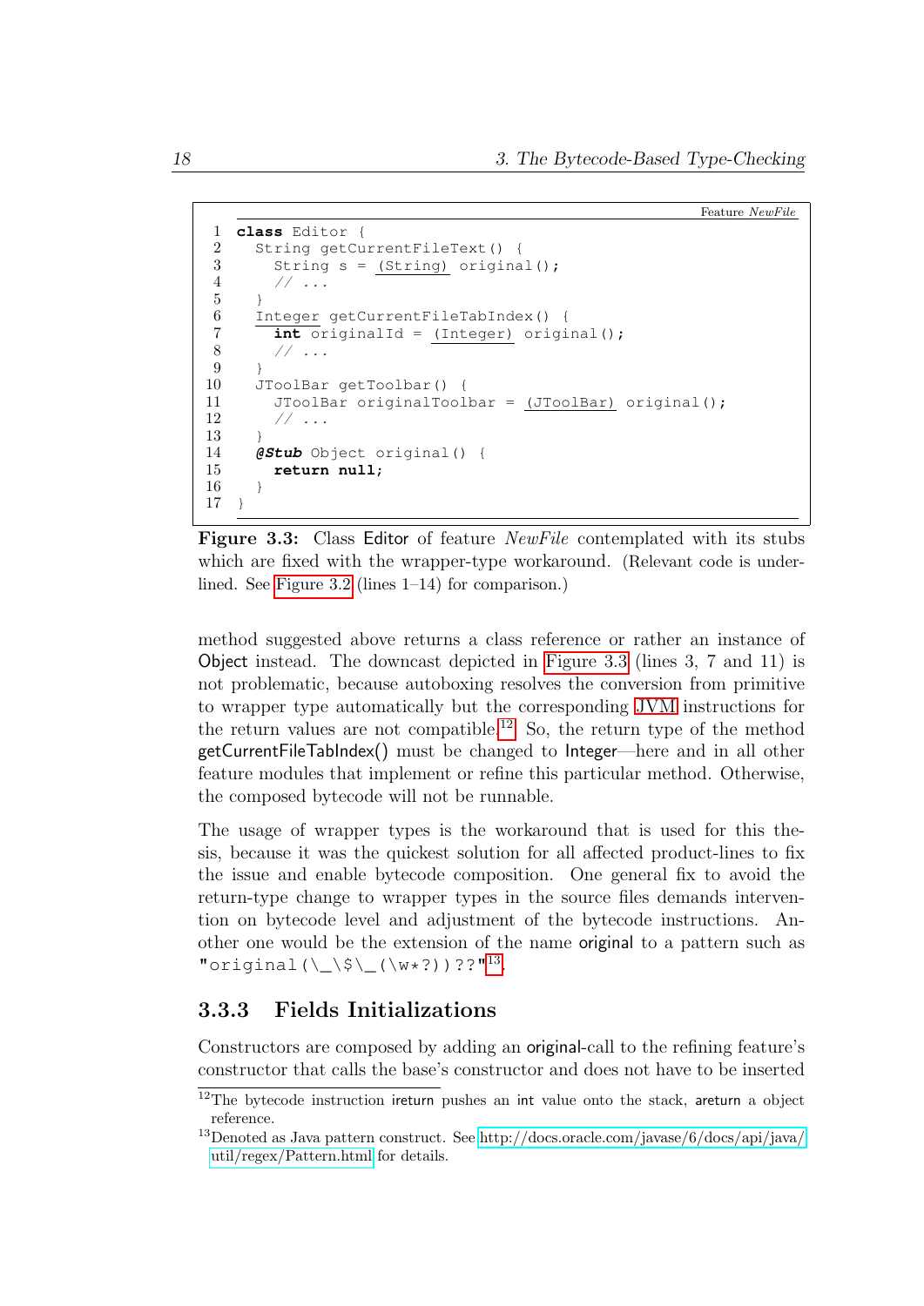Feature *NewFile*

```
1   class Editor {
2     String getCurrentFileText() {
3       String s = (String) original();
4       // ...
5     }
6     Integer getCurrentFileTabIndex() {
7       int originalId = (Integer) original();
8       // ...
9     }
10    JToolBar getToolbar() {
11      JToolBar originalToolbar = (JToolBar) original();
12      // ...
13    }
14    @Stub Object original() {
15      return null;
16    }
17  }
```

**Figure 3.3:** Class Editor of feature *NewFile* contemplated with its stubs which are fixed with the wrapper-type workaround. (Relevant code is underlined. See Figure 3.2 (lines 1–14) for comparison.)

method suggested above returns a class reference or rather an instance of Object instead. The downcast depicted in Figure 3.3 (lines 3, 7 and 11) is not problematic, because autoboxing resolves the conversion from primitive to wrapper type automatically but the corresponding JVM instructions for the return values are not compatible.[12] So, the return type of the method getCurrentFileTabIndex() must be changed to Integer—here and in all other feature modules that implement or refine this particular method. Otherwise, the composed bytecode will not be runnable.

The usage of wrapper types is the workaround that is used for this thesis, because it was the quickest solution for all affected product-lines to fix the issue and enable bytecode composition. One general fix to avoid the return-type change to wrapper types in the source files demands intervention on bytecode level and adjustment of the bytecode instructions. Another one would be the extension of the name original to a pattern such as `"original(\_\$\_(\w*?))??"`[13].

### 3.3.3 Fields Initializations

Constructors are composed by adding an original-call to the refining feature's constructor that calls the base's constructor and does not have to be inserted

[12] The bytecode instruction ireturn pushes an int value onto the stack, areturn a object reference.

[13] Denoted as Java pattern construct. See http://docs.oracle.com/javase/6/docs/api/java/util/regex/Pattern.html for details.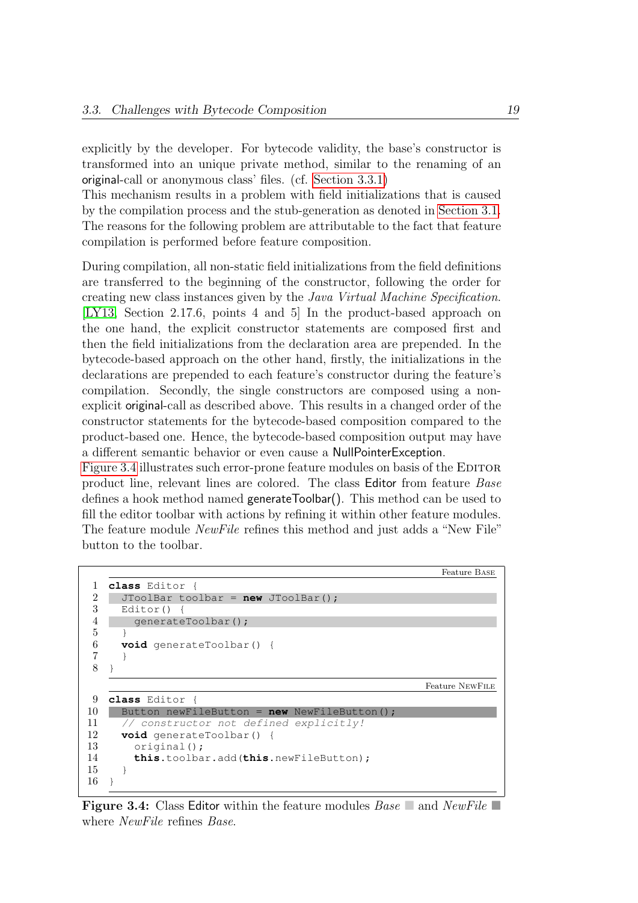explicitly by the developer. For bytecode validity, the base's constructor is transformed into an unique private method, similar to the renaming of an original-call or anonymous class' files. (cf. Section 3.3.1)
This mechanism results in a problem with field initializations that is caused by the compilation process and the stub-generation as denoted in Section 3.1. The reasons for the following problem are attributable to the fact that feature compilation is performed before feature composition.

During compilation, all non-static field initializations from the field definitions are transferred to the beginning of the constructor, following the order for creating new class instances given by the *Java Virtual Machine Specification*. [LY13, Section 2.17.6, points 4 and 5] In the product-based approach on the one hand, the explicit constructor statements are composed first and then the field initializations from the declaration area are prepended. In the bytecode-based approach on the other hand, firstly, the initializations in the declarations are prepended to each feature's constructor during the feature's compilation. Secondly, the single constructors are composed using a non-explicit original-call as described above. This results in a changed order of the constructor statements for the bytecode-based composition compared to the product-based one. Hence, the bytecode-based composition output may have a different semantic behavior or even cause a NullPointerException.
Figure 3.4 illustrates such error-prone feature modules on basis of the EDITOR product line, relevant lines are colored. The class Editor from feature *Base* defines a hook method named generateToolbar(). This method can be used to fill the editor toolbar with actions by refining it within other feature modules. The feature module *NewFile* refines this method and just adds a "New File" button to the toolbar.

Feature BASE

```
1  class Editor {
2    JToolBar toolbar = new JToolBar();
3    Editor() {
4      generateToolbar();
5    }
6    void generateToolbar() {
7    }
8  }
```

Feature NEWFILE

```
9  class Editor {
10   Button newFileButton = new NewFileButton();
11   // constructor not defined explicitly!
12   void generateToolbar() {
13     original();
14     this.toolbar.add(this.newFileButton);
15   }
16 }
```

**Figure 3.4:** Class Editor within the feature modules *Base* and *NewFile* where *NewFile* refines *Base*.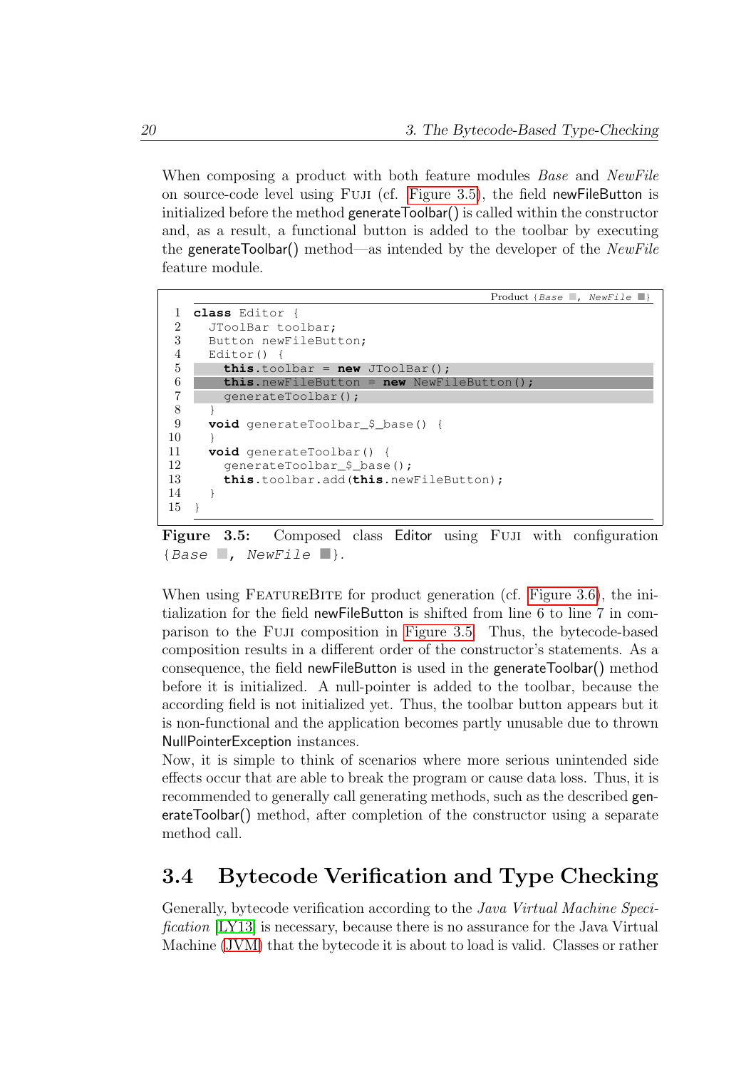When composing a product with both feature modules *Base* and *NewFile* on source-code level using FUJI (cf. Figure 3.5), the field newFileButton is initialized before the method generateToolbar() is called within the constructor and, as a result, a functional button is added to the toolbar by executing the generateToolbar() method—as intended by the developer of the *NewFile* feature module.

```
Product {Base ■, NewFile ■}
1  class Editor {
2    JToolBar toolbar;
3    Button newFileButton;
4    Editor() {
5      this.toolbar = new JToolBar();
6      this.newFileButton = new NewFileButton();
7      generateToolbar();
8    }
9    void generateToolbar_$_base() {
10   }
11   void generateToolbar() {
12     generateToolbar_$_base();
13     this.toolbar.add(this.newFileButton);
14   }
15 }
```

**Figure 3.5:** Composed class Editor using FUJI with configuration {*Base* ■, *NewFile* ■}.

When using FEATUREBITE for product generation (cf. Figure 3.6), the initialization for the field newFileButton is shifted from line 6 to line 7 in comparison to the FUJI composition in Figure 3.5. Thus, the bytecode-based composition results in a different order of the constructor's statements. As a consequence, the field newFileButton is used in the generateToolbar() method before it is initialized. A null-pointer is added to the toolbar, because the according field is not initialized yet. Thus, the toolbar button appears but it is non-functional and the application becomes partly unusable due to thrown NullPointerException instances.
Now, it is simple to think of scenarios where more serious unintended side effects occur that are able to break the program or cause data loss. Thus, it is recommended to generally call generating methods, such as the described generateToolbar() method, after completion of the constructor using a separate method call.

## 3.4 Bytecode Verification and Type Checking

Generally, bytecode verification according to the *Java Virtual Machine Specification* [LY13] is necessary, because there is no assurance for the Java Virtual Machine (JVM) that the bytecode it is about to load is valid. Classes or rather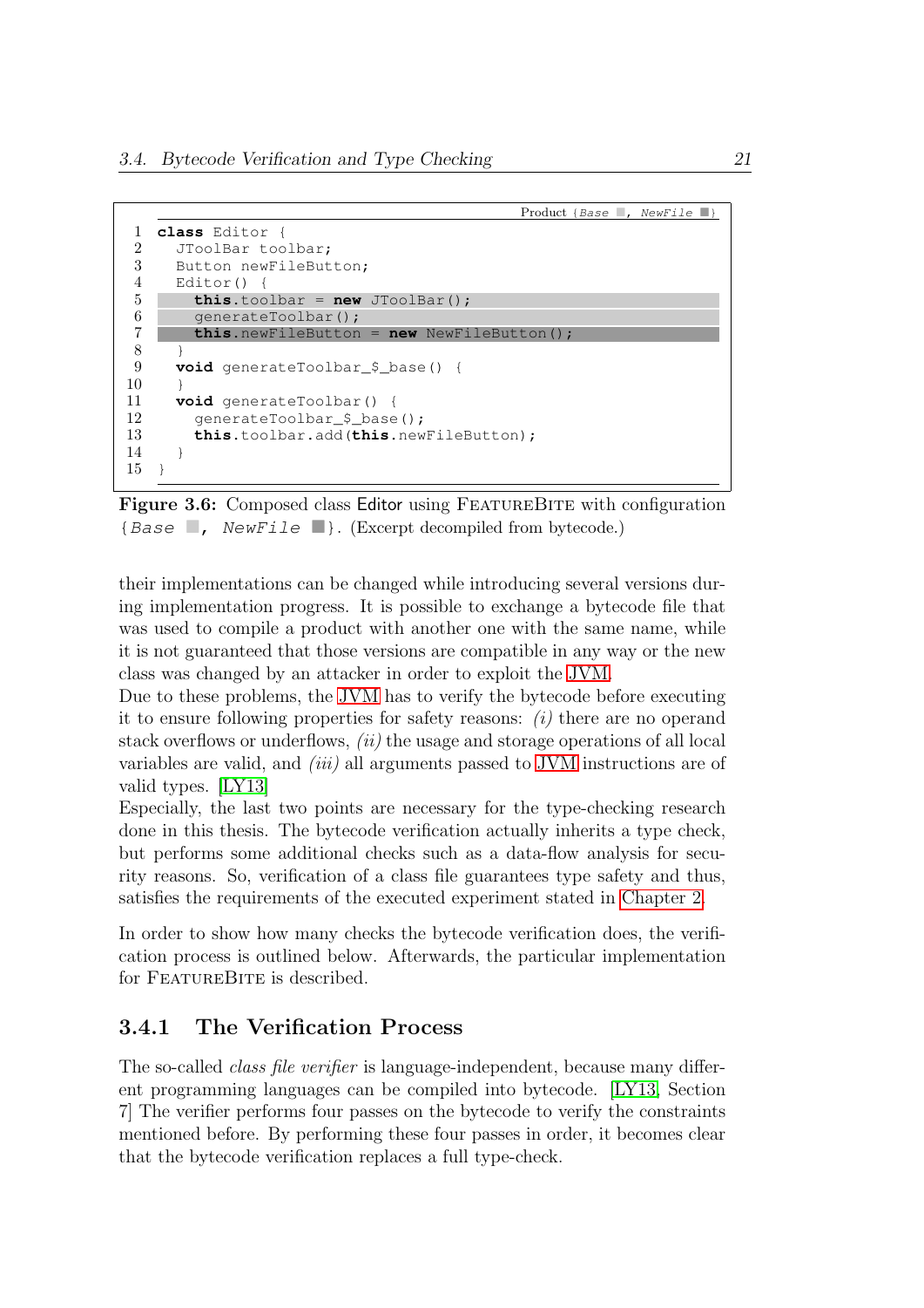Product {*Base* ■, *NewFile* ■}

```
1  class Editor {
2    JToolBar toolbar;
3    Button newFileButton;
4    Editor() {
5      this.toolbar = new JToolBar();
6      generateToolbar();
7      this.newFileButton = new NewFileButton();
8    }
9    void generateToolbar_$_base() {
10   }
11   void generateToolbar() {
12     generateToolbar_$_base();
13     this.toolbar.add(this.newFileButton);
14   }
15 }
```

**Figure 3.6:** Composed class Editor using FeatureBite with configuration {*Base* ■, *NewFile* ■}. (Excerpt decompiled from bytecode.)

their implementations can be changed while introducing several versions during implementation progress. It is possible to exchange a bytecode file that was used to compile a product with another one with the same name, while it is not guaranteed that those versions are compatible in any way or the new class was changed by an attacker in order to exploit the JVM.
Due to these problems, the JVM has to verify the bytecode before executing it to ensure following properties for safety reasons: *(i)* there are no operand stack overflows or underflows, *(ii)* the usage and storage operations of all local variables are valid, and *(iii)* all arguments passed to JVM instructions are of valid types. [LY13]
Especially, the last two points are necessary for the type-checking research done in this thesis. The bytecode verification actually inherits a type check, but performs some additional checks such as a data-flow analysis for security reasons. So, verification of a class file guarantees type safety and thus, satisfies the requirements of the executed experiment stated in Chapter 2.

In order to show how many checks the bytecode verification does, the verification process is outlined below. Afterwards, the particular implementation for FeatureBite is described.

### 3.4.1 The Verification Process

The so-called *class file verifier* is language-independent, because many different programming languages can be compiled into bytecode. [LY13, Section 7] The verifier performs four passes on the bytecode to verify the constraints mentioned before. By performing these four passes in order, it becomes clear that the bytecode verification replaces a full type-check.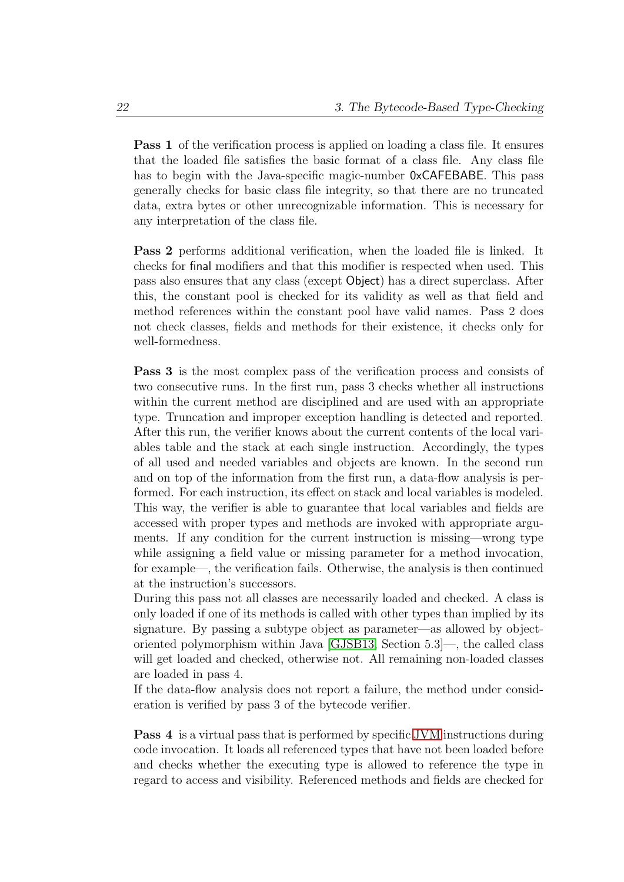**Pass 1** of the verification process is applied on loading a class file. It ensures that the loaded file satisfies the basic format of a class file. Any class file has to begin with the Java-specific magic-number 0xCAFEBABE. This pass generally checks for basic class file integrity, so that there are no truncated data, extra bytes or other unrecognizable information. This is necessary for any interpretation of the class file.

**Pass 2** performs additional verification, when the loaded file is linked. It checks for final modifiers and that this modifier is respected when used. This pass also ensures that any class (except Object) has a direct superclass. After this, the constant pool is checked for its validity as well as that field and method references within the constant pool have valid names. Pass 2 does not check classes, fields and methods for their existence, it checks only for well-formedness.

**Pass 3** is the most complex pass of the verification process and consists of two consecutive runs. In the first run, pass 3 checks whether all instructions within the current method are disciplined and are used with an appropriate type. Truncation and improper exception handling is detected and reported. After this run, the verifier knows about the current contents of the local variables table and the stack at each single instruction. Accordingly, the types of all used and needed variables and objects are known. In the second run and on top of the information from the first run, a data-flow analysis is performed. For each instruction, its effect on stack and local variables is modeled. This way, the verifier is able to guarantee that local variables and fields are accessed with proper types and methods are invoked with appropriate arguments. If any condition for the current instruction is missing—wrong type while assigning a field value or missing parameter for a method invocation, for example—, the verification fails. Otherwise, the analysis is then continued at the instruction's successors.
During this pass not all classes are necessarily loaded and checked. A class is only loaded if one of its methods is called with other types than implied by its signature. By passing a subtype object as parameter—as allowed by object-oriented polymorphism within Java [GJSB13, Section 5.3]—, the called class will get loaded and checked, otherwise not. All remaining non-loaded classes are loaded in pass 4.
If the data-flow analysis does not report a failure, the method under consideration is verified by pass 3 of the bytecode verifier.

**Pass 4** is a virtual pass that is performed by specific JVM instructions during code invocation. It loads all referenced types that have not been loaded before and checks whether the executing type is allowed to reference the type in regard to access and visibility. Referenced methods and fields are checked for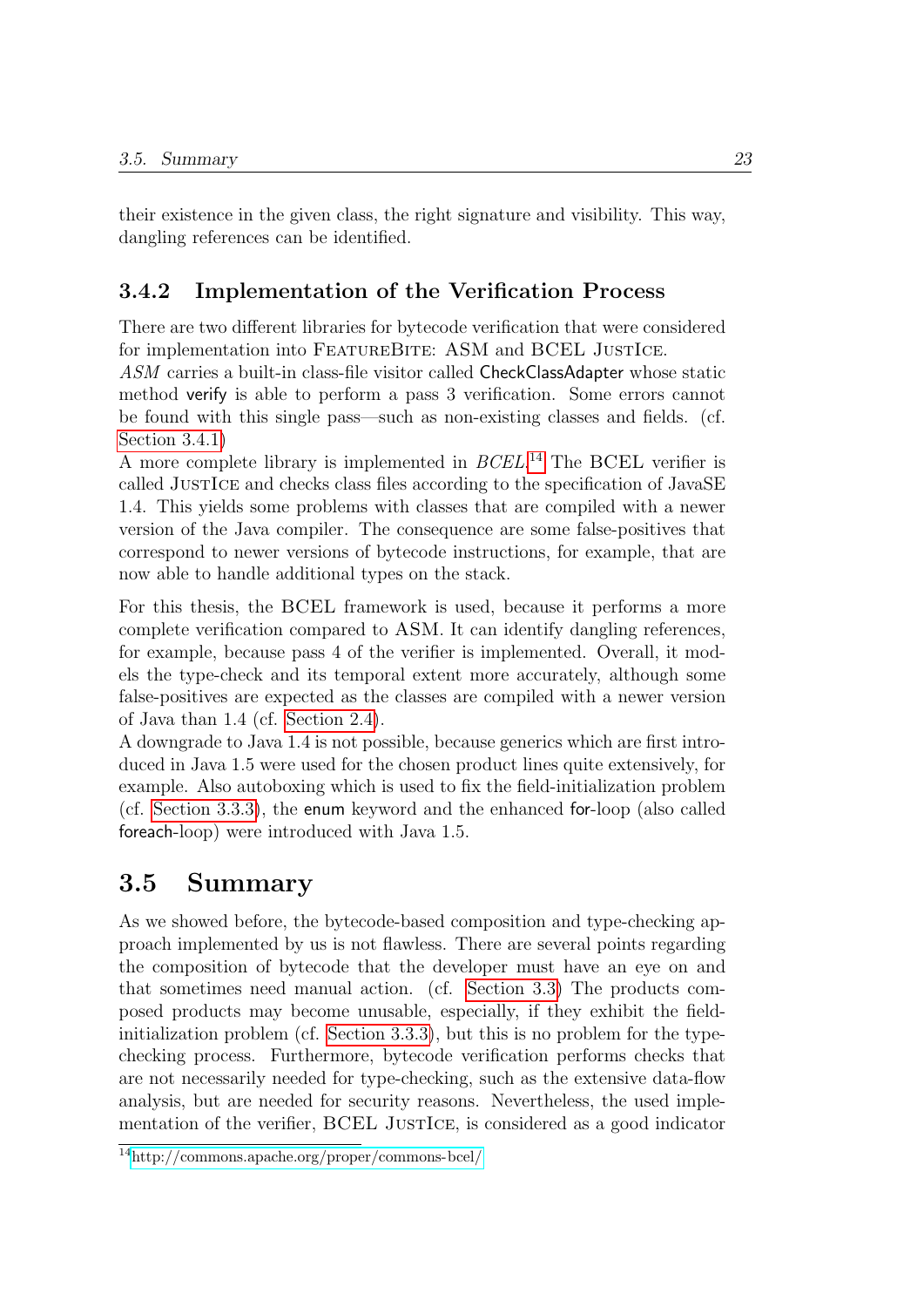their existence in the given class, the right signature and visibility. This way, dangling references can be identified.

### 3.4.2 Implementation of the Verification Process

There are two different libraries for bytecode verification that were considered for implementation into FeatureBite: ASM and BCEL JustIce.

*ASM* carries a built-in class-file visitor called CheckClassAdapter whose static method verify is able to perform a pass 3 verification. Some errors cannot be found with this single pass—such as non-existing classes and fields. (cf. Section 3.4.1)

A more complete library is implemented in *BCEL*.[14] The BCEL verifier is called JustIce and checks class files according to the specification of JavaSE 1.4. This yields some problems with classes that are compiled with a newer version of the Java compiler. The consequence are some false-positives that correspond to newer versions of bytecode instructions, for example, that are now able to handle additional types on the stack.

For this thesis, the BCEL framework is used, because it performs a more complete verification compared to ASM. It can identify dangling references, for example, because pass 4 of the verifier is implemented. Overall, it models the type-check and its temporal extent more accurately, although some false-positives are expected as the classes are compiled with a newer version of Java than 1.4 (cf. Section 2.4).

A downgrade to Java 1.4 is not possible, because generics which are first introduced in Java 1.5 were used for the chosen product lines quite extensively, for example. Also autoboxing which is used to fix the field-initialization problem (cf. Section 3.3.3), the enum keyword and the enhanced for-loop (also called foreach-loop) were introduced with Java 1.5.

## 3.5 Summary

As we showed before, the bytecode-based composition and type-checking approach implemented by us is not flawless. There are several points regarding the composition of bytecode that the developer must have an eye on and that sometimes need manual action. (cf. Section 3.3) The products composed products may become unusable, especially, if they exhibit the field-initialization problem (cf. Section 3.3.3), but this is no problem for the type-checking process. Furthermore, bytecode verification performs checks that are not necessarily needed for type-checking, such as the extensive data-flow analysis, but are needed for security reasons. Nevertheless, the used implementation of the verifier, BCEL JustIce, is considered as a good indicator

[14] http://commons.apache.org/proper/commons-bcel/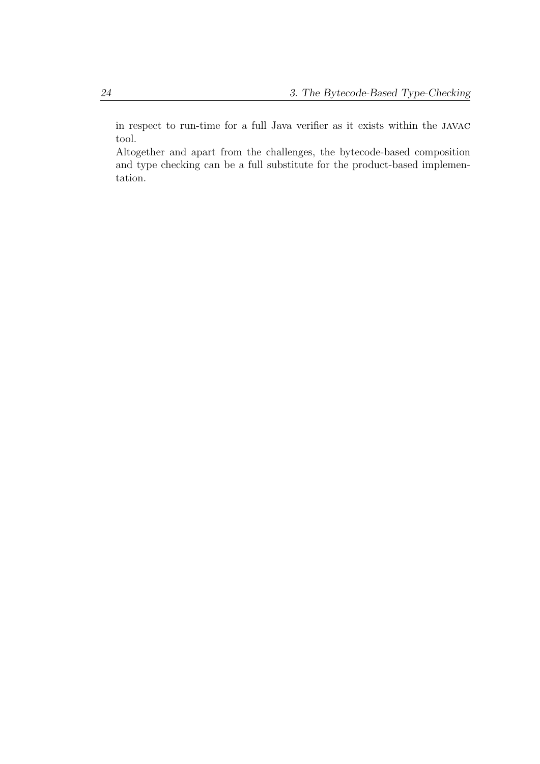in respect to run-time for a full Java verifier as it exists within the JAVAC tool.

Altogether and apart from the challenges, the bytecode-based composition and type checking can be a full substitute for the product-based implementation.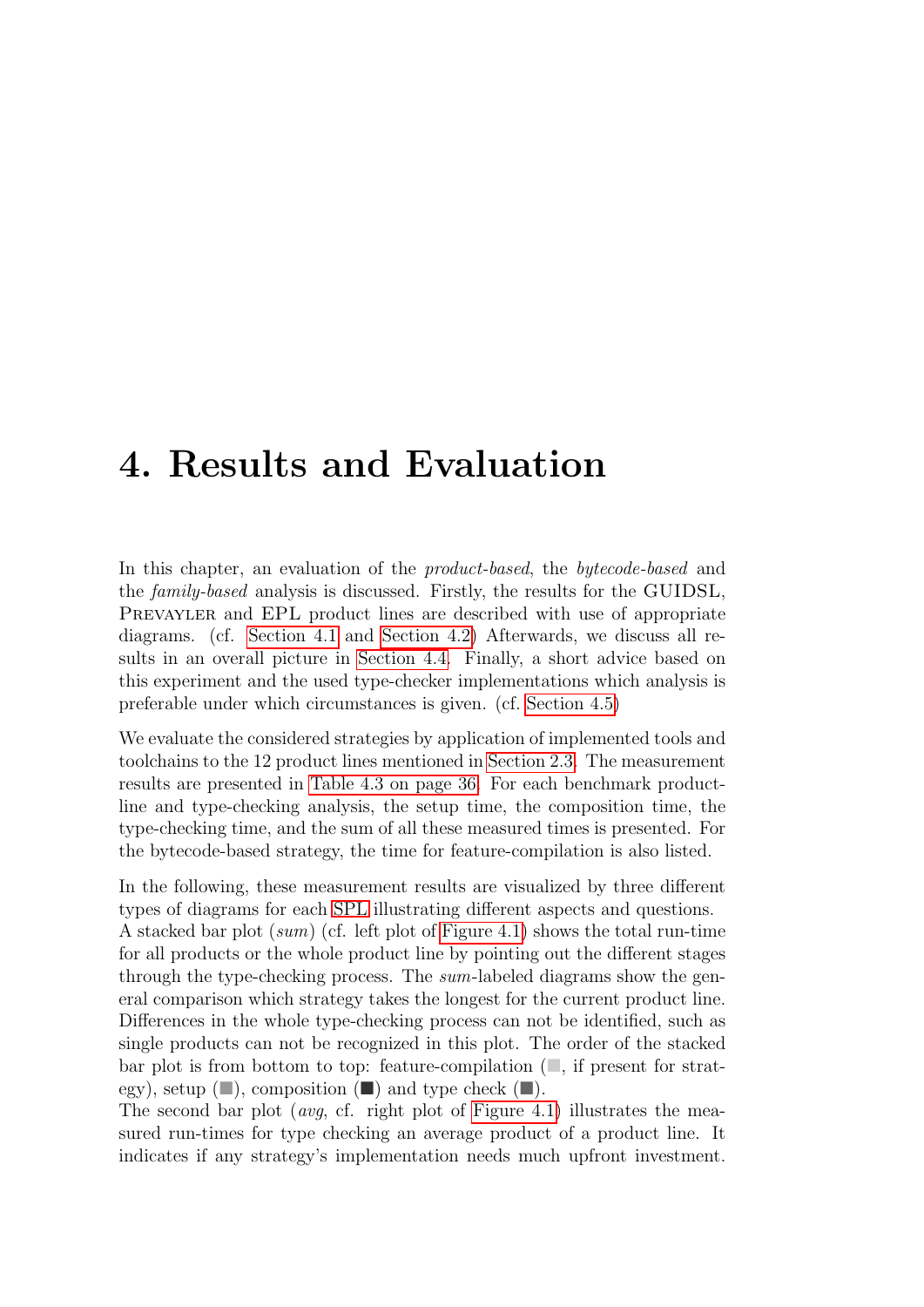# 4. Results and Evaluation

In this chapter, an evaluation of the *product-based*, the *bytecode-based* and the *family-based* analysis is discussed. Firstly, the results for the GUIDSL, Prevayler and EPL product lines are described with use of appropriate diagrams. (cf. Section 4.1 and Section 4.2) Afterwards, we discuss all results in an overall picture in Section 4.4. Finally, a short advice based on this experiment and the used type-checker implementations which analysis is preferable under which circumstances is given. (cf. Section 4.5)

We evaluate the considered strategies by application of implemented tools and toolchains to the 12 product lines mentioned in Section 2.3. The measurement results are presented in Table 4.3 on page 36. For each benchmark product-line and type-checking analysis, the setup time, the composition time, the type-checking time, and the sum of all these measured times is presented. For the bytecode-based strategy, the time for feature-compilation is also listed.

In the following, these measurement results are visualized by three different types of diagrams for each SPL illustrating different aspects and questions.
A stacked bar plot (*sum*) (cf. left plot of Figure 4.1) shows the total run-time for all products or the whole product line by pointing out the different stages through the type-checking process. The *sum*-labeled diagrams show the general comparison which strategy takes the longest for the current product line. Differences in the whole type-checking process can not be identified, such as single products can not be recognized in this plot. The order of the stacked bar plot is from bottom to top: feature-compilation (■, if present for strategy), setup (■), composition (■) and type check (■).
The second bar plot (*avg*, cf. right plot of Figure 4.1) illustrates the measured run-times for type checking an average product of a product line. It indicates if any strategy's implementation needs much upfront investment.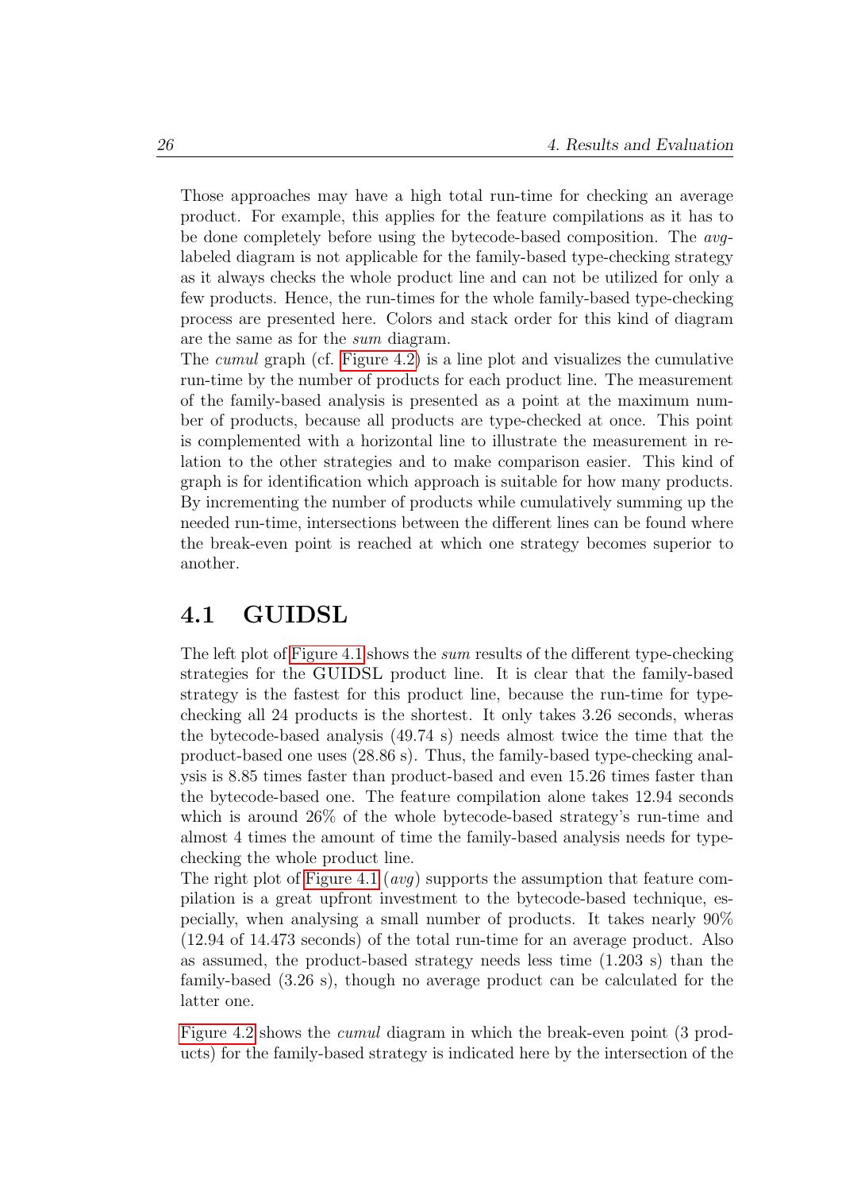Those approaches may have a high total run-time for checking an average product. For example, this applies for the feature compilations as it has to be done completely before using the bytecode-based composition. The *avg*-labeled diagram is not applicable for the family-based type-checking strategy as it always checks the whole product line and can not be utilized for only a few products. Hence, the run-times for the whole family-based type-checking process are presented here. Colors and stack order for this kind of diagram are the same as for the *sum* diagram.

The *cumul* graph (cf. Figure 4.2) is a line plot and visualizes the cumulative run-time by the number of products for each product line. The measurement of the family-based analysis is presented as a point at the maximum number of products, because all products are type-checked at once. This point is complemented with a horizontal line to illustrate the measurement in relation to the other strategies and to make comparison easier. This kind of graph is for identification which approach is suitable for how many products. By incrementing the number of products while cumulatively summing up the needed run-time, intersections between the different lines can be found where the break-even point is reached at which one strategy becomes superior to another.

## 4.1 GUIDSL

The left plot of Figure 4.1 shows the *sum* results of the different type-checking strategies for the GUIDSL product line. It is clear that the family-based strategy is the fastest for this product line, because the run-time for type-checking all 24 products is the shortest. It only takes 3.26 seconds, wheras the bytecode-based analysis (49.74 s) needs almost twice the time that the product-based one uses (28.86 s). Thus, the family-based type-checking analysis is 8.85 times faster than product-based and even 15.26 times faster than the bytecode-based one. The feature compilation alone takes 12.94 seconds which is around 26% of the whole bytecode-based strategy's run-time and almost 4 times the amount of time the family-based analysis needs for type-checking the whole product line.

The right plot of Figure 4.1 (*avg*) supports the assumption that feature compilation is a great upfront investment to the bytecode-based technique, especially, when analysing a small number of products. It takes nearly 90% (12.94 of 14.473 seconds) of the total run-time for an average product. Also as assumed, the product-based strategy needs less time (1.203 s) than the family-based (3.26 s), though no average product can be calculated for the latter one.

Figure 4.2 shows the *cumul* diagram in which the break-even point (3 products) for the family-based strategy is indicated here by the intersection of the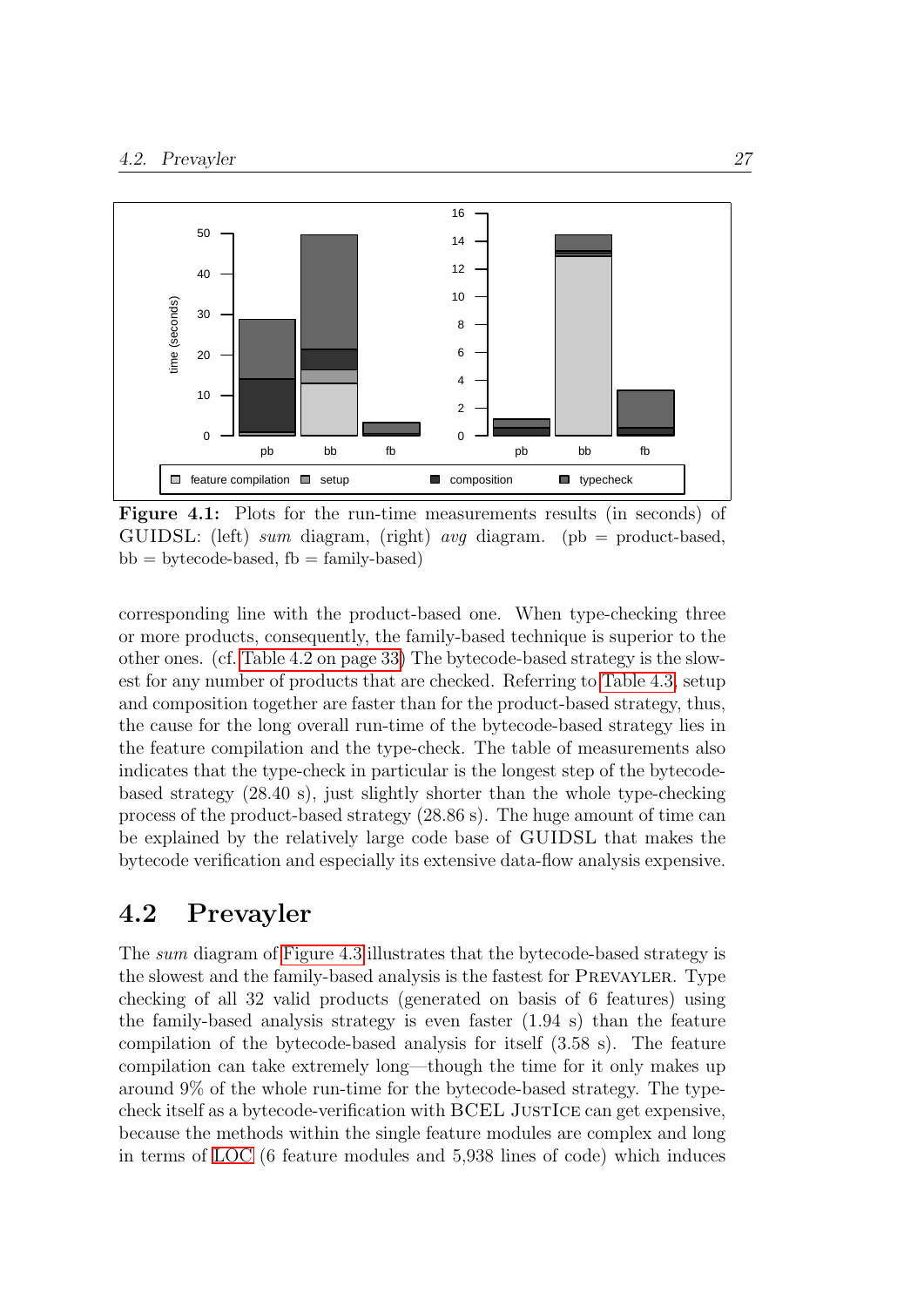**Figure 4.1:** Plots for the run-time measurements results (in seconds) of GUIDSL: (left) *sum* diagram, (right) *avg* diagram. (pb = product-based, bb = bytecode-based, fb = family-based)

corresponding line with the product-based one. When type-checking three or more products, consequently, the family-based technique is superior to the other ones. (cf. Table 4.2 on page 33) The bytecode-based strategy is the slowest for any number of products that are checked. Referring to Table 4.3, setup and composition together are faster than for the product-based strategy, thus, the cause for the long overall run-time of the bytecode-based strategy lies in the feature compilation and the type-check. The table of measurements also indicates that the type-check in particular is the longest step of the bytecode-based strategy (28.40 s), just slightly shorter than the whole type-checking process of the product-based strategy (28.86 s). The huge amount of time can be explained by the relatively large code base of GUIDSL that makes the bytecode verification and especially its extensive data-flow analysis expensive.

## 4.2 Prevayler

The *sum* diagram of Figure 4.3 illustrates that the bytecode-based strategy is the slowest and the family-based analysis is the fastest for PREVAYLER. Type checking of all 32 valid products (generated on basis of 6 features) using the family-based analysis strategy is even faster (1.94 s) than the feature compilation of the bytecode-based analysis for itself (3.58 s). The feature compilation can take extremely long—though the time for it only makes up around 9% of the whole run-time for the bytecode-based strategy. The type-check itself as a bytecode-verification with BCEL JUSTICE can get expensive, because the methods within the single feature modules are complex and long in terms of LOC (6 feature modules and 5,938 lines of code) which induces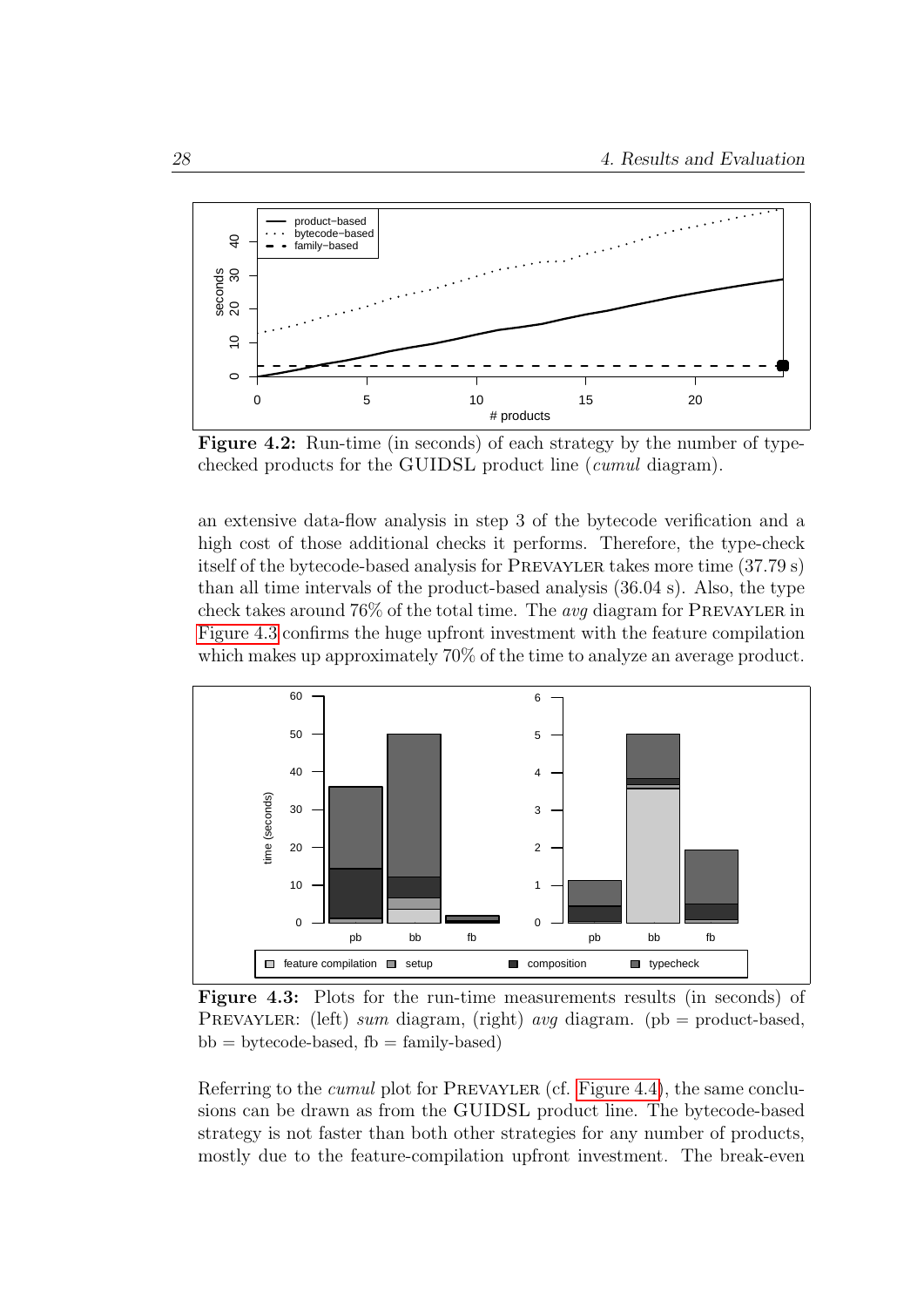**Figure 4.2:** Run-time (in seconds) of each strategy by the number of type-checked products for the GUIDSL product line (*cumul* diagram).

an extensive data-flow analysis in step 3 of the bytecode verification and a high cost of those additional checks it performs. Therefore, the type-check itself of the bytecode-based analysis for PREVAYLER takes more time (37.79 s) than all time intervals of the product-based analysis (36.04 s). Also, the type check takes around 76% of the total time. The *avg* diagram for PREVAYLER in Figure 4.3 confirms the huge upfront investment with the feature compilation which makes up approximately 70% of the time to analyze an average product.

**Figure 4.3:** Plots for the run-time measurements results (in seconds) of PREVAYLER: (left) *sum* diagram, (right) *avg* diagram. (pb = product-based, bb = bytecode-based, fb = family-based)

Referring to the *cumul* plot for PREVAYLER (cf. Figure 4.4), the same conclusions can be drawn as from the GUIDSL product line. The bytecode-based strategy is not faster than both other strategies for any number of products, mostly due to the feature-compilation upfront investment. The break-even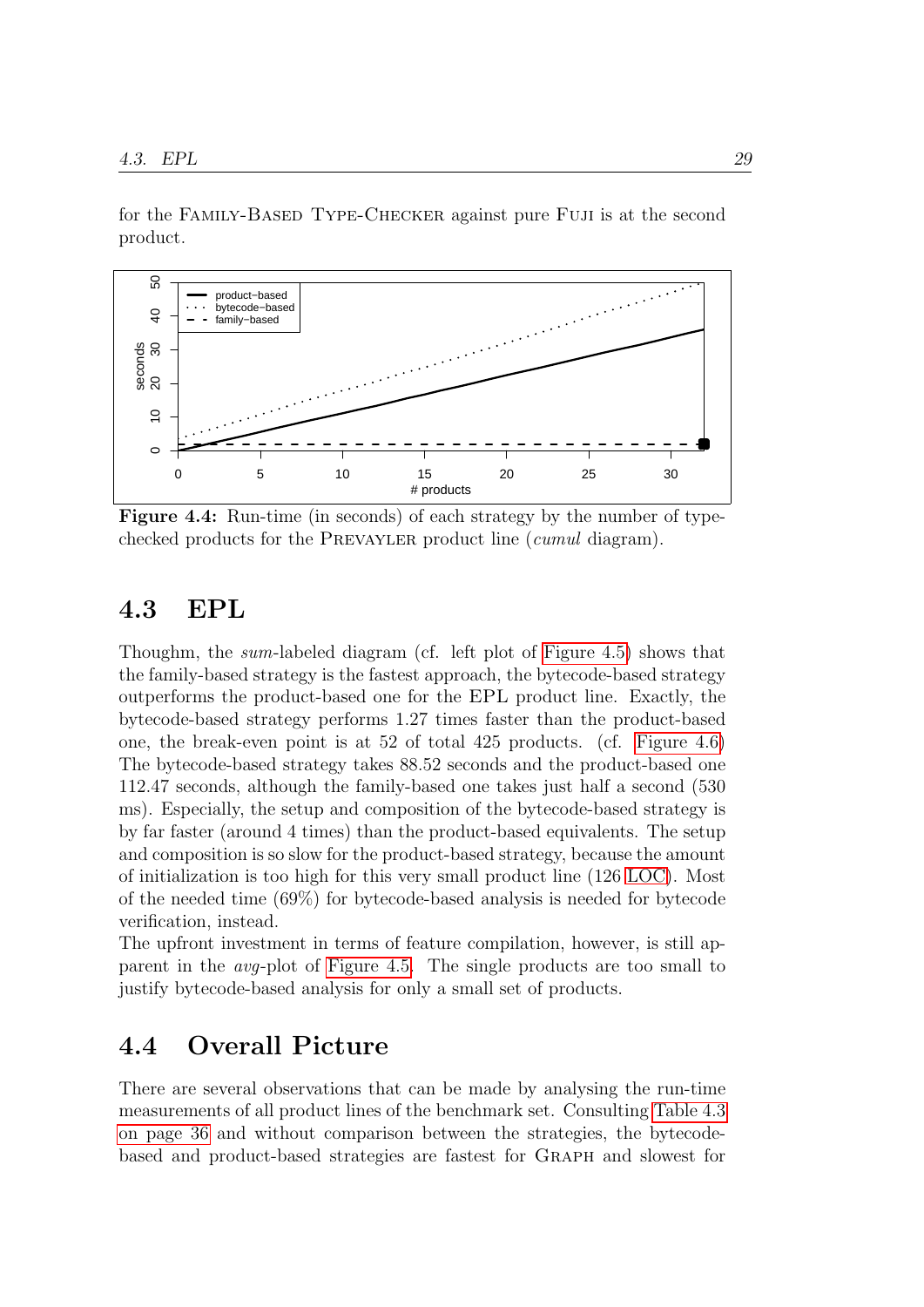for the Family-Based Type-Checker against pure Fuji is at the second product.

**Figure 4.4:** Run-time (in seconds) of each strategy by the number of type-checked products for the Prevayler product line (*cumul* diagram).

## 4.3 EPL

Thoughm, the *sum*-labeled diagram (cf. left plot of Figure 4.5) shows that the family-based strategy is the fastest approach, the bytecode-based strategy outperforms the product-based one for the EPL product line. Exactly, the bytecode-based strategy performs 1.27 times faster than the product-based one, the break-even point is at 52 of total 425 products. (cf. Figure 4.6) The bytecode-based strategy takes 88.52 seconds and the product-based one 112.47 seconds, although the family-based one takes just half a second (530 ms). Especially, the setup and composition of the bytecode-based strategy is by far faster (around 4 times) than the product-based equivalents. The setup and composition is so slow for the product-based strategy, because the amount of initialization is too high for this very small product line (126 LOC). Most of the needed time (69%) for bytecode-based analysis is needed for bytecode verification, instead.
The upfront investment in terms of feature compilation, however, is still apparent in the *avg*-plot of Figure 4.5. The single products are too small to justify bytecode-based analysis for only a small set of products.

## 4.4 Overall Picture

There are several observations that can be made by analysing the run-time measurements of all product lines of the benchmark set. Consulting Table 4.3 on page 36 and without comparison between the strategies, the bytecode-based and product-based strategies are fastest for Graph and slowest for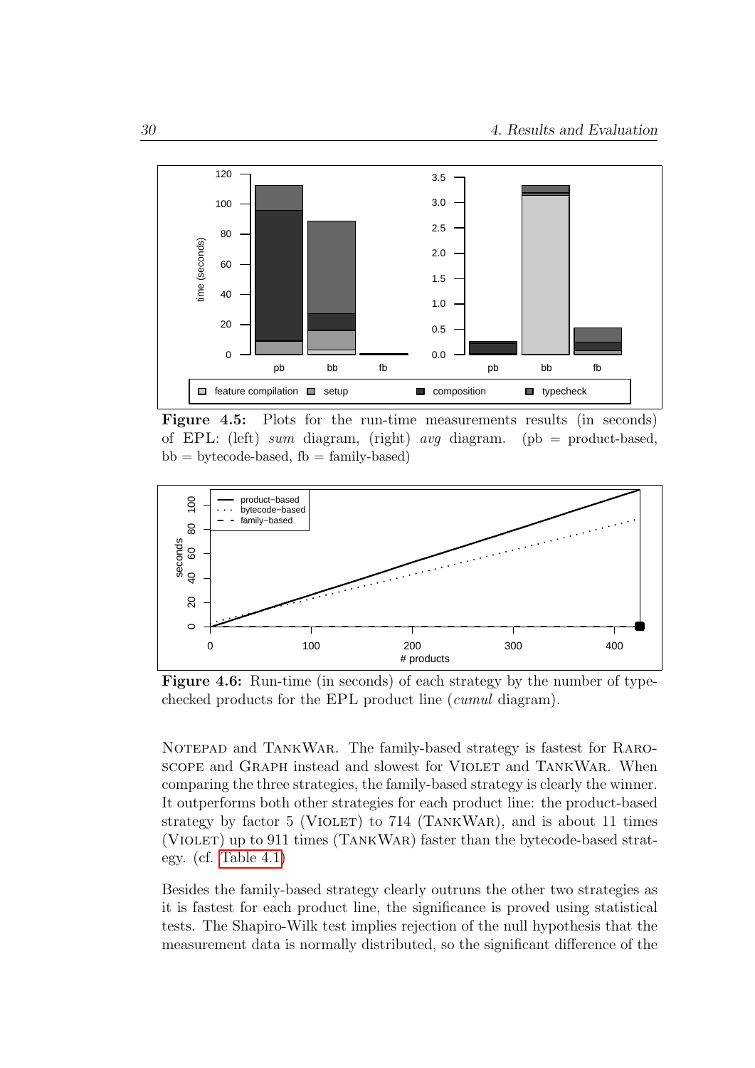**Figure 4.5:** Plots for the run-time measurements results (in seconds) of EPL: (left) *sum* diagram, (right) *avg* diagram. (pb = product-based, bb = bytecode-based, fb = family-based)

**Figure 4.6:** Run-time (in seconds) of each strategy by the number of type-checked products for the EPL product line (*cumul* diagram).

NOTEPAD and TANKWAR. The family-based strategy is fastest for RAROSCOPE and GRAPH instead and slowest for VIOLET and TANKWAR. When comparing the three strategies, the family-based strategy is clearly the winner. It outperforms both other strategies for each product line: the product-based strategy by factor 5 (VIOLET) to 714 (TANKWAR), and is about 11 times (VIOLET) up to 911 times (TANKWAR) faster than the bytecode-based strategy. (cf. Table 4.1)

Besides the family-based strategy clearly outruns the other two strategies as it is fastest for each product line, the significance is proved using statistical tests. The Shapiro-Wilk test implies rejection of the null hypothesis that the measurement data is normally distributed, so the significant difference of the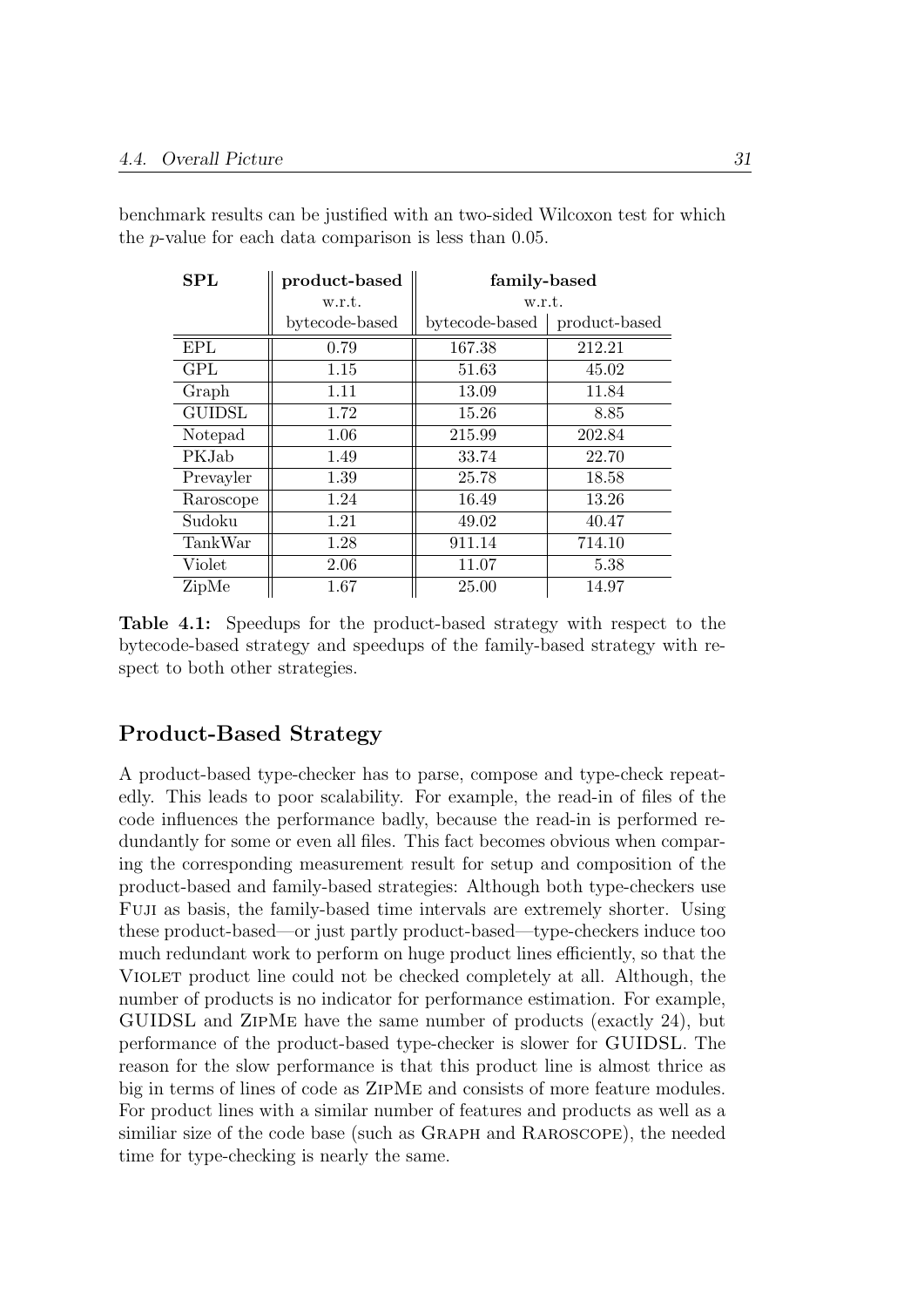benchmark results can be justified with an two-sided Wilcoxon test for which the $p$-value for each data comparison is less than 0.05.

| SPL | product-based w.r.t. | family-based w.r.t. | |
|---|---|---|---|
| | bytecode-based | bytecode-based | product-based |
| EPL | 0.79 | 167.38 | 212.21 |
| GPL | 1.15 | 51.63 | 45.02 |
| Graph | 1.11 | 13.09 | 11.84 |
| GUIDSL | 1.72 | 15.26 | 8.85 |
| Notepad | 1.06 | 215.99 | 202.84 |
| PKJab | 1.49 | 33.74 | 22.70 |
| Prevayler | 1.39 | 25.78 | 18.58 |
| Raroscope | 1.24 | 16.49 | 13.26 |
| Sudoku | 1.21 | 49.02 | 40.47 |
| TankWar | 1.28 | 911.14 | 714.10 |
| Violet | 2.06 | 11.07 | 5.38 |
| ZipMe | 1.67 | 25.00 | 14.97 |

**Table 4.1:** Speedups for the product-based strategy with respect to the bytecode-based strategy and speedups of the family-based strategy with respect to both other strategies.

## Product-Based Strategy

A product-based type-checker has to parse, compose and type-check repeatedly. This leads to poor scalability. For example, the read-in of files of the code influences the performance badly, because the read-in is performed redundantly for some or even all files. This fact becomes obvious when comparing the corresponding measurement result for setup and composition of the product-based and family-based strategies: Although both type-checkers use FUJI as basis, the family-based time intervals are extremely shorter. Using these product-based—or just partly product-based—type-checkers induce too much redundant work to perform on huge product lines efficiently, so that the VIOLET product line could not be checked completely at all. Although, the number of products is no indicator for performance estimation. For example, GUIDSL and ZIPME have the same number of products (exactly 24), but performance of the product-based type-checker is slower for GUIDSL. The reason for the slow performance is that this product line is almost thrice as big in terms of lines of code as ZIPME and consists of more feature modules. For product lines with a similar number of features and products as well as a similiar size of the code base (such as GRAPH and RAROSCOPE), the needed time for type-checking is nearly the same.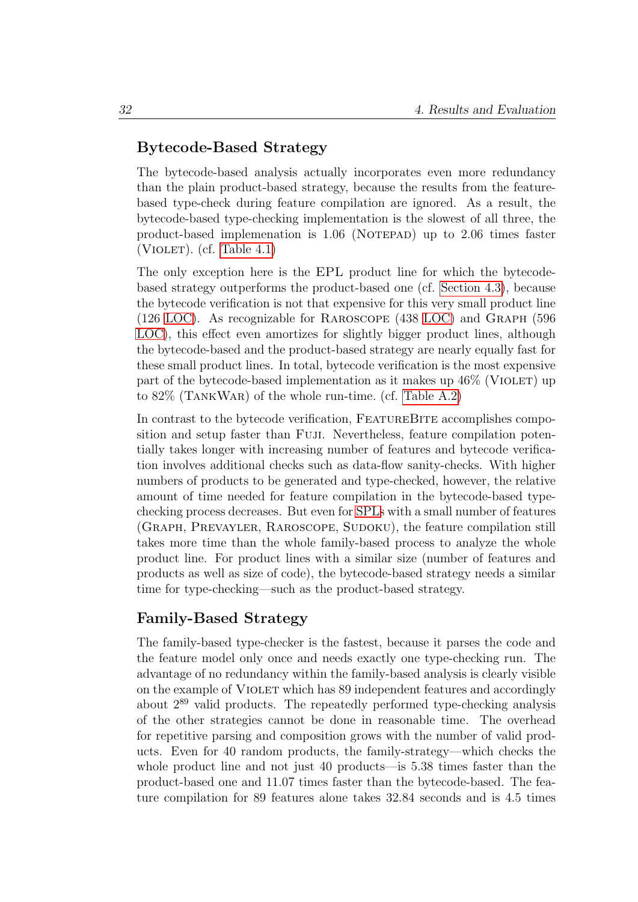### Bytecode-Based Strategy

The bytecode-based analysis actually incorporates even more redundancy than the plain product-based strategy, because the results from the feature-based type-check during feature compilation are ignored. As a result, the bytecode-based type-checking implementation is the slowest of all three, the product-based implemenation is 1.06 (NOTEPAD) up to 2.06 times faster (VIOLET). (cf. Table 4.1)

The only exception here is the EPL product line for which the bytecode-based strategy outperforms the product-based one (cf. Section 4.3), because the bytecode verification is not that expensive for this very small product line (126 LOC). As recognizable for RAROSCOPE (438 LOC) and GRAPH (596 LOC), this effect even amortizes for slightly bigger product lines, although the bytecode-based and the product-based strategy are nearly equally fast for these small product lines. In total, bytecode verification is the most expensive part of the bytecode-based implementation as it makes up 46% (VIOLET) up to 82% (TANKWAR) of the whole run-time. (cf. Table A.2)

In contrast to the bytecode verification, FEATUREBITE accomplishes composition and setup faster than FUJI. Nevertheless, feature compilation potentially takes longer with increasing number of features and bytecode verification involves additional checks such as data-flow sanity-checks. With higher numbers of products to be generated and type-checked, however, the relative amount of time needed for feature compilation in the bytecode-based type-checking process decreases. But even for SPLs with a small number of features (GRAPH, PREVAYLER, RAROSCOPE, SUDOKU), the feature compilation still takes more time than the whole family-based process to analyze the whole product line. For product lines with a similar size (number of features and products as well as size of code), the bytecode-based strategy needs a similar time for type-checking—such as the product-based strategy.

### Family-Based Strategy

The family-based type-checker is the fastest, because it parses the code and the feature model only once and needs exactly one type-checking run. The advantage of no redundancy within the family-based analysis is clearly visible on the example of VIOLET which has 89 independent features and accordingly about $2^{89}$ valid products. The repeatedly performed type-checking analysis of the other strategies cannot be done in reasonable time. The overhead for repetitive parsing and composition grows with the number of valid products. Even for 40 random products, the family-strategy—which checks the whole product line and not just 40 products—is 5.38 times faster than the product-based one and 11.07 times faster than the bytecode-based. The feature compilation for 89 features alone takes 32.84 seconds and is 4.5 times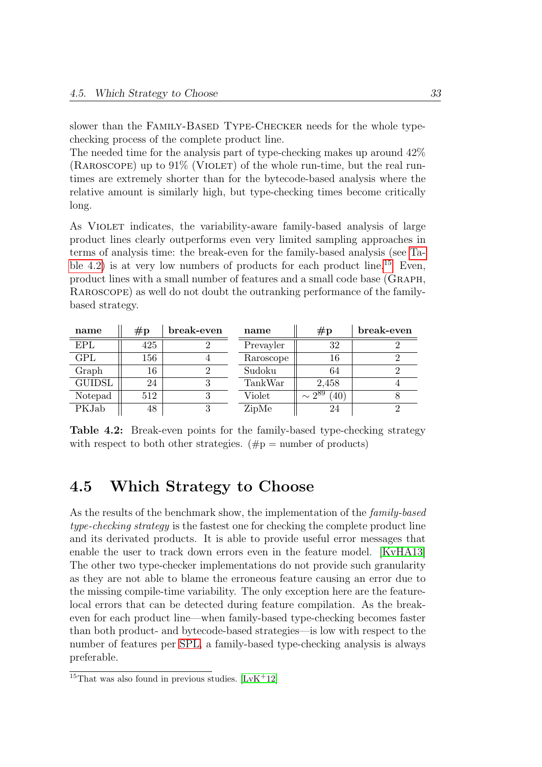slower than the FAMILY-BASED TYPE-CHECKER needs for the whole type-checking process of the complete product line.
The needed time for the analysis part of type-checking makes up around 42% (RAROSCOPE) up to 91% (VIOLET) of the whole run-time, but the real run-times are extremely shorter than for the bytecode-based analysis where the relative amount is similarly high, but type-checking times become critically long.

As VIOLET indicates, the variability-aware family-based analysis of large product lines clearly outperforms even very limited sampling approaches in terms of analysis time: the break-even for the family-based analysis (see Table 4.2) is at very low numbers of products for each product line.[15] Even, product lines with a small number of features and a small code base (GRAPH, RAROSCOPE) as well do not doubt the outranking performance of the family-based strategy.

| name | #p | break-even | name | #p | break-even |
|---|---|---|---|---|---|
| EPL | 425 | 2 | Prevayler | 32 | 2 |
| GPL | 156 | 4 | Raroscope | 16 | 2 |
| Graph | 16 | 2 | Sudoku | 64 | 2 |
| GUIDSL | 24 | 3 | TankWar | 2,458 | 4 |
| Notepad | 512 | 3 | Violet | $\sim 2^{89}$ (40) | 8 |
| PKJab | 48 | 3 | ZipMe | 24 | 2 |

**Table 4.2:** Break-even points for the family-based type-checking strategy with respect to both other strategies. (#p = number of products)

## 4.5 Which Strategy to Choose

As the results of the benchmark show, the implementation of the *family-based type-checking strategy* is the fastest one for checking the complete product line and its derivated products. It is able to provide useful error messages that enable the user to track down errors even in the feature model. [KvHA13] The other two type-checker implementations do not provide such granularity as they are not able to blame the erroneous feature causing an error due to the missing compile-time variability. The only exception here are the feature-local errors that can be detected during feature compilation. As the break-even for each product line—when family-based type-checking becomes faster than both product- and bytecode-based strategies—is low with respect to the number of features per SPL, a family-based type-checking analysis is always preferable.

[15] That was also found in previous studies. [LvK+12]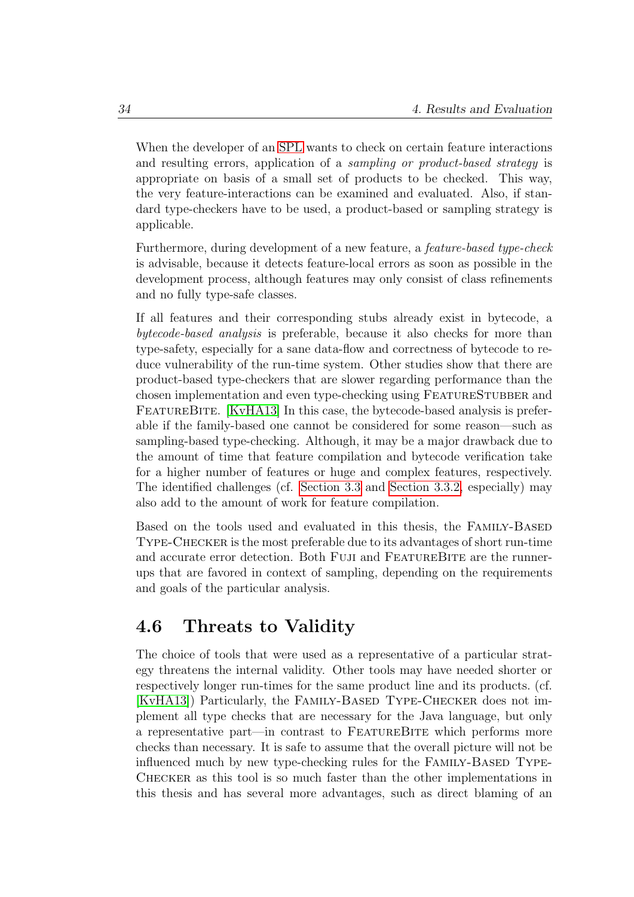When the developer of an SPL wants to check on certain feature interactions and resulting errors, application of a *sampling or product-based strategy* is appropriate on basis of a small set of products to be checked. This way, the very feature-interactions can be examined and evaluated. Also, if standard type-checkers have to be used, a product-based or sampling strategy is applicable.

Furthermore, during development of a new feature, a *feature-based type-check* is advisable, because it detects feature-local errors as soon as possible in the development process, although features may only consist of class refinements and no fully type-safe classes.

If all features and their corresponding stubs already exist in bytecode, a *bytecode-based analysis* is preferable, because it also checks for more than type-safety, especially for a sane data-flow and correctness of bytecode to reduce vulnerability of the run-time system. Other studies show that there are product-based type-checkers that are slower regarding performance than the chosen implementation and even type-checking using FeatureStubber and FeatureBite. [KvHA13] In this case, the bytecode-based analysis is preferable if the family-based one cannot be considered for some reason—such as sampling-based type-checking. Although, it may be a major drawback due to the amount of time that feature compilation and bytecode verification take for a higher number of features or huge and complex features, respectively. The identified challenges (cf. Section 3.3 and Section 3.3.2, especially) may also add to the amount of work for feature compilation.

Based on the tools used and evaluated in this thesis, the Family-Based Type-Checker is the most preferable due to its advantages of short run-time and accurate error detection. Both Fuji and FeatureBite are the runner-ups that are favored in context of sampling, depending on the requirements and goals of the particular analysis.

## 4.6 Threats to Validity

The choice of tools that were used as a representative of a particular strategy threatens the internal validity. Other tools may have needed shorter or respectively longer run-times for the same product line and its products. (cf. [KvHA13]) Particularly, the Family-Based Type-Checker does not implement all type checks that are necessary for the Java language, but only a representative part—in contrast to FeatureBite which performs more checks than necessary. It is safe to assume that the overall picture will not be influenced much by new type-checking rules for the Family-Based Type-Checker as this tool is so much faster than the other implementations in this thesis and has several more advantages, such as direct blaming of an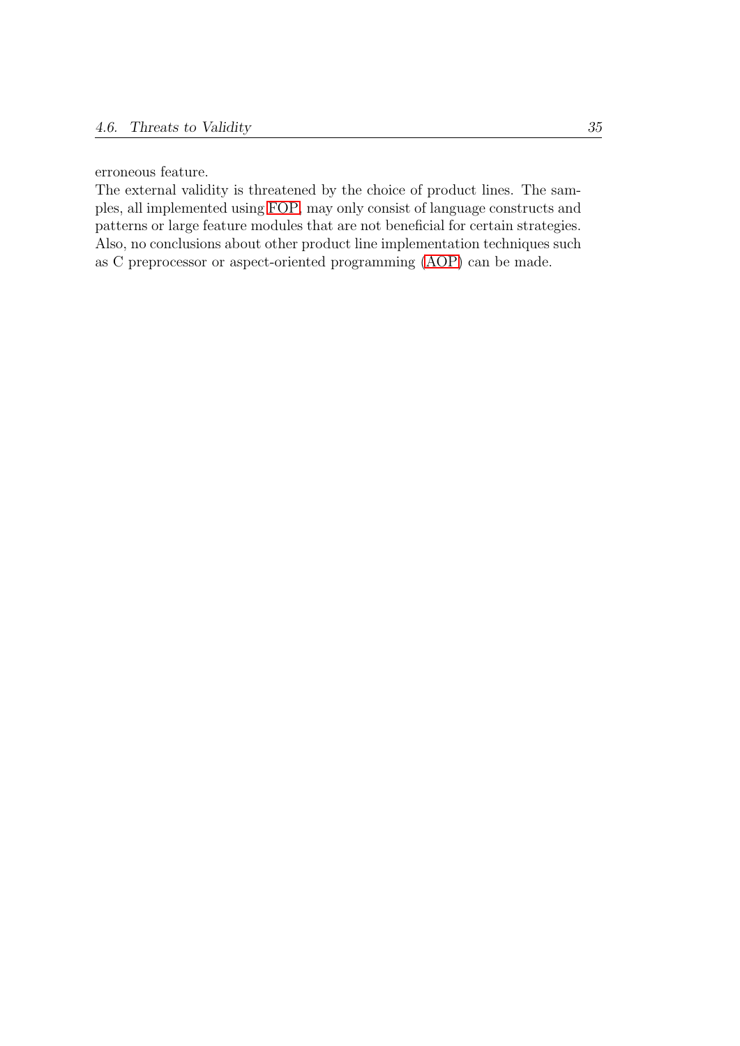erroneous feature.

The external validity is threatened by the choice of product lines. The samples, all implemented using FOP, may only consist of language constructs and patterns or large feature modules that are not beneficial for certain strategies. Also, no conclusions about other product line implementation techniques such as C preprocessor or aspect-oriented programming (AOP) can be made.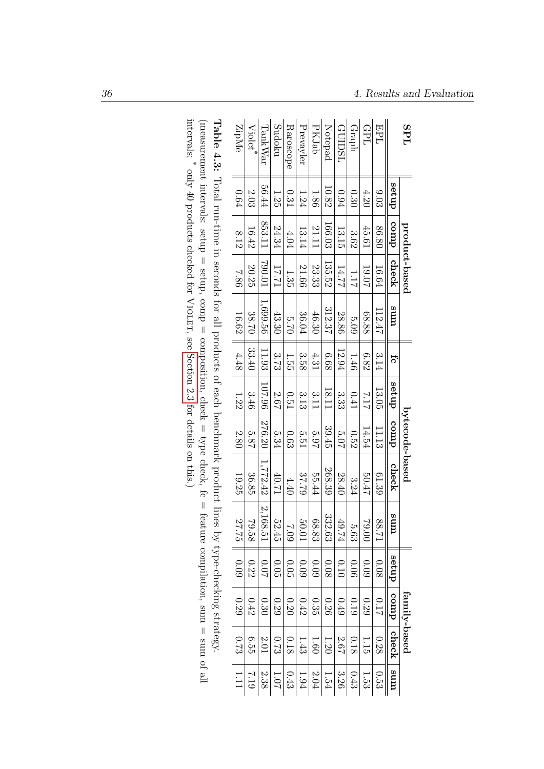| SPL | product-based | | | | bytecode-based | | | | | family-based | | | |
|---|---|---|---|---|---|---|---|---|---|---|---|---|---|
| | setup | comp | check | sum | fc | setup | comp | check | sum | setup | comp | check | sum |
| EPL | 9.03 | 86.80 | 16.64 | 112.47 | 3.14 | 13.05 | 11.13 | 61.39 | 88.71 | 0.08 | 0.17 | 0.28 | 0.53 |
| GPL | 4.20 | 45.61 | 19.07 | 68.88 | 6.82 | 7.17 | 14.54 | 50.47 | 79.00 | 0.09 | 0.29 | 1.15 | 1.53 |
| Graph | 0.30 | 3.62 | 1.17 | 5.09 | 1.46 | 0.41 | 0.52 | 3.24 | 5.63 | 0.06 | 0.19 | 0.18 | 0.43 |
| GUIDSL | 0.94 | 13.15 | 14.77 | 28.86 | 12.94 | 3.33 | 5.07 | 28.40 | 49.74 | 0.10 | 0.49 | 2.67 | 3.26 |
| Notepad | 10.82 | 166.03 | 135.52 | 312.37 | 6.68 | 18.11 | 39.45 | 268.39 | 332.63 | 0.08 | 0.26 | 1.20 | 1.54 |
| PKJab | 1.86 | 21.11 | 23.33 | 46.30 | 4.31 | 3.11 | 5.97 | 55.44 | 68.83 | 0.09 | 0.35 | 1.60 | 2.04 |
| Prevayler | 1.24 | 13.14 | 21.66 | 36.04 | 3.58 | 3.13 | 5.51 | 37.79 | 50.01 | 0.09 | 0.42 | 1.43 | 1.94 |
| Raroscope | 0.31 | 4.04 | 1.35 | 5.70 | 1.55 | 0.51 | 0.63 | 4.40 | 7.09 | 0.05 | 0.20 | 0.18 | 0.43 |
| Sudoku | 1.25 | 24.34 | 17.71 | 43.30 | 3.73 | 2.67 | 5.34 | 40.71 | 52.45 | 0.05 | 0.29 | 0.73 | 1.07 |
| TankWar | 56.44 | 853.11 | 790.01 | 1,699.56 | 11.93 | 107.96 | 276.20 | 1,772.42 | 2,168.51 | 0.07 | 0.30 | 2.01 | 2.38 |
| Violet* | 2.03 | 16.42 | 20.25 | 38.70 | 33.40 | 3.46 | 5.87 | 36.85 | 79.58 | 0.22 | 0.42 | 6.55 | 7.19 |
| ZipMe | 0.64 | 8.12 | 7.86 | 16.62 | 4.48 | 1.22 | 2.80 | 19.25 | 27.75 | 0.09 | 0.29 | 0.73 | 1.11 |

**Table 4.3:** Total run-time in seconds for all products of each benchmark product lines by type-checking strategy. (measurement intervals: setup = setup, comp = composition, check = type check, fc = feature compilation, sum = sum of all intervals; * only 40 products checked for Violet, see Section 2.3 for details on this.)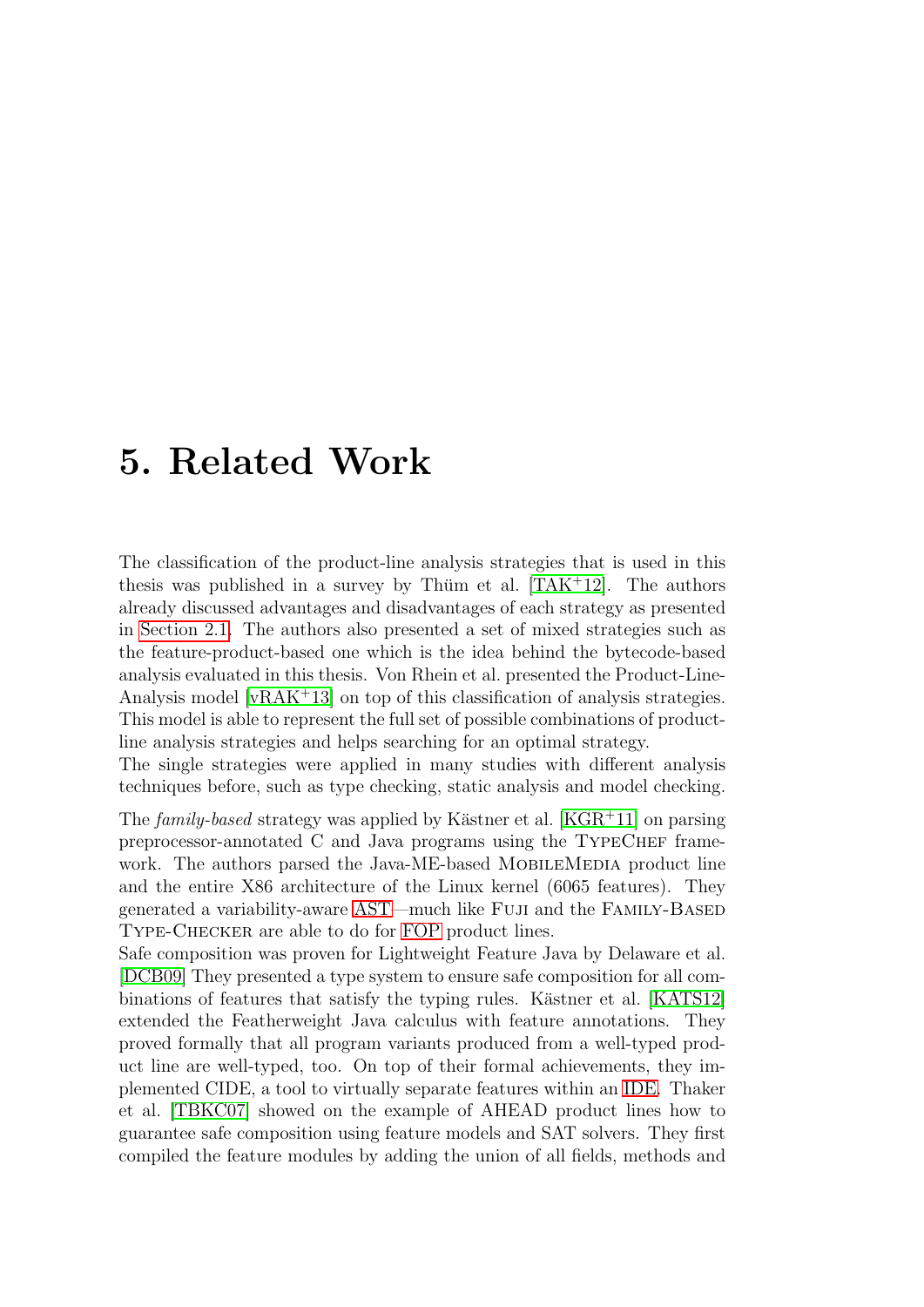# 5. Related Work

The classification of the product-line analysis strategies that is used in this thesis was published in a survey by Thüm et al. [TAK+12]. The authors already discussed advantages and disadvantages of each strategy as presented in Section 2.1. The authors also presented a set of mixed strategies such as the feature-product-based one which is the idea behind the bytecode-based analysis evaluated in this thesis. Von Rhein et al. presented the Product-Line-Analysis model [vRAK+13] on top of this classification of analysis strategies. This model is able to represent the full set of possible combinations of product-line analysis strategies and helps searching for an optimal strategy.
The single strategies were applied in many studies with different analysis techniques before, such as type checking, static analysis and model checking.

The *family-based* strategy was applied by Kästner et al. [KGR+11] on parsing preprocessor-annotated C and Java programs using the TypeChef framework. The authors parsed the Java-ME-based MobileMedia product line and the entire X86 architecture of the Linux kernel (6065 features). They generated a variability-aware AST—much like Fuji and the Family-Based Type-Checker are able to do for FOP product lines.
Safe composition was proven for Lightweight Feature Java by Delaware et al. [DCB09] They presented a type system to ensure safe composition for all combinations of features that satisfy the typing rules. Kästner et al. [KATS12] extended the Featherweight Java calculus with feature annotations. They proved formally that all program variants produced from a well-typed product line are well-typed, too. On top of their formal achievements, they implemented CIDE, a tool to virtually separate features within an IDE. Thaker et al. [TBKC07] showed on the example of AHEAD product lines how to guarantee safe composition using feature models and SAT solvers. They first compiled the feature modules by adding the union of all fields, methods and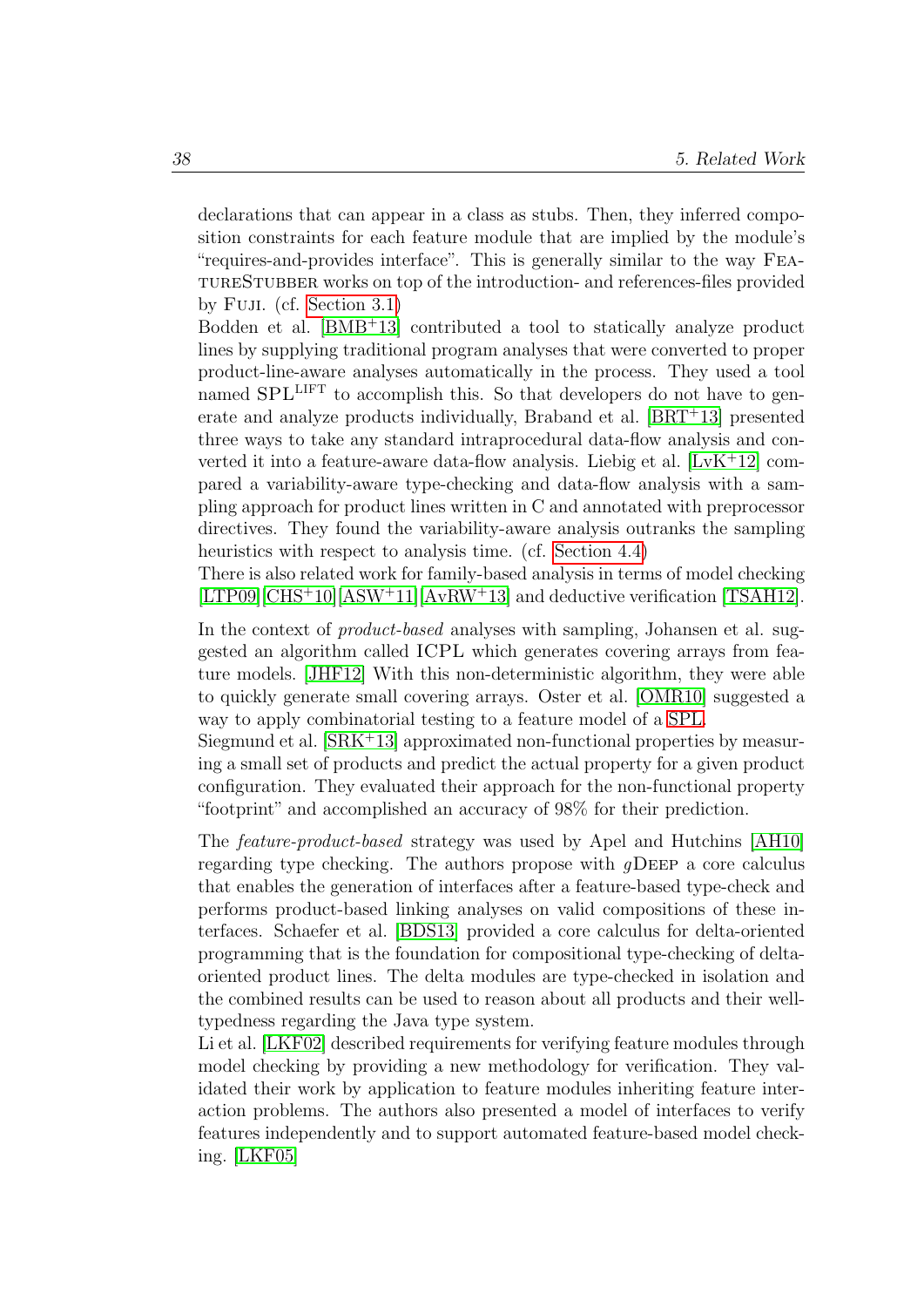declarations that can appear in a class as stubs. Then, they inferred composition constraints for each feature module that are implied by the module's "requires-and-provides interface". This is generally similar to the way FeatureStubber works on top of the introduction- and references-files provided by Fuji. (cf. Section 3.1)
Bodden et al. [BMB+13] contributed a tool to statically analyze product lines by supplying traditional program analyses that were converted to proper product-line-aware analyses automatically in the process. They used a tool named SPL$^{\text{LIFT}}$ to accomplish this. So that developers do not have to generate and analyze products individually, Braband et al. [BRT+13] presented three ways to take any standard intraprocedural data-flow analysis and converted it into a feature-aware data-flow analysis. Liebig et al. [LvK+12] compared a variability-aware type-checking and data-flow analysis with a sampling approach for product lines written in C and annotated with preprocessor directives. They found the variability-aware analysis outranks the sampling heuristics with respect to analysis time. (cf. Section 4.4)
There is also related work for family-based analysis in terms of model checking [LTP09][CHS+10][ASW+11][AvRW+13] and deductive verification [TSAH12].

In the context of *product-based* analyses with sampling, Johansen et al. suggested an algorithm called ICPL which generates covering arrays from feature models. [JHF12] With this non-deterministic algorithm, they were able to quickly generate small covering arrays. Oster et al. [OMR10] suggested a way to apply combinatorial testing to a feature model of a SPL.
Siegmund et al. [SRK+13] approximated non-functional properties by measuring a small set of products and predict the actual property for a given product configuration. They evaluated their approach for the non-functional property "footprint" and accomplished an accuracy of 98% for their prediction.

The *feature-product-based* strategy was used by Apel and Hutchins [AH10] regarding type checking. The authors propose with *g*Deep a core calculus that enables the generation of interfaces after a feature-based type-check and performs product-based linking analyses on valid compositions of these interfaces. Schaefer et al. [BDS13] provided a core calculus for delta-oriented programming that is the foundation for compositional type-checking of delta-oriented product lines. The delta modules are type-checked in isolation and the combined results can be used to reason about all products and their well-typedness regarding the Java type system.
Li et al. [LKF02] described requirements for verifying feature modules through model checking by providing a new methodology for verification. They validated their work by application to feature modules inheriting feature interaction problems. The authors also presented a model of interfaces to verify features independently and to support automated feature-based model checking. [LKF05]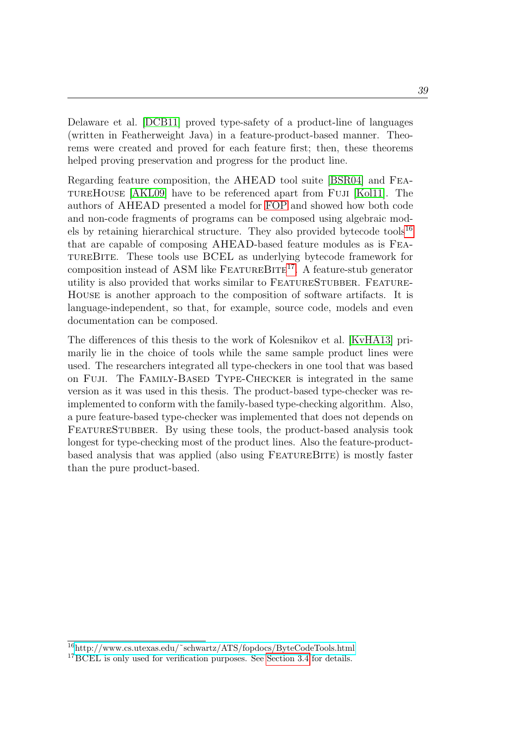Delaware et al. [DCB11] proved type-safety of a product-line of languages (written in Featherweight Java) in a feature-product-based manner. Theorems were created and proved for each feature first; then, these theorems helped proving preservation and progress for the product line.

Regarding feature composition, the AHEAD tool suite [BSR04] and FeatureHouse [AKL09] have to be referenced apart from Fuji [Kol11]. The authors of AHEAD presented a model for FOP and showed how both code and non-code fragments of programs can be composed using algebraic models by retaining hierarchical structure. They also provided bytecode tools[16] that are capable of composing AHEAD-based feature modules as is FeatureBite. These tools use BCEL as underlying bytecode framework for composition instead of ASM like FeatureBite[17]. A feature-stub generator utility is also provided that works similar to FeatureStubber. FeatureHouse is another approach to the composition of software artifacts. It is language-independent, so that, for example, source code, models and even documentation can be composed.

The differences of this thesis to the work of Kolesnikov et al. [KvHA13] primarily lie in the choice of tools while the same sample product lines were used. The researchers integrated all type-checkers in one tool that was based on Fuji. The Family-Based Type-Checker is integrated in the same version as it was used in this thesis. The product-based type-checker was reimplemented to conform with the family-based type-checking algorithm. Also, a pure feature-based type-checker was implemented that does not depends on FeatureStubber. By using these tools, the product-based analysis took longest for type-checking most of the product lines. Also the feature-product-based analysis that was applied (also using FeatureBite) is mostly faster than the pure product-based.

[16] http://www.cs.utexas.edu/~schwartz/ATS/fopdocs/ByteCodeTools.html

[17] BCEL is only used for verification purposes. See Section 3.4 for details.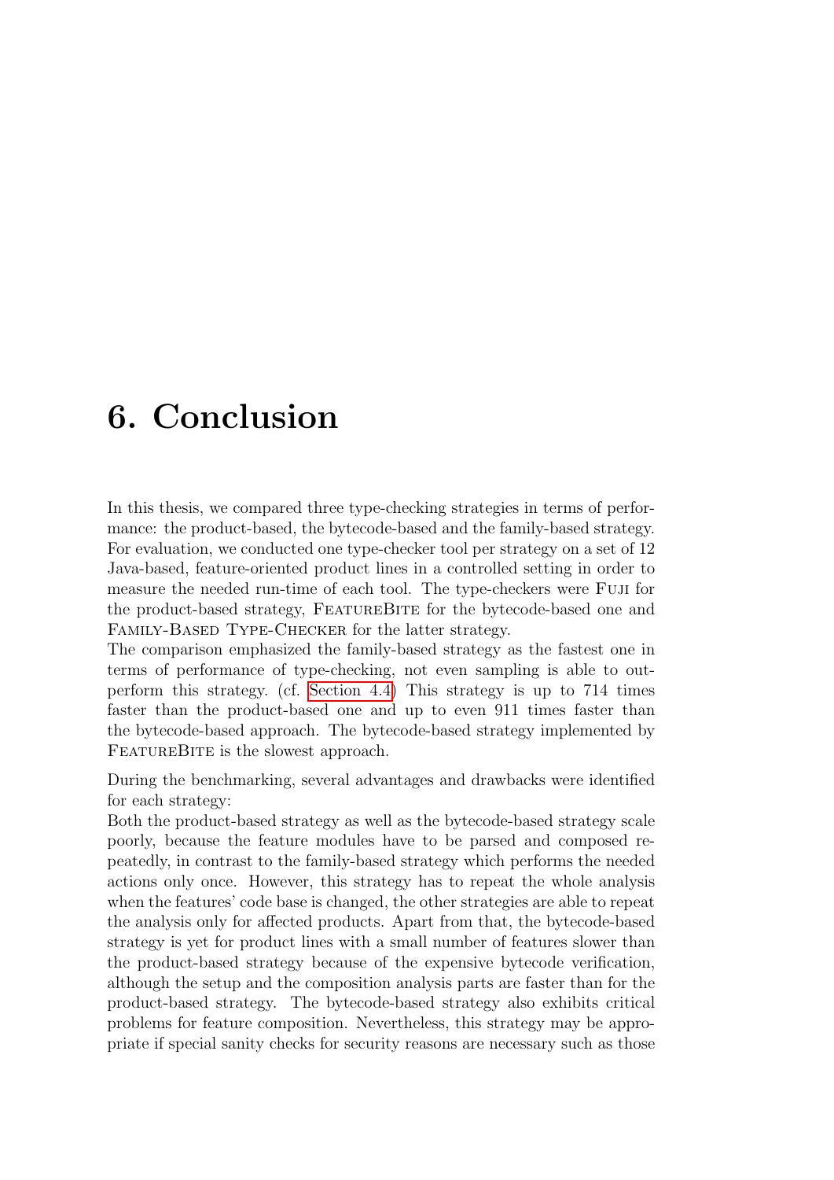# 6. Conclusion

In this thesis, we compared three type-checking strategies in terms of performance: the product-based, the bytecode-based and the family-based strategy. For evaluation, we conducted one type-checker tool per strategy on a set of 12 Java-based, feature-oriented product lines in a controlled setting in order to measure the needed run-time of each tool. The type-checkers were Fuji for the product-based strategy, FeatureBite for the bytecode-based one and Family-Based Type-Checker for the latter strategy.
The comparison emphasized the family-based strategy as the fastest one in terms of performance of type-checking, not even sampling is able to outperform this strategy. (cf. Section 4.4) This strategy is up to 714 times faster than the product-based one and up to even 911 times faster than the bytecode-based approach. The bytecode-based strategy implemented by FeatureBite is the slowest approach.

During the benchmarking, several advantages and drawbacks were identified for each strategy:
Both the product-based strategy as well as the bytecode-based strategy scale poorly, because the feature modules have to be parsed and composed repeatedly, in contrast to the family-based strategy which performs the needed actions only once. However, this strategy has to repeat the whole analysis when the features' code base is changed, the other strategies are able to repeat the analysis only for affected products. Apart from that, the bytecode-based strategy is yet for product lines with a small number of features slower than the product-based strategy because of the expensive bytecode verification, although the setup and the composition analysis parts are faster than for the product-based strategy. The bytecode-based strategy also exhibits critical problems for feature composition. Nevertheless, this strategy may be appropriate if special sanity checks for security reasons are necessary such as those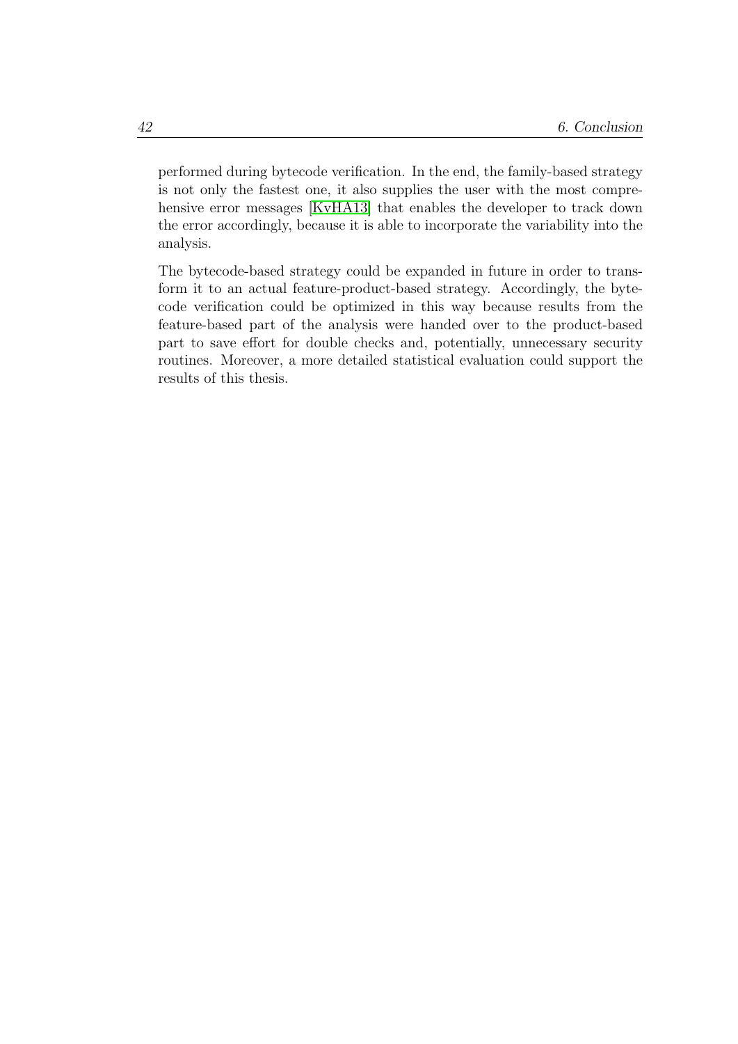performed during bytecode verification. In the end, the family-based strategy is not only the fastest one, it also supplies the user with the most comprehensive error messages [KvHA13] that enables the developer to track down the error accordingly, because it is able to incorporate the variability into the analysis.

The bytecode-based strategy could be expanded in future in order to transform it to an actual feature-product-based strategy. Accordingly, the bytecode verification could be optimized in this way because results from the feature-based part of the analysis were handed over to the product-based part to save effort for double checks and, potentially, unnecessary security routines. Moreover, a more detailed statistical evaluation could support the results of this thesis.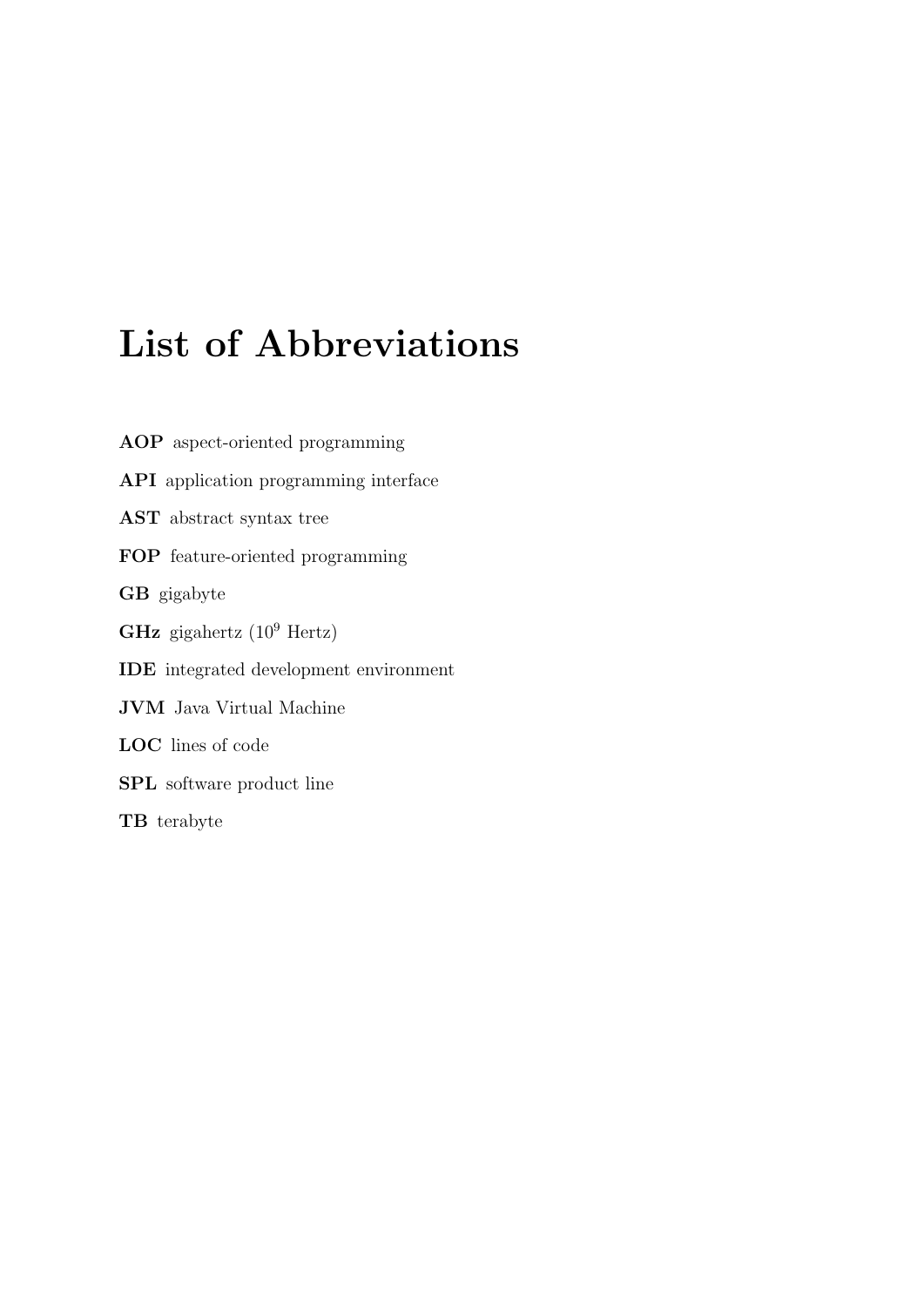# List of Abbreviations

**AOP** aspect-oriented programming

**API** application programming interface

**AST** abstract syntax tree

**FOP** feature-oriented programming

**GB** gigabyte

**GHz** gigahertz ($10^9$ Hertz)

**IDE** integrated development environment

**JVM** Java Virtual Machine

**LOC** lines of code

**SPL** software product line

**TB** terabyte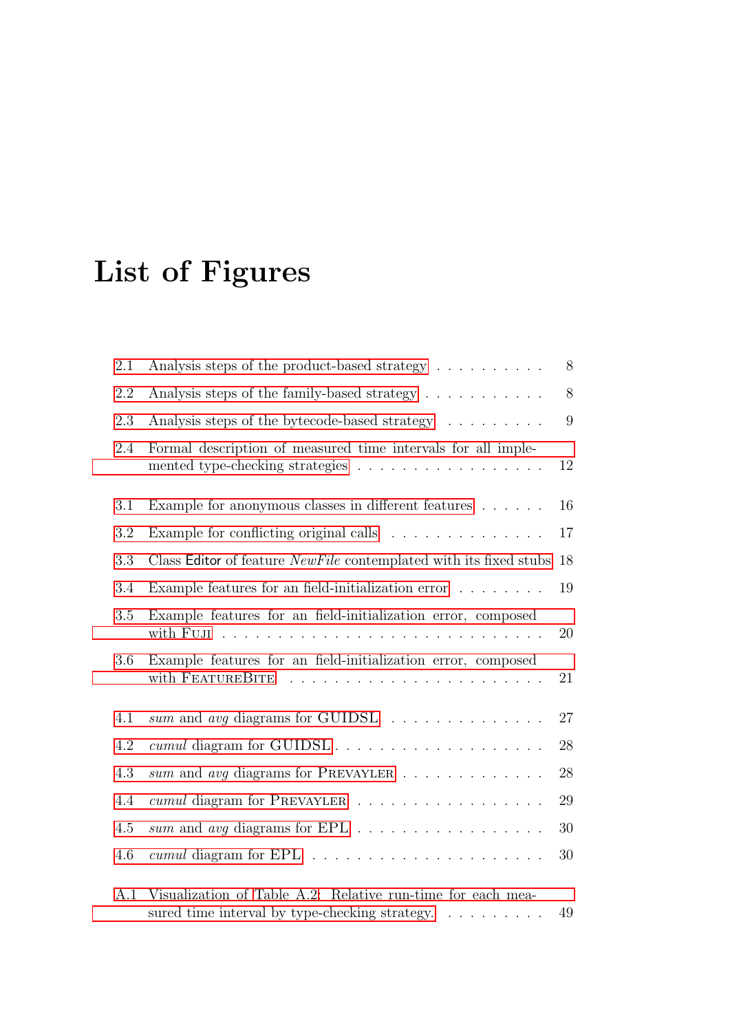# List of Figures

- 2.1 Analysis steps of the product-based strategy . . . . . . . . . . 8
- 2.2 Analysis steps of the family-based strategy . . . . . . . . . . . 8
- 2.3 Analysis steps of the bytecode-based strategy . . . . . . . . . 9
- 2.4 Formal description of measured time intervals for all implemented type-checking strategies . . . . . . . . . . . . . . . . . 12

- 3.1 Example for anonymous classes in different features . . . . . . 16
- 3.2 Example for conflicting original calls . . . . . . . . . . . . . . 17
- 3.3 Class Editor of feature *NewFile* contemplated with its fixed stubs 18
- 3.4 Example features for an field-initialization error . . . . . . . . 19
- 3.5 Example features for an field-initialization error, composed with FUJI . . . . . . . . . . . . . . . . . . . . . . . . . . . 20
- 3.6 Example features for an field-initialization error, composed with FEATUREBITE . . . . . . . . . . . . . . . . . . . . . . 21

- 4.1 *sum* and *avg* diagrams for GUIDSL . . . . . . . . . . . . . . 27
- 4.2 *cumul* diagram for GUIDSL . . . . . . . . . . . . . . . . . . . 28
- 4.3 *sum* and *avg* diagrams for PREVAYLER . . . . . . . . . . . . 28
- 4.4 *cumul* diagram for PREVAYLER . . . . . . . . . . . . . . . . . 29
- 4.5 *sum* and *avg* diagrams for EPL . . . . . . . . . . . . . . . . . 30
- 4.6 *cumul* diagram for EPL . . . . . . . . . . . . . . . . . . . . . 30

- A.1 Visualization of Table A.2: Relative run-time for each measured time interval by type-checking strategy. . . . . . . . . . 49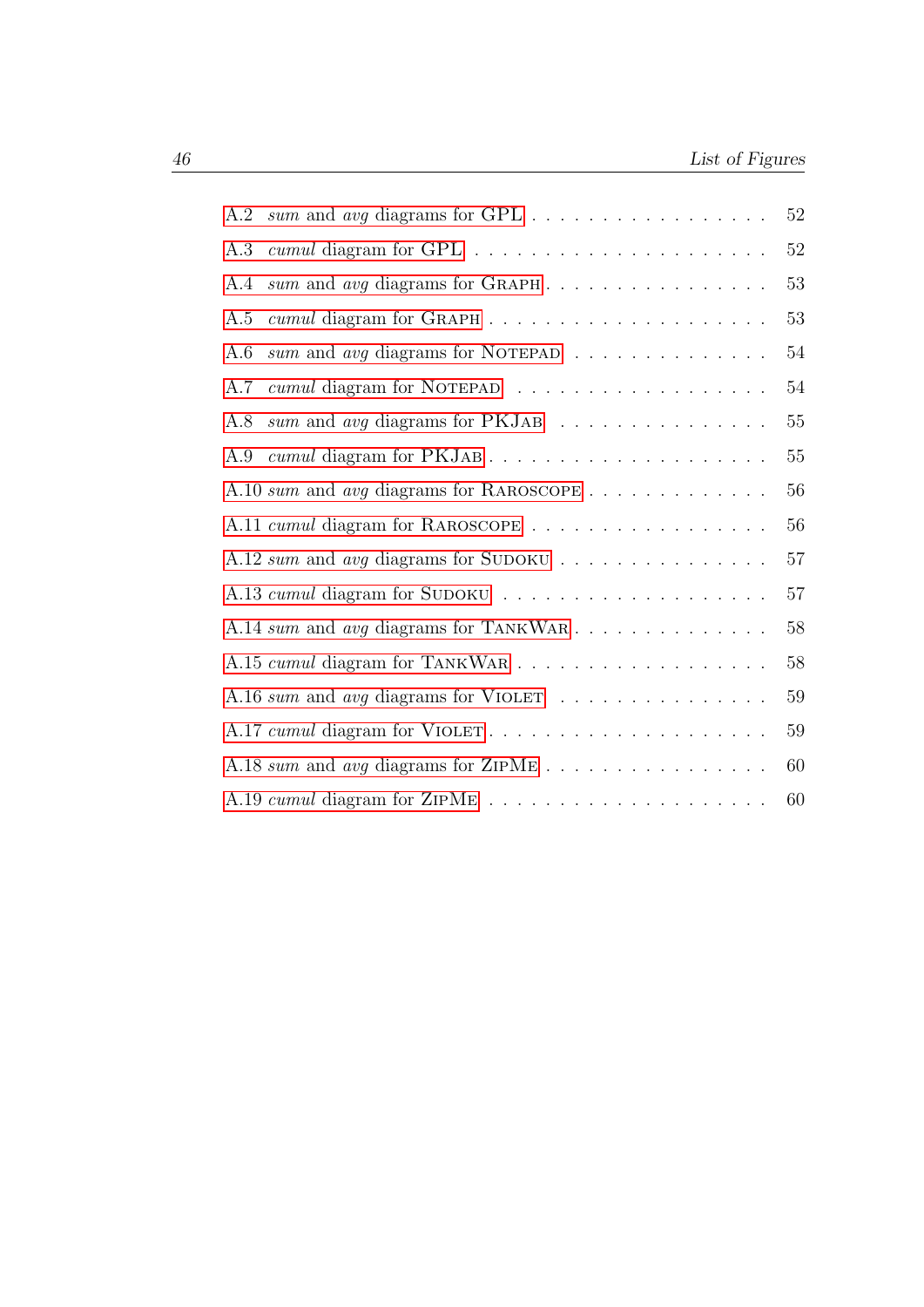A.2 *sum* and *avg* diagrams for GPL . . . . . . . . . . . . . . . . . . 52

A.3 *cumul* diagram for GPL . . . . . . . . . . . . . . . . . . . . . . 52

A.4 *sum* and *avg* diagrams for Graph . . . . . . . . . . . . . . . . 53

A.5 *cumul* diagram for Graph . . . . . . . . . . . . . . . . . . . . 53

A.6 *sum* and *avg* diagrams for Notepad . . . . . . . . . . . . . . 54

A.7 *cumul* diagram for Notepad . . . . . . . . . . . . . . . . . . . 54

A.8 *sum* and *avg* diagrams for PKJab . . . . . . . . . . . . . . . 55

A.9 *cumul* diagram for PKJab . . . . . . . . . . . . . . . . . . . . 55

A.10 *sum* and *avg* diagrams for Raroscope . . . . . . . . . . . . . 56

A.11 *cumul* diagram for Raroscope . . . . . . . . . . . . . . . . . . 56

A.12 *sum* and *avg* diagrams for Sudoku . . . . . . . . . . . . . . . 57

A.13 *cumul* diagram for Sudoku . . . . . . . . . . . . . . . . . . . 57

A.14 *sum* and *avg* diagrams for TankWar . . . . . . . . . . . . . . 58

A.15 *cumul* diagram for TankWar . . . . . . . . . . . . . . . . . . . 58

A.16 *sum* and *avg* diagrams for Violet . . . . . . . . . . . . . . . 59

A.17 *cumul* diagram for Violet . . . . . . . . . . . . . . . . . . . . 59

A.18 *sum* and *avg* diagrams for ZipMe . . . . . . . . . . . . . . . . 60

A.19 *cumul* diagram for ZipMe . . . . . . . . . . . . . . . . . . . . 60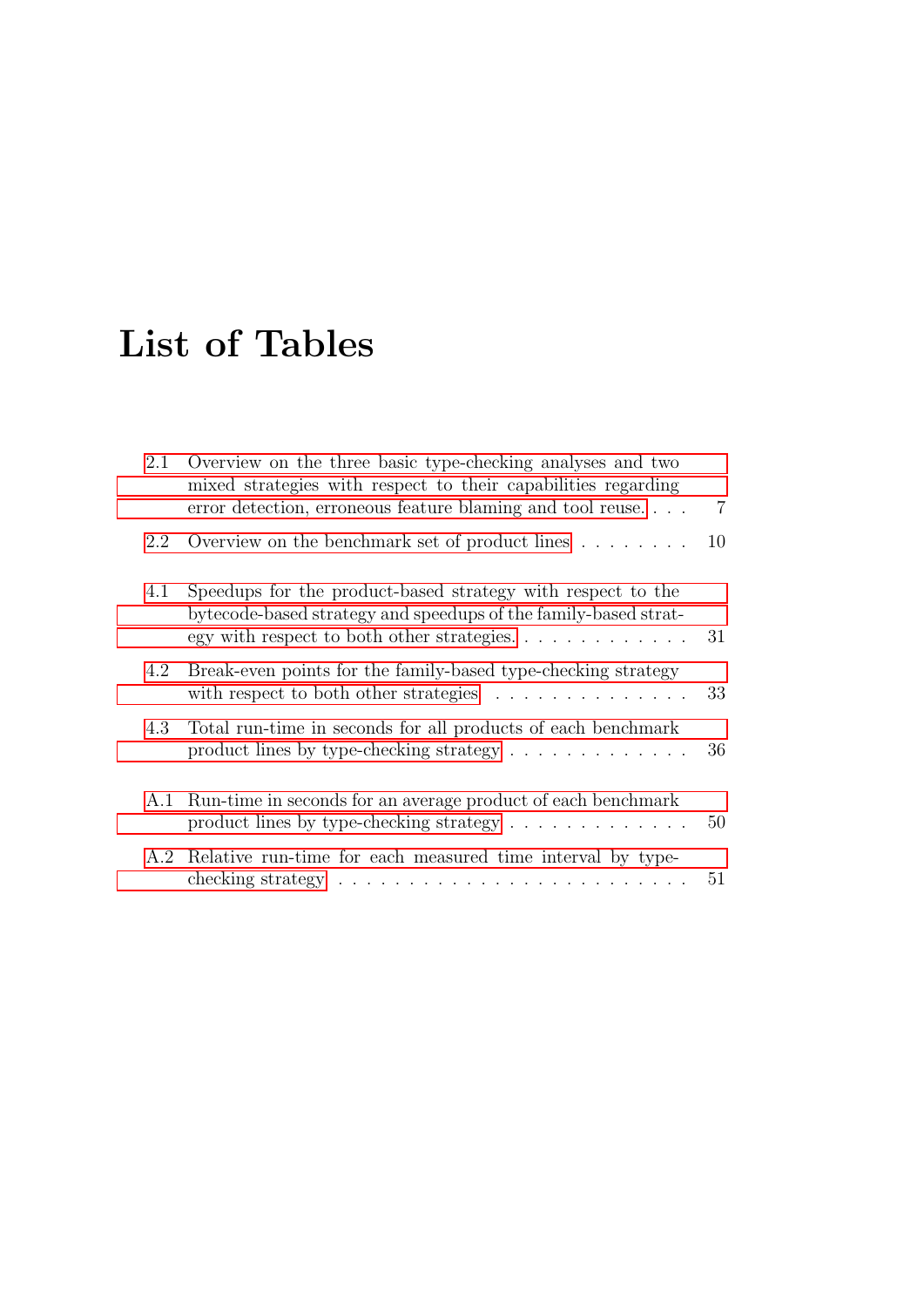# List of Tables

- 2.1 Overview on the three basic type-checking analyses and two mixed strategies with respect to their capabilities regarding error detection, erroneous feature blaming and tool reuse. . . . 7
- 2.2 Overview on the benchmark set of product lines . . . . . . . . 10

- 4.1 Speedups for the product-based strategy with respect to the bytecode-based strategy and speedups of the family-based strategy with respect to both other strategies. . . . . . . . . . . . 31
- 4.2 Break-even points for the family-based type-checking strategy with respect to both other strategies . . . . . . . . . . . . . . . 33
- 4.3 Total run-time in seconds for all products of each benchmark product lines by type-checking strategy . . . . . . . . . . . . . 36

- A.1 Run-time in seconds for an average product of each benchmark product lines by type-checking strategy . . . . . . . . . . . . . 50
- A.2 Relative run-time for each measured time interval by type-checking strategy . . . . . . . . . . . . . . . . . . . . . . . . . 51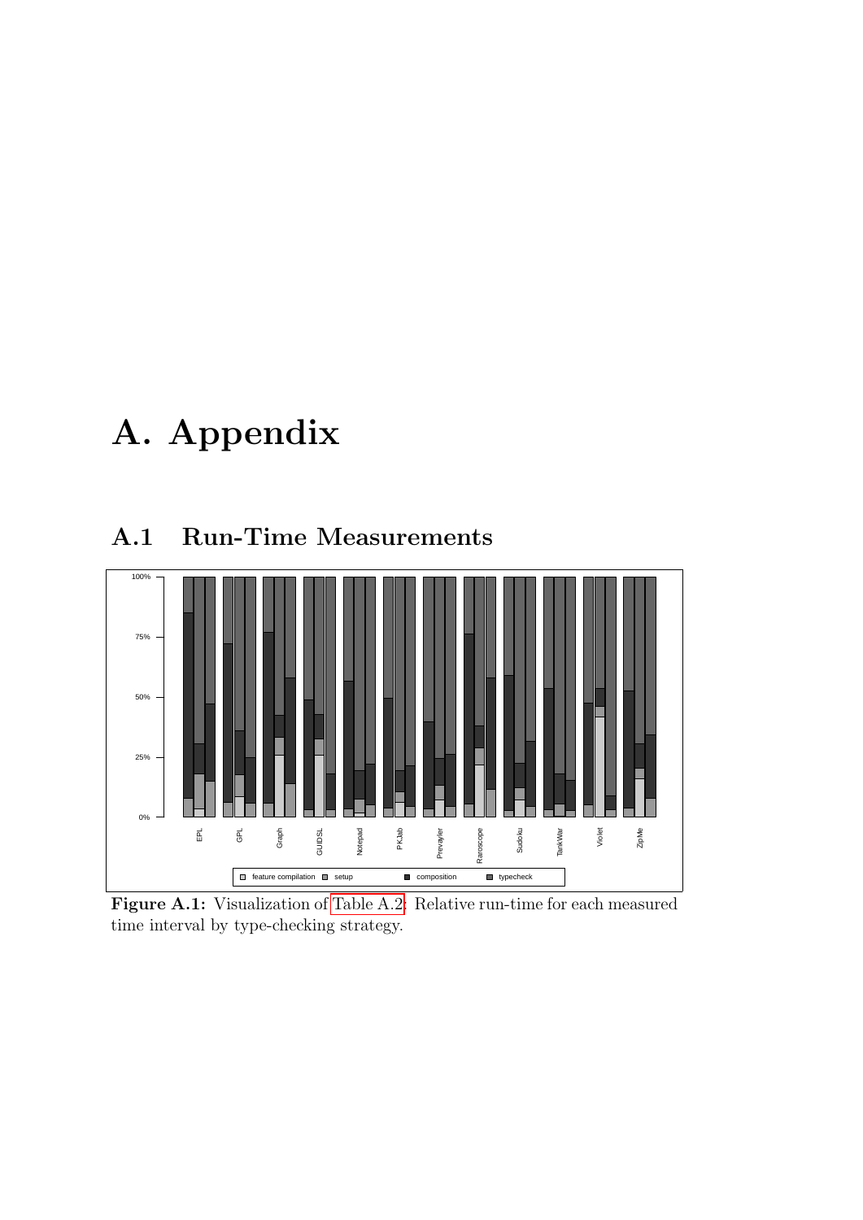# A. Appendix

## A.1 Run-Time Measurements

**Figure A.1:** Visualization of Table A.2: Relative run-time for each measured time interval by type-checking strategy.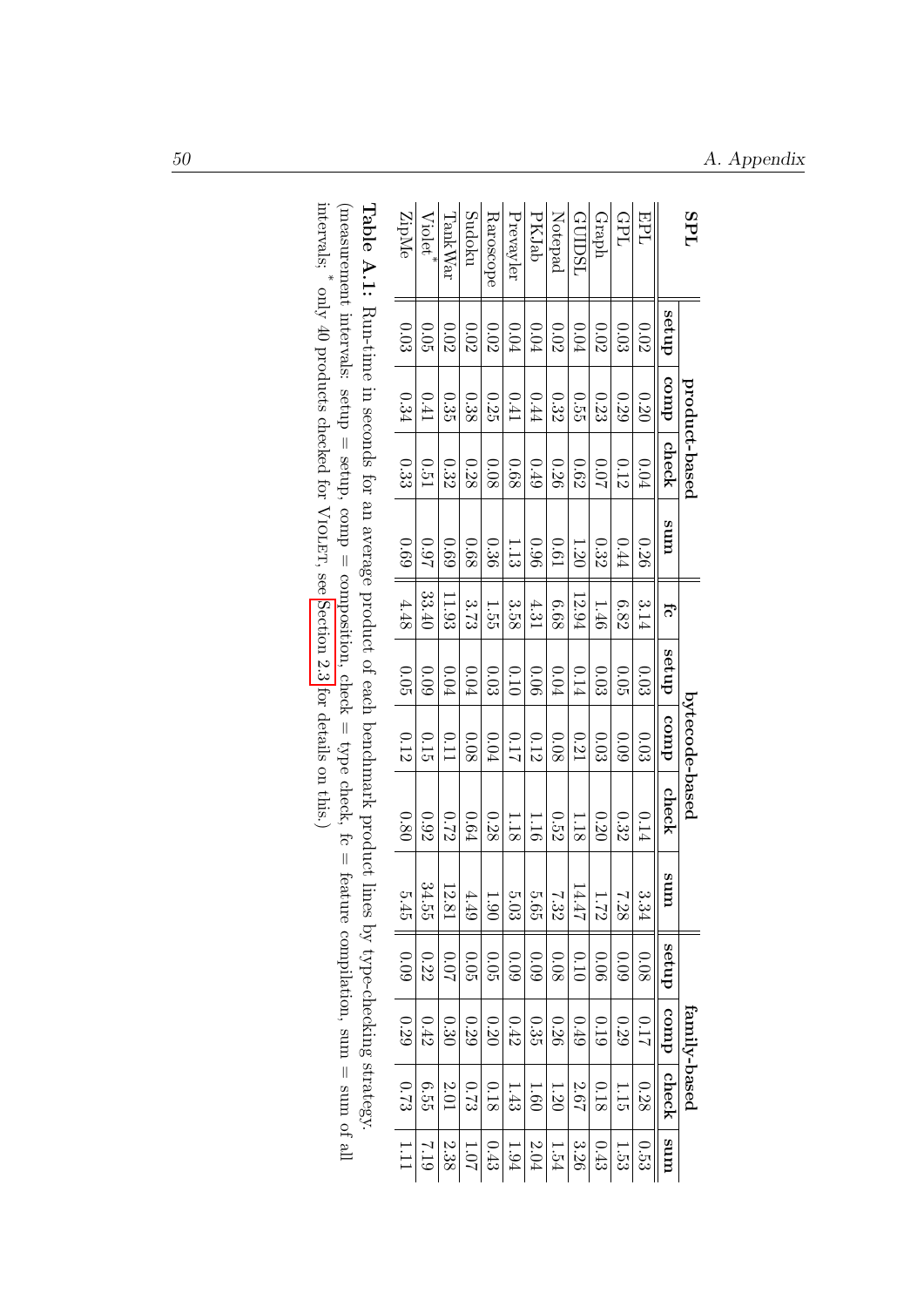| SPL | product-based | | | | bytecode-based | | | | | family-based | | | |
|---|---|---|---|---|---|---|---|---|---|---|---|---|---|
| | setup | comp | check | sum | fc | setup | comp | check | sum | setup | comp | check | sum |
| EPL | 0.02 | 0.20 | 0.04 | 0.26 | 3.14 | 0.03 | 0.03 | 0.14 | 3.34 | 0.08 | 0.17 | 0.28 | 0.53 |
| GPL | 0.03 | 0.29 | 0.12 | 0.44 | 6.82 | 0.05 | 0.09 | 0.32 | 7.28 | 0.09 | 0.29 | 1.15 | 1.53 |
| Graph | 0.02 | 0.23 | 0.07 | 0.32 | 1.46 | 0.03 | 0.03 | 0.20 | 1.72 | 0.06 | 0.19 | 0.18 | 0.43 |
| GUIDSL | 0.04 | 0.55 | 0.62 | 1.20 | 12.94 | 0.14 | 0.21 | 1.18 | 14.47 | 0.10 | 0.49 | 2.67 | 3.26 |
| Notepad | 0.02 | 0.32 | 0.26 | 0.61 | 6.68 | 0.04 | 0.08 | 0.52 | 7.32 | 0.08 | 0.26 | 1.20 | 1.54 |
| PKJab | 0.04 | 0.44 | 0.49 | 0.96 | 4.31 | 0.06 | 0.12 | 1.16 | 5.65 | 0.09 | 0.35 | 1.60 | 2.04 |
| Prevayler | 0.04 | 0.41 | 0.68 | 1.13 | 3.58 | 0.10 | 0.17 | 1.18 | 5.03 | 0.09 | 0.42 | 1.43 | 1.94 |
| Raroscope | 0.02 | 0.25 | 0.08 | 0.36 | 1.55 | 0.03 | 0.04 | 0.28 | 1.90 | 0.05 | 0.20 | 0.18 | 0.43 |
| Sudoku | 0.02 | 0.38 | 0.28 | 0.68 | 3.73 | 0.04 | 0.08 | 0.64 | 4.49 | 0.05 | 0.29 | 0.73 | 1.07 |
| TankWar | 0.02 | 0.35 | 0.32 | 0.69 | 11.93 | 0.04 | 0.11 | 0.72 | 12.81 | 0.07 | 0.30 | 2.01 | 2.38 |
| Violet* | 0.05 | 0.41 | 0.51 | 0.97 | 33.40 | 0.09 | 0.15 | 0.92 | 34.55 | 0.22 | 0.42 | 6.55 | 7.19 |
| ZipMe | 0.03 | 0.34 | 0.33 | 0.69 | 4.48 | 0.05 | 0.12 | 0.80 | 5.45 | 0.09 | 0.29 | 0.73 | 1.11 |

**Table A.1:** Run-time in seconds for an average product of each benchmark product lines by type-checking strategy. (measurement intervals: setup = setup, comp = composition, check = type check, fc = feature compilation, sum = sum of all intervals; * only 40 products checked for Violet, see Section 2.3 for details on this.)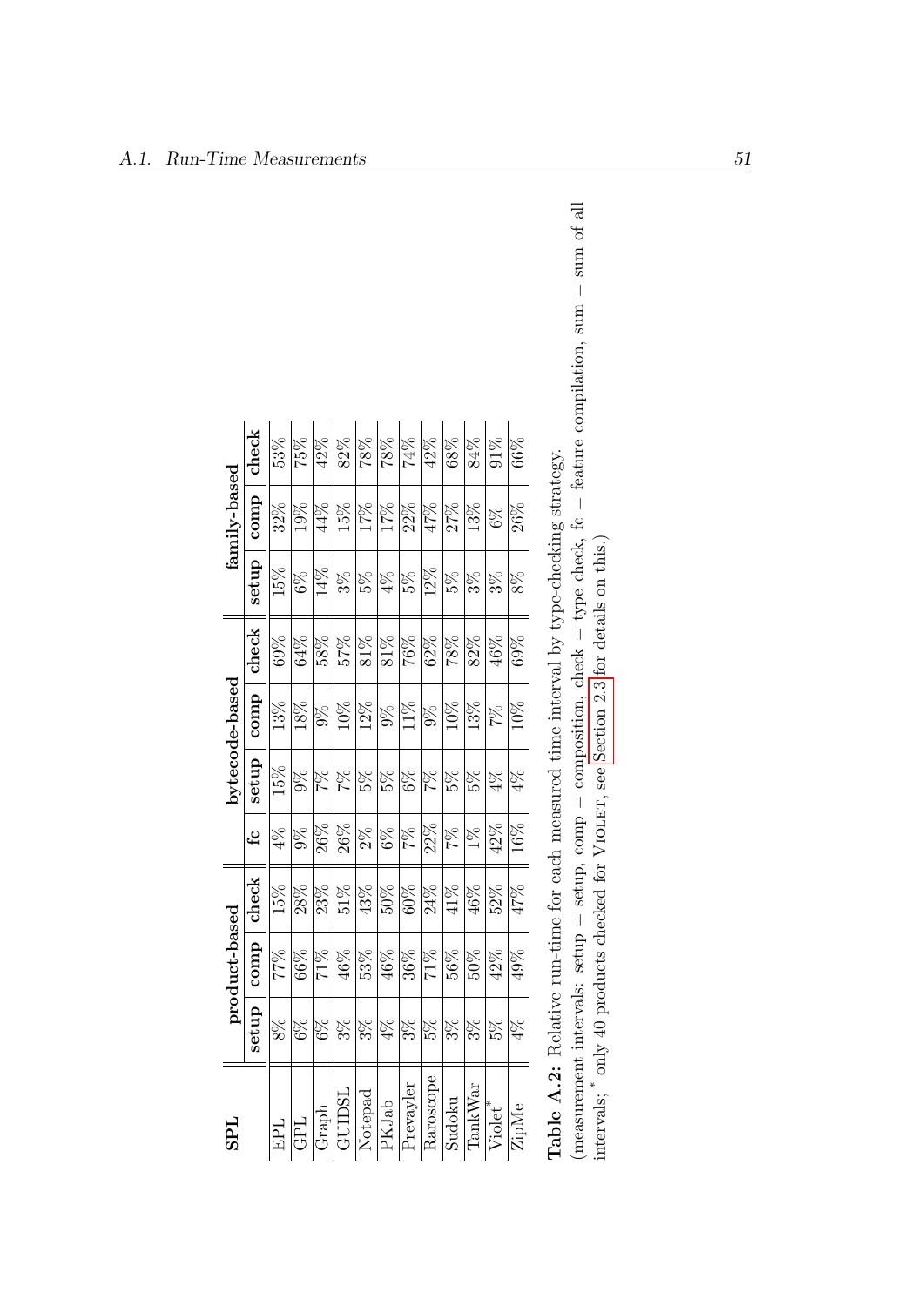| SPL | product-based | | | bytecode-based | | | | family-based | | |
|---|---|---|---|---|---|---|---|---|---|---|
| | setup | comp | check | fc | setup | comp | check | setup | comp | check |
| EPL | 8% | 77% | 15% | 4% | 15% | 13% | 69% | 15% | 32% | 53% |
| GPL | 6% | 66% | 28% | 9% | 9% | 18% | 64% | 6% | 19% | 75% |
| Graph | 6% | 71% | 23% | 26% | 7% | 9% | 58% | 14% | 44% | 42% |
| GUIDSL | 3% | 46% | 51% | 26% | 7% | 10% | 57% | 3% | 15% | 82% |
| Notepad | 3% | 53% | 43% | 2% | 5% | 12% | 81% | 5% | 17% | 78% |
| PKJab | 4% | 46% | 50% | 6% | 5% | 9% | 81% | 4% | 17% | 78% |
| Prevayler | 3% | 36% | 60% | 7% | 6% | 11% | 76% | 5% | 22% | 74% |
| Raroscope | 5% | 71% | 24% | 22% | 7% | 9% | 62% | 12% | 47% | 42% |
| Sudoku | 3% | 56% | 41% | 7% | 5% | 10% | 78% | 5% | 27% | 68% |
| TankWar | 3% | 50% | 46% | 1% | 5% | 13% | 82% | 3% | 13% | 84% |
| Violet* | 5% | 42% | 52% | 42% | 4% | 7% | 46% | 3% | 6% | 91% |
| ZipMe | 4% | 49% | 47% | 16% | 4% | 10% | 69% | 8% | 26% | 66% |

**Table A.2:** Relative run-time for each measured time interval by type-checking strategy.
(measurement intervals: setup = setup, comp = composition, check = type check, fc = feature compilation, sum = sum of all intervals; * only 40 products checked for Violet, see Section 2.3 for details on this.)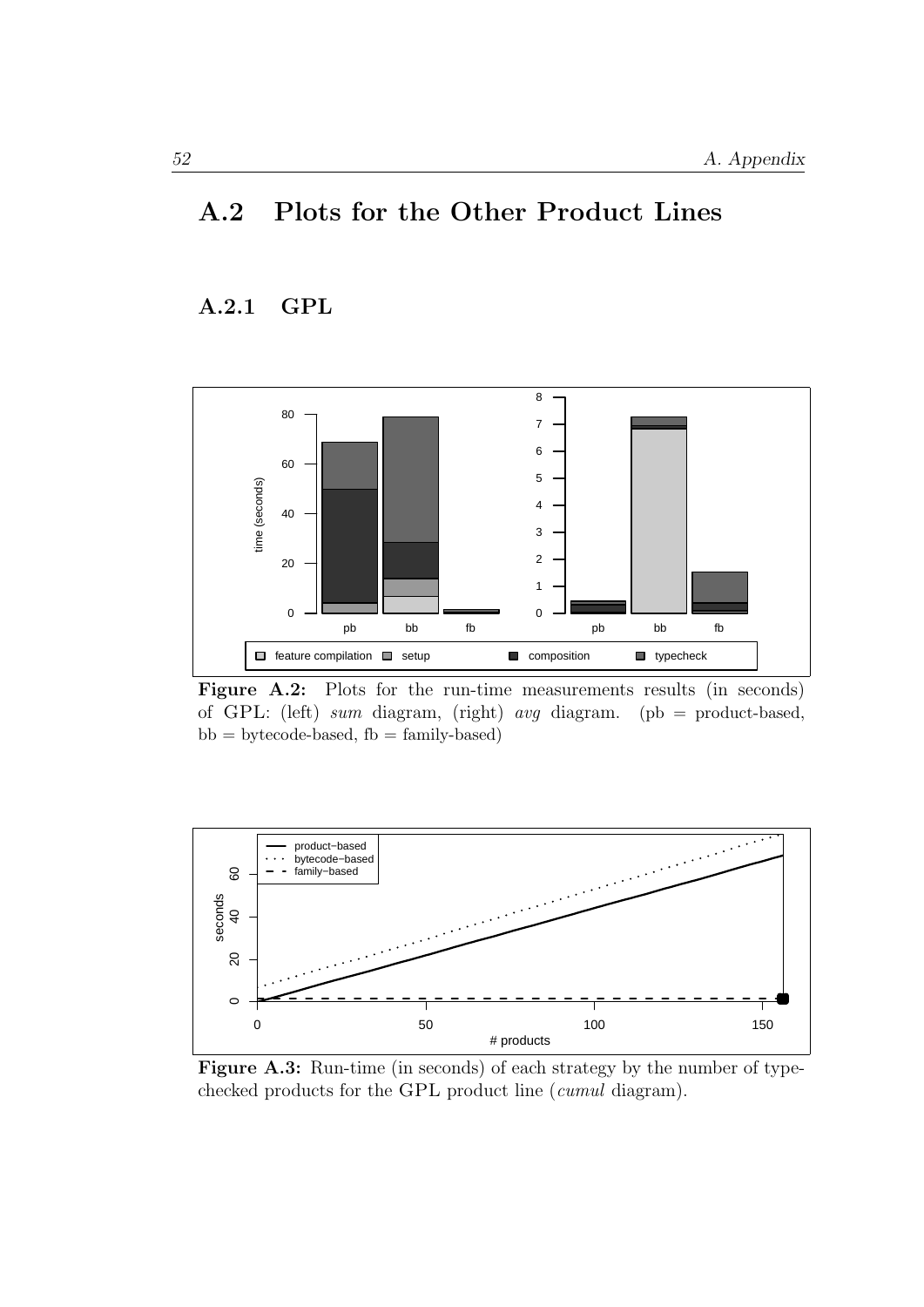## A.2 Plots for the Other Product Lines

### A.2.1 GPL

**Figure A.2:** Plots for the run-time measurements results (in seconds) of GPL: (left) *sum* diagram, (right) *avg* diagram. (pb = product-based, bb = bytecode-based, fb = family-based)

**Figure A.3:** Run-time (in seconds) of each strategy by the number of type-checked products for the GPL product line (*cumul* diagram).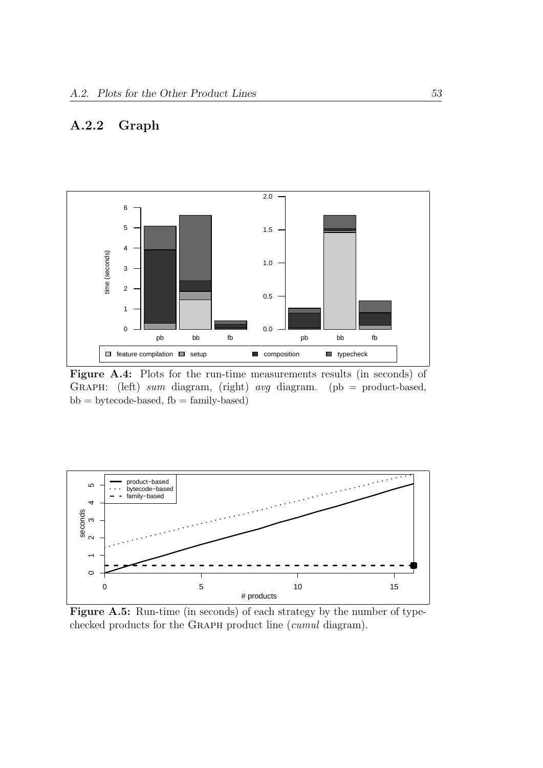### A.2.2 Graph

**Figure A.4:** Plots for the run-time measurements results (in seconds) of GRAPH: (left) *sum* diagram, (right) *avg* diagram. (pb = product-based, bb = bytecode-based, fb = family-based)

**Figure A.5:** Run-time (in seconds) of each strategy by the number of type-checked products for the GRAPH product line (*cumul* diagram).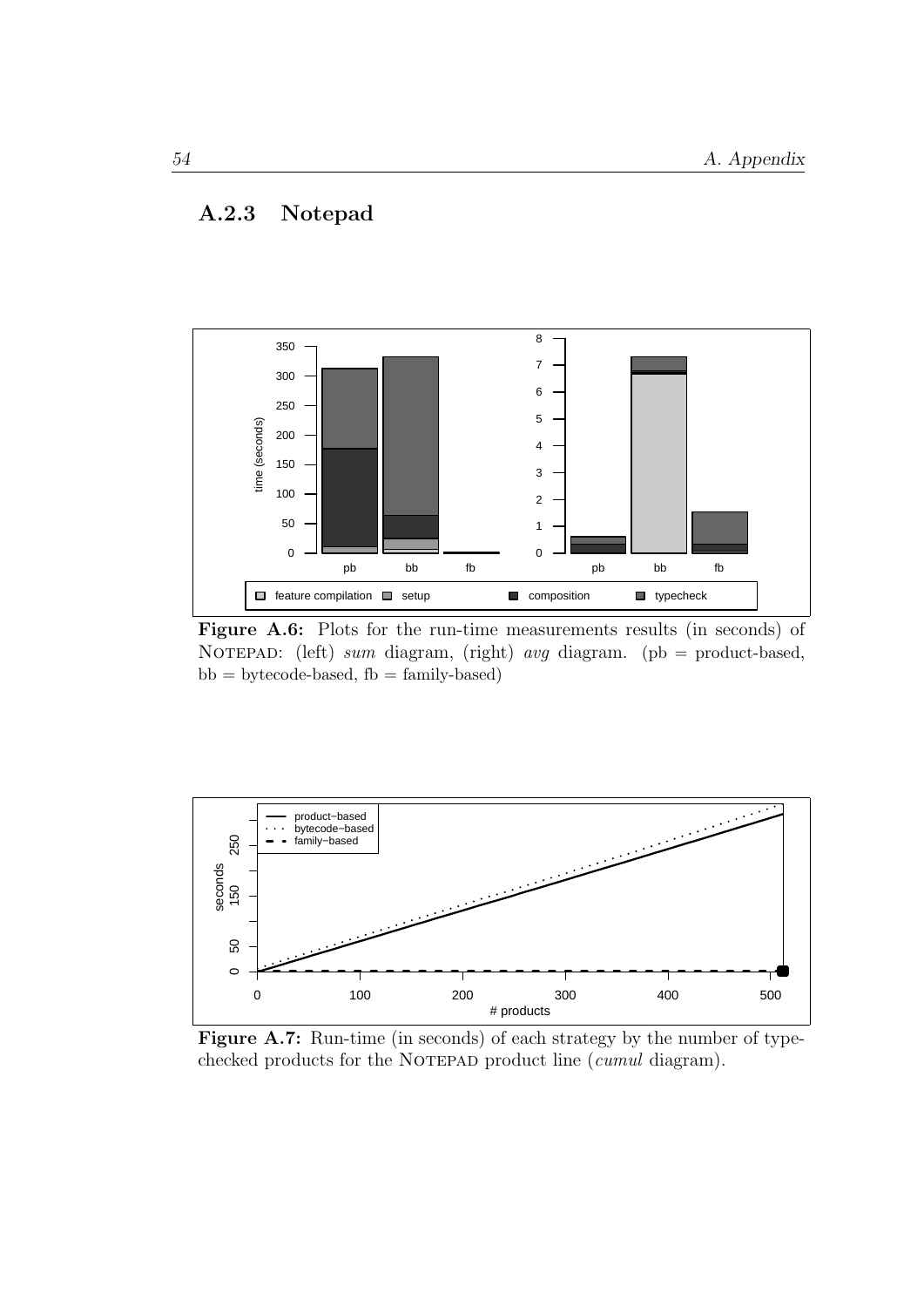### A.2.3 Notepad

**Figure A.6:** Plots for the run-time measurements results (in seconds) of NOTEPAD: (left) *sum* diagram, (right) *avg* diagram. (pb = product-based, bb = bytecode-based, fb = family-based)

**Figure A.7:** Run-time (in seconds) of each strategy by the number of type-checked products for the NOTEPAD product line (*cumul* diagram).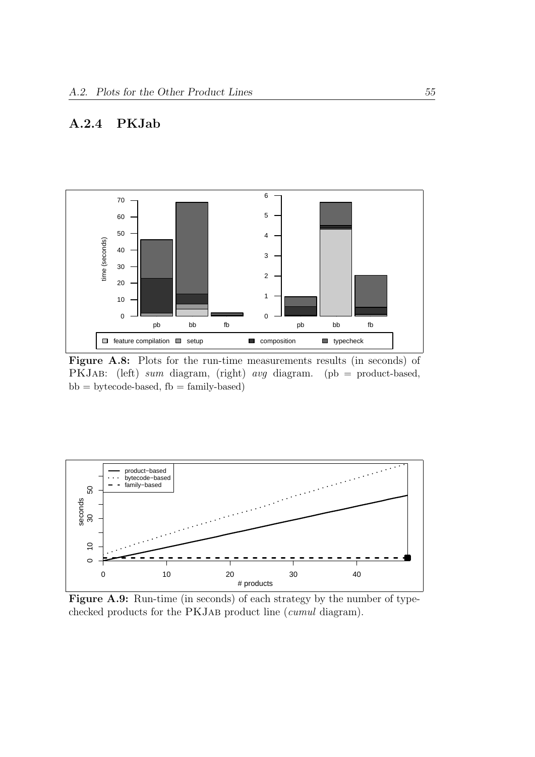### A.2.4 PKJab

**Figure A.8:** Plots for the run-time measurements results (in seconds) of PKJAB: (left) *sum* diagram, (right) *avg* diagram. (pb = product-based, bb = bytecode-based, fb = family-based)

**Figure A.9:** Run-time (in seconds) of each strategy by the number of type-checked products for the PKJAB product line (*cumul* diagram).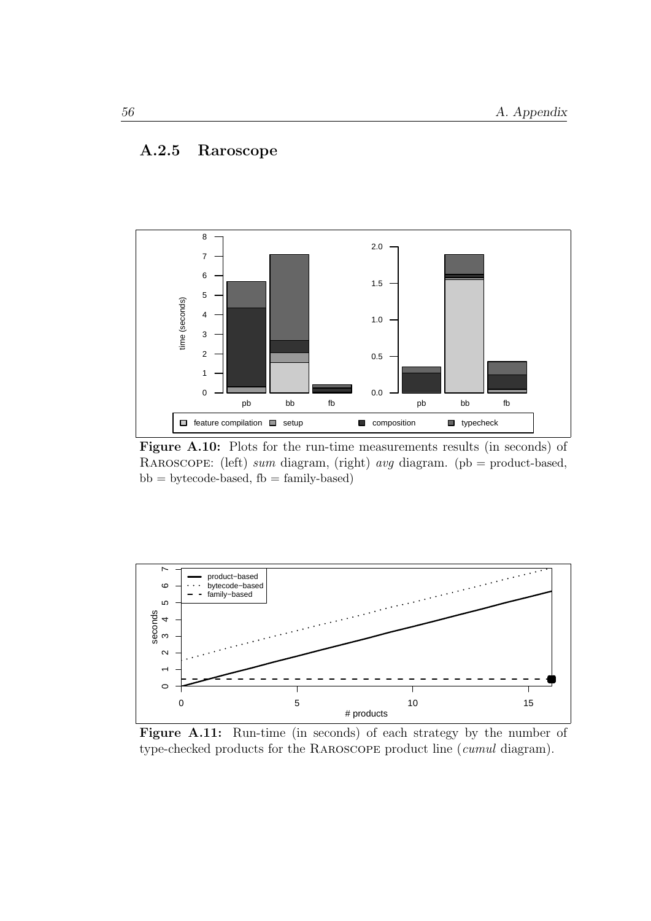### A.2.5 Raroscope

**Figure A.10:** Plots for the run-time measurements results (in seconds) of RAROSCOPE: (left) *sum* diagram, (right) *avg* diagram. (pb = product-based, bb = bytecode-based, fb = family-based)

**Figure A.11:** Run-time (in seconds) of each strategy by the number of type-checked products for the RAROSCOPE product line (*cumul* diagram).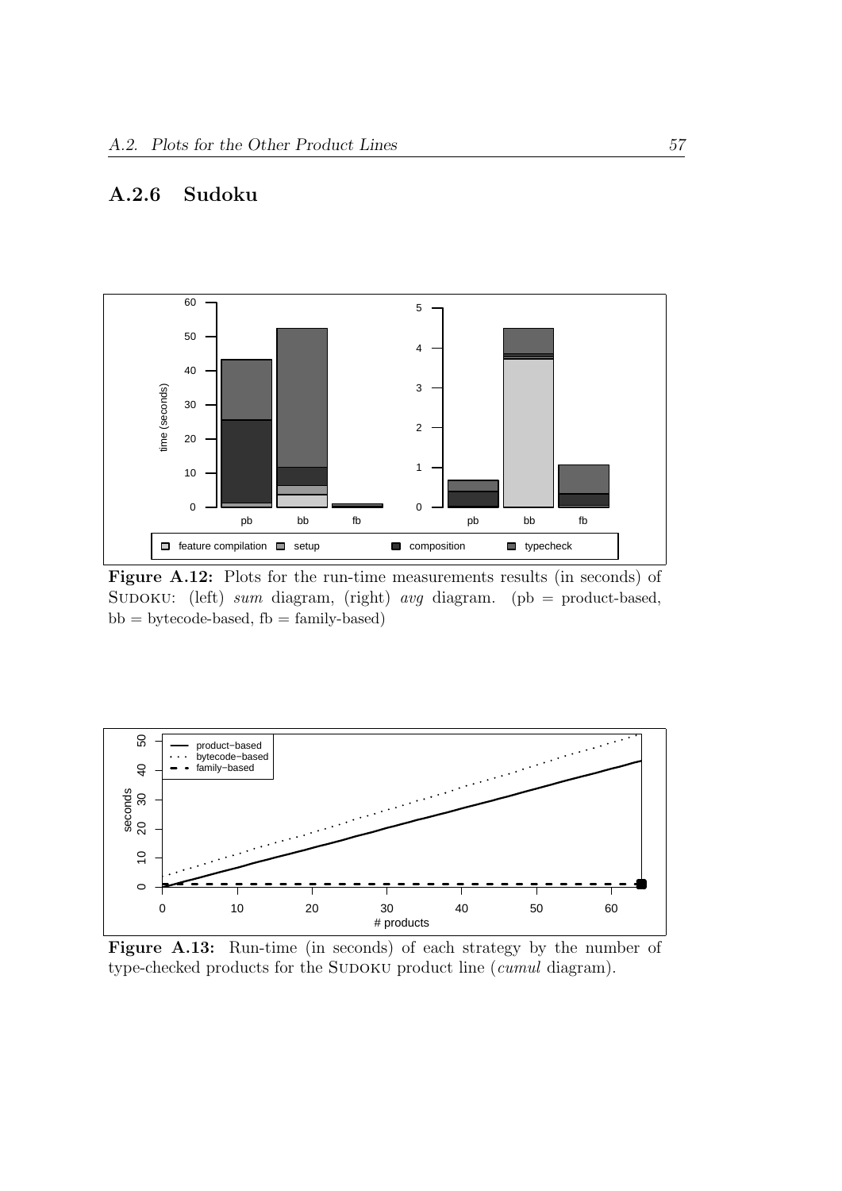### A.2.6 Sudoku

**Figure A.12:** Plots for the run-time measurements results (in seconds) of SUDOKU: (left) *sum* diagram, (right) *avg* diagram. (pb = product-based, bb = bytecode-based, fb = family-based)

**Figure A.13:** Run-time (in seconds) of each strategy by the number of type-checked products for the SUDOKU product line (*cumul* diagram).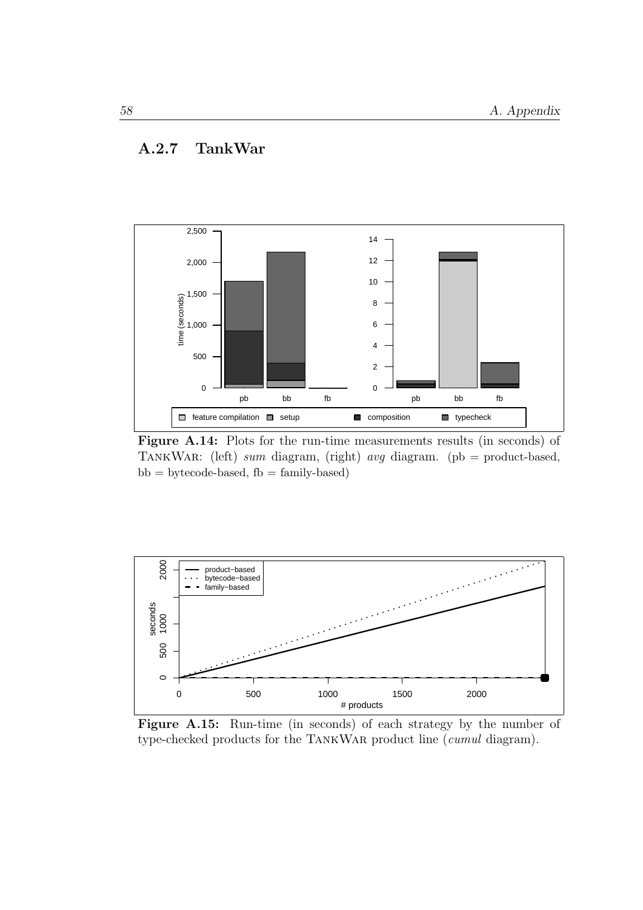### A.2.7 TankWar

**Figure A.14:** Plots for the run-time measurements results (in seconds) of TankWar: (left) *sum* diagram, (right) *avg* diagram. (pb = product-based, bb = bytecode-based, fb = family-based)

**Figure A.15:** Run-time (in seconds) of each strategy by the number of type-checked products for the TankWar product line (*cumul* diagram).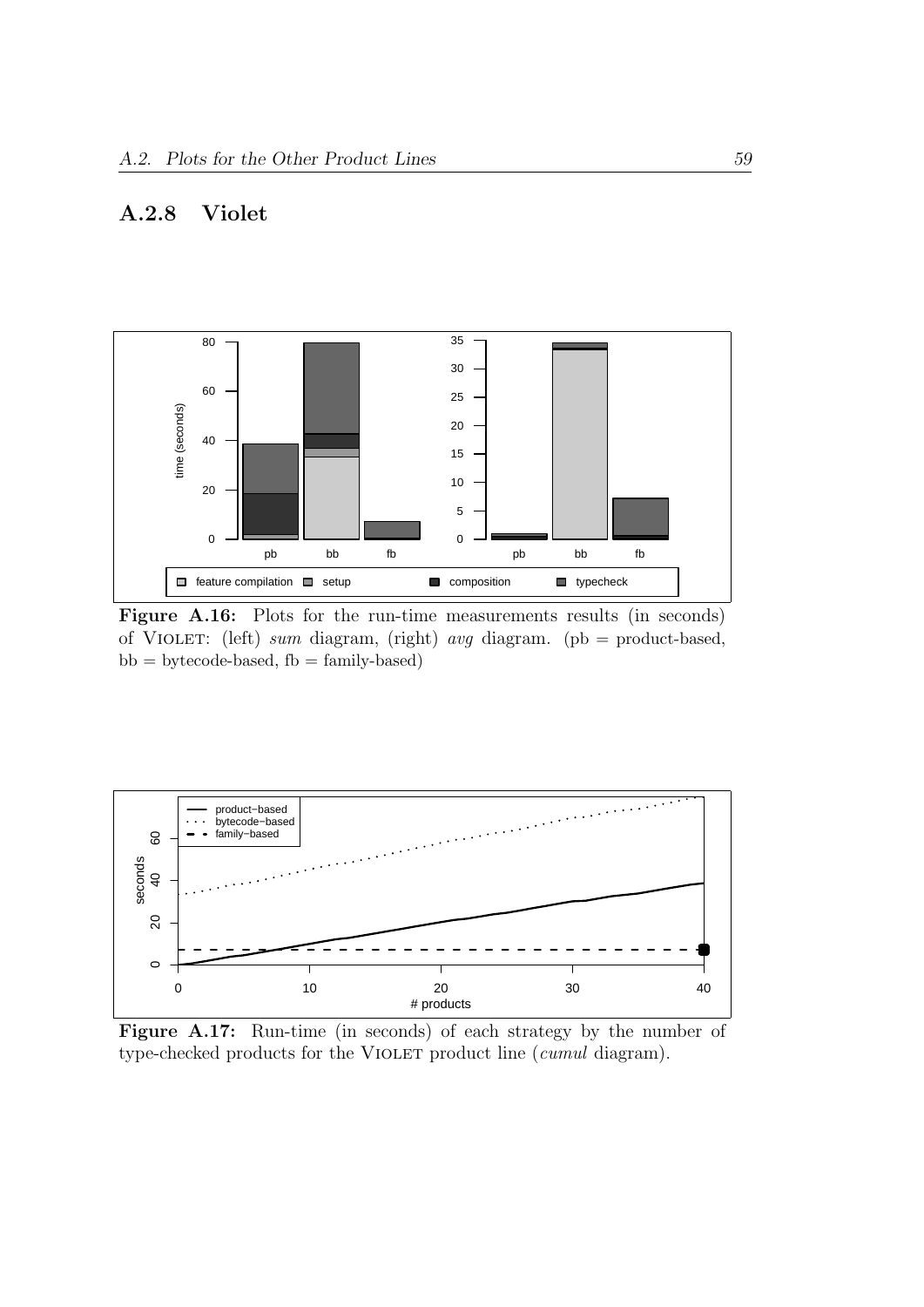### A.2.8 Violet

**Figure A.16:** Plots for the run-time measurements results (in seconds) of VIOLET: (left) *sum* diagram, (right) *avg* diagram. (pb = product-based, bb = bytecode-based, fb = family-based)

**Figure A.17:** Run-time (in seconds) of each strategy by the number of type-checked products for the VIOLET product line (*cumul* diagram).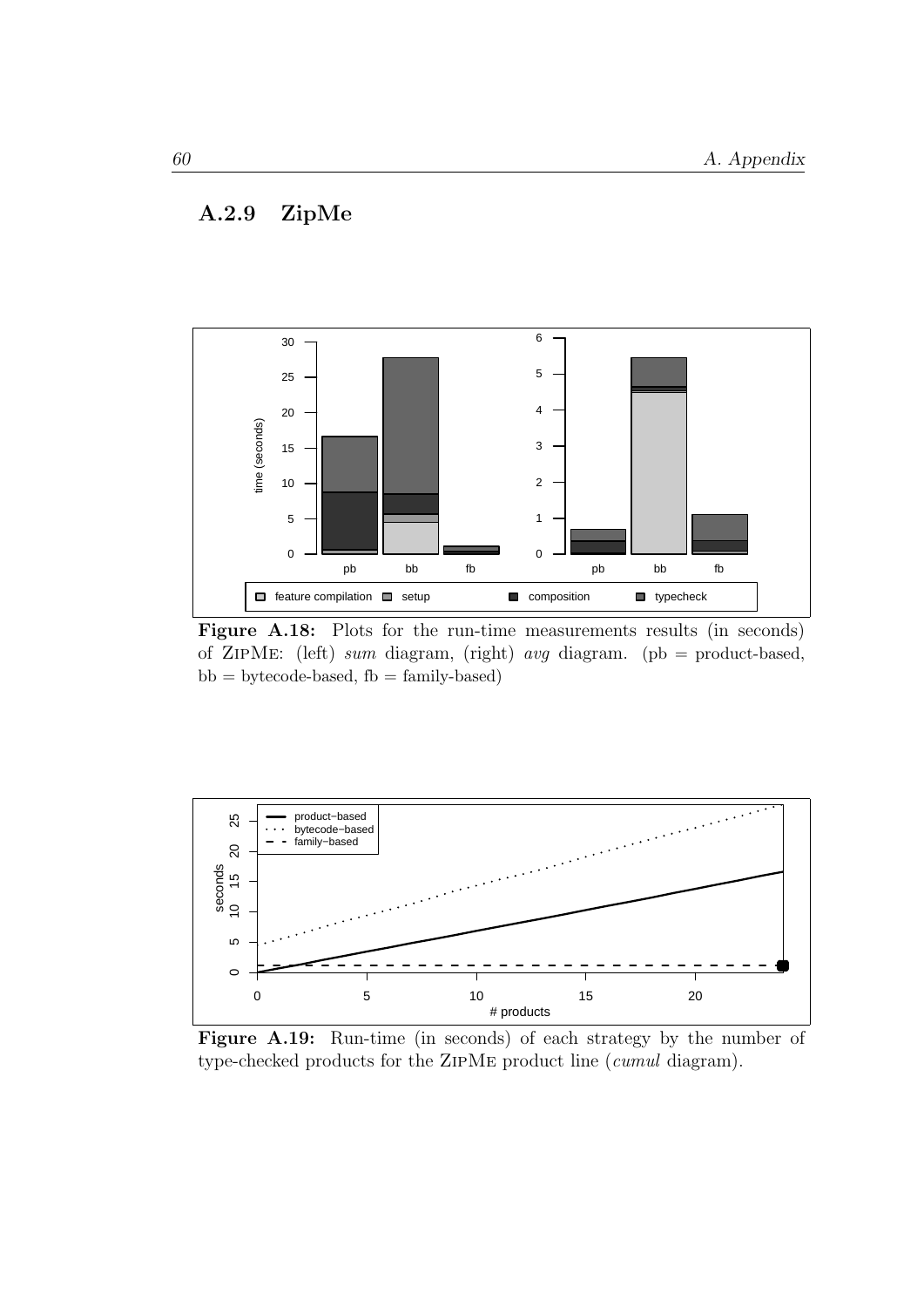### A.2.9 ZipMe

**Figure A.18:** Plots for the run-time measurements results (in seconds) of ZipMe: (left) *sum* diagram, (right) *avg* diagram. (pb = product-based, bb = bytecode-based, fb = family-based)

**Figure A.19:** Run-time (in seconds) of each strategy by the number of type-checked products for the ZipMe product line (*cumul* diagram).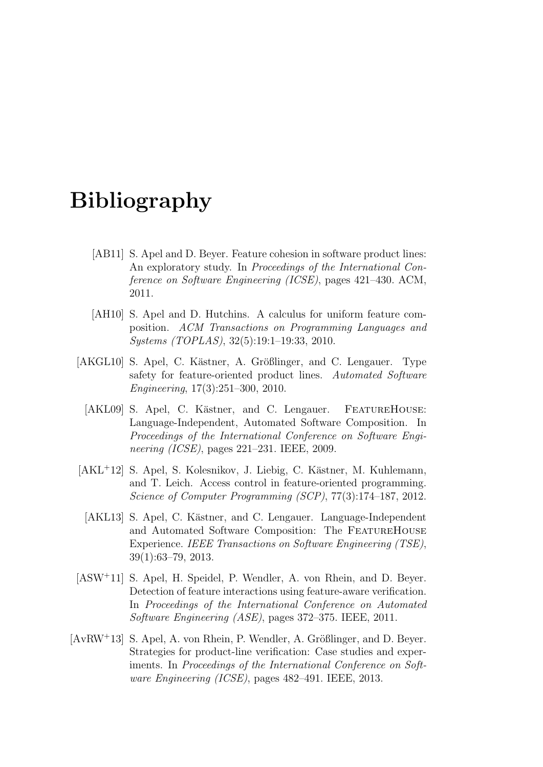// Transcriber note: the original uses superscript "+" in citation keys (e.g. AKL+12); these are written inline as "+".
# Bibliography

[AB11] S. Apel and D. Beyer. Feature cohesion in software product lines: An exploratory study. In *Proceedings of the International Conference on Software Engineering (ICSE)*, pages 421–430. ACM, 2011.

[AH10] S. Apel and D. Hutchins. A calculus for uniform feature composition. *ACM Transactions on Programming Languages and Systems (TOPLAS)*, 32(5):19:1–19:33, 2010.

[AKGL10] S. Apel, C. Kästner, A. Größlinger, and C. Lengauer. Type safety for feature-oriented product lines. *Automated Software Engineering*, 17(3):251–300, 2010.

[AKL09] S. Apel, C. Kästner, and C. Lengauer. FeatureHouse: Language-Independent, Automated Software Composition. In *Proceedings of the International Conference on Software Engineering (ICSE)*, pages 221–231. IEEE, 2009.

[AKL+12] S. Apel, S. Kolesnikov, J. Liebig, C. Kästner, M. Kuhlemann, and T. Leich. Access control in feature-oriented programming. *Science of Computer Programming (SCP)*, 77(3):174–187, 2012.

[AKL13] S. Apel, C. Kästner, and C. Lengauer. Language-Independent and Automated Software Composition: The FeatureHouse Experience. *IEEE Transactions on Software Engineering (TSE)*, 39(1):63–79, 2013.

[ASW+11] S. Apel, H. Speidel, P. Wendler, A. von Rhein, and D. Beyer. Detection of feature interactions using feature-aware verification. In *Proceedings of the International Conference on Automated Software Engineering (ASE)*, pages 372–375. IEEE, 2011.

[AvRW+13] S. Apel, A. von Rhein, P. Wendler, A. Größlinger, and D. Beyer. Strategies for product-line verification: Case studies and experiments. In *Proceedings of the International Conference on Software Engineering (ICSE)*, pages 482–491. IEEE, 2013.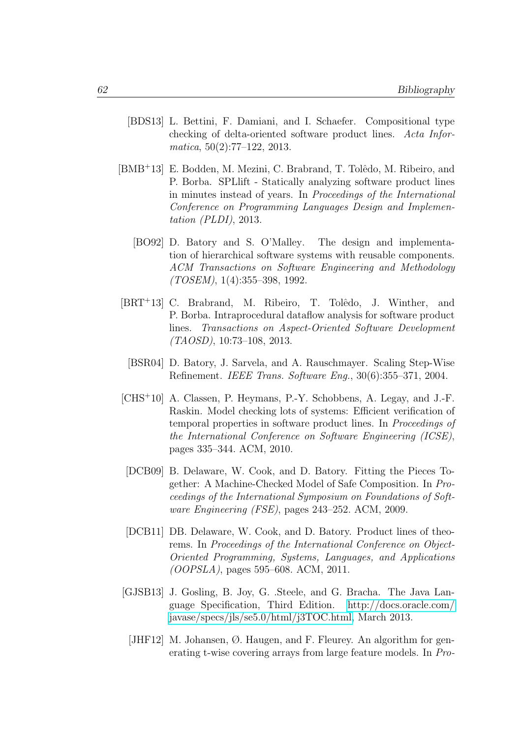[BDS13] L. Bettini, F. Damiani, and I. Schaefer. Compositional type checking of delta-oriented software product lines. *Acta Informatica*, 50(2):77–122, 2013.

[BMB+13] E. Bodden, M. Mezini, C. Brabrand, T. Tolêdo, M. Ribeiro, and P. Borba. SPLlift - Statically analyzing software product lines in minutes instead of years. In *Proceedings of the International Conference on Programming Languages Design and Implementation (PLDI)*, 2013.

[BO92] D. Batory and S. O'Malley. The design and implementation of hierarchical software systems with reusable components. *ACM Transactions on Software Engineering and Methodology (TOSEM)*, 1(4):355–398, 1992.

[BRT+13] C. Brabrand, M. Ribeiro, T. Tolêdo, J. Winther, and P. Borba. Intraprocedural dataflow analysis for software product lines. *Transactions on Aspect-Oriented Software Development (TAOSD)*, 10:73–108, 2013.

[BSR04] D. Batory, J. Sarvela, and A. Rauschmayer. Scaling Step-Wise Refinement. *IEEE Trans. Software Eng.*, 30(6):355–371, 2004.

[CHS+10] A. Classen, P. Heymans, P.-Y. Schobbens, A. Legay, and J.-F. Raskin. Model checking lots of systems: Efficient verification of temporal properties in software product lines. In *Proceedings of the International Conference on Software Engineering (ICSE)*, pages 335–344. ACM, 2010.

[DCB09] B. Delaware, W. Cook, and D. Batory. Fitting the Pieces Together: A Machine-Checked Model of Safe Composition. In *Proceedings of the International Symposium on Foundations of Software Engineering (FSE)*, pages 243–252. ACM, 2009.

[DCB11] DB. Delaware, W. Cook, and D. Batory. Product lines of theorems. In *Proceedings of the International Conference on Object-Oriented Programming, Systems, Languages, and Applications (OOPSLA)*, pages 595–608. ACM, 2011.

[GJSB13] J. Gosling, B. Joy, G. .Steele, and G. Bracha. The Java Language Specification, Third Edition. http://docs.oracle.com/javase/specs/jls/se5.0/html/j3TOC.html, March 2013.

[JHF12] M. Johansen, Ø. Haugen, and F. Fleurey. An algorithm for generating t-wise covering arrays from large feature models. In *Pro-*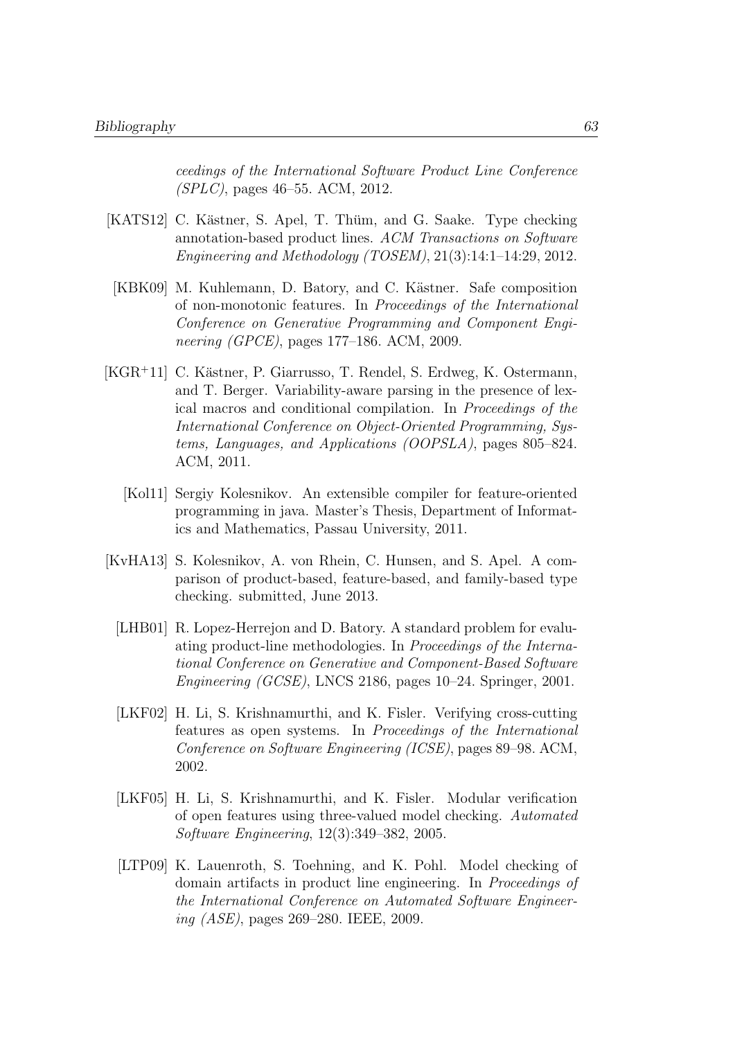ceedings of the International Software Product Line Conference (SPLC)*, pages 46–55. ACM, 2012.

[KATS12] C. Kästner, S. Apel, T. Thüm, and G. Saake. Type checking annotation-based product lines. *ACM Transactions on Software Engineering and Methodology (TOSEM)*, 21(3):14:1–14:29, 2012.

[KBK09] M. Kuhlemann, D. Batory, and C. Kästner. Safe composition of non-monotonic features. In *Proceedings of the International Conference on Generative Programming and Component Engineering (GPCE)*, pages 177–186. ACM, 2009.

[KGR+11] C. Kästner, P. Giarrusso, T. Rendel, S. Erdweg, K. Ostermann, and T. Berger. Variability-aware parsing in the presence of lexical macros and conditional compilation. In *Proceedings of the International Conference on Object-Oriented Programming, Systems, Languages, and Applications (OOPSLA)*, pages 805–824. ACM, 2011.

[Kol11] Sergiy Kolesnikov. An extensible compiler for feature-oriented programming in java. Master's Thesis, Department of Informatics and Mathematics, Passau University, 2011.

[KvHA13] S. Kolesnikov, A. von Rhein, C. Hunsen, and S. Apel. A comparison of product-based, feature-based, and family-based type checking. submitted, June 2013.

[LHB01] R. Lopez-Herrejon and D. Batory. A standard problem for evaluating product-line methodologies. In *Proceedings of the International Conference on Generative and Component-Based Software Engineering (GCSE)*, LNCS 2186, pages 10–24. Springer, 2001.

[LKF02] H. Li, S. Krishnamurthi, and K. Fisler. Verifying cross-cutting features as open systems. In *Proceedings of the International Conference on Software Engineering (ICSE)*, pages 89–98. ACM, 2002.

[LKF05] H. Li, S. Krishnamurthi, and K. Fisler. Modular verification of open features using three-valued model checking. *Automated Software Engineering*, 12(3):349–382, 2005.

[LTP09] K. Lauenroth, S. Toehning, and K. Pohl. Model checking of domain artifacts in product line engineering. In *Proceedings of the International Conference on Automated Software Engineering (ASE)*, pages 269–280. IEEE, 2009.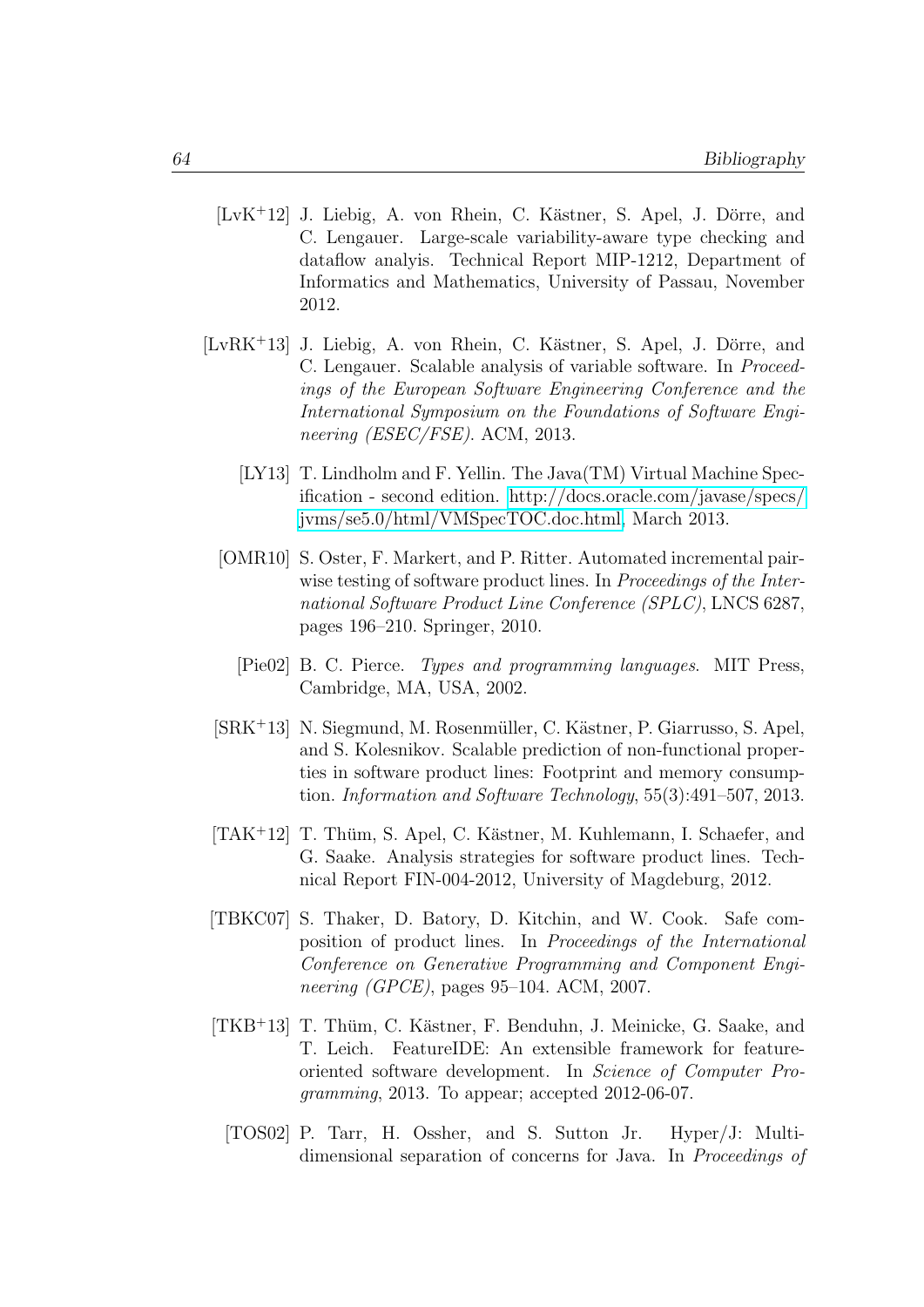[LvK+12] J. Liebig, A. von Rhein, C. Kästner, S. Apel, J. Dörre, and C. Lengauer. Large-scale variability-aware type checking and dataflow analyis. Technical Report MIP-1212, Department of Informatics and Mathematics, University of Passau, November 2012.

[LvRK+13] J. Liebig, A. von Rhein, C. Kästner, S. Apel, J. Dörre, and C. Lengauer. Scalable analysis of variable software. In *Proceedings of the European Software Engineering Conference and the International Symposium on the Foundations of Software Engineering (ESEC/FSE)*. ACM, 2013.

[LY13] T. Lindholm and F. Yellin. The Java(TM) Virtual Machine Specification - second edition. http://docs.oracle.com/javase/specs/jvms/se5.0/html/VMSpecTOC.doc.html, March 2013.

[OMR10] S. Oster, F. Markert, and P. Ritter. Automated incremental pairwise testing of software product lines. In *Proceedings of the International Software Product Line Conference (SPLC)*, LNCS 6287, pages 196–210. Springer, 2010.

[Pie02] B. C. Pierce. *Types and programming languages*. MIT Press, Cambridge, MA, USA, 2002.

[SRK+13] N. Siegmund, M. Rosenmüller, C. Kästner, P. Giarrusso, S. Apel, and S. Kolesnikov. Scalable prediction of non-functional properties in software product lines: Footprint and memory consumption. *Information and Software Technology*, 55(3):491–507, 2013.

[TAK+12] T. Thüm, S. Apel, C. Kästner, M. Kuhlemann, I. Schaefer, and G. Saake. Analysis strategies for software product lines. Technical Report FIN-004-2012, University of Magdeburg, 2012.

[TBKC07] S. Thaker, D. Batory, D. Kitchin, and W. Cook. Safe composition of product lines. In *Proceedings of the International Conference on Generative Programming and Component Engineering (GPCE)*, pages 95–104. ACM, 2007.

[TKB+13] T. Thüm, C. Kästner, F. Benduhn, J. Meinicke, G. Saake, and T. Leich. FeatureIDE: An extensible framework for feature-oriented software development. In *Science of Computer Programming*, 2013. To appear; accepted 2012-06-07.

[TOS02] P. Tarr, H. Ossher, and S. Sutton Jr. Hyper/J: Multi-dimensional separation of concerns for Java. In *Proceedings of*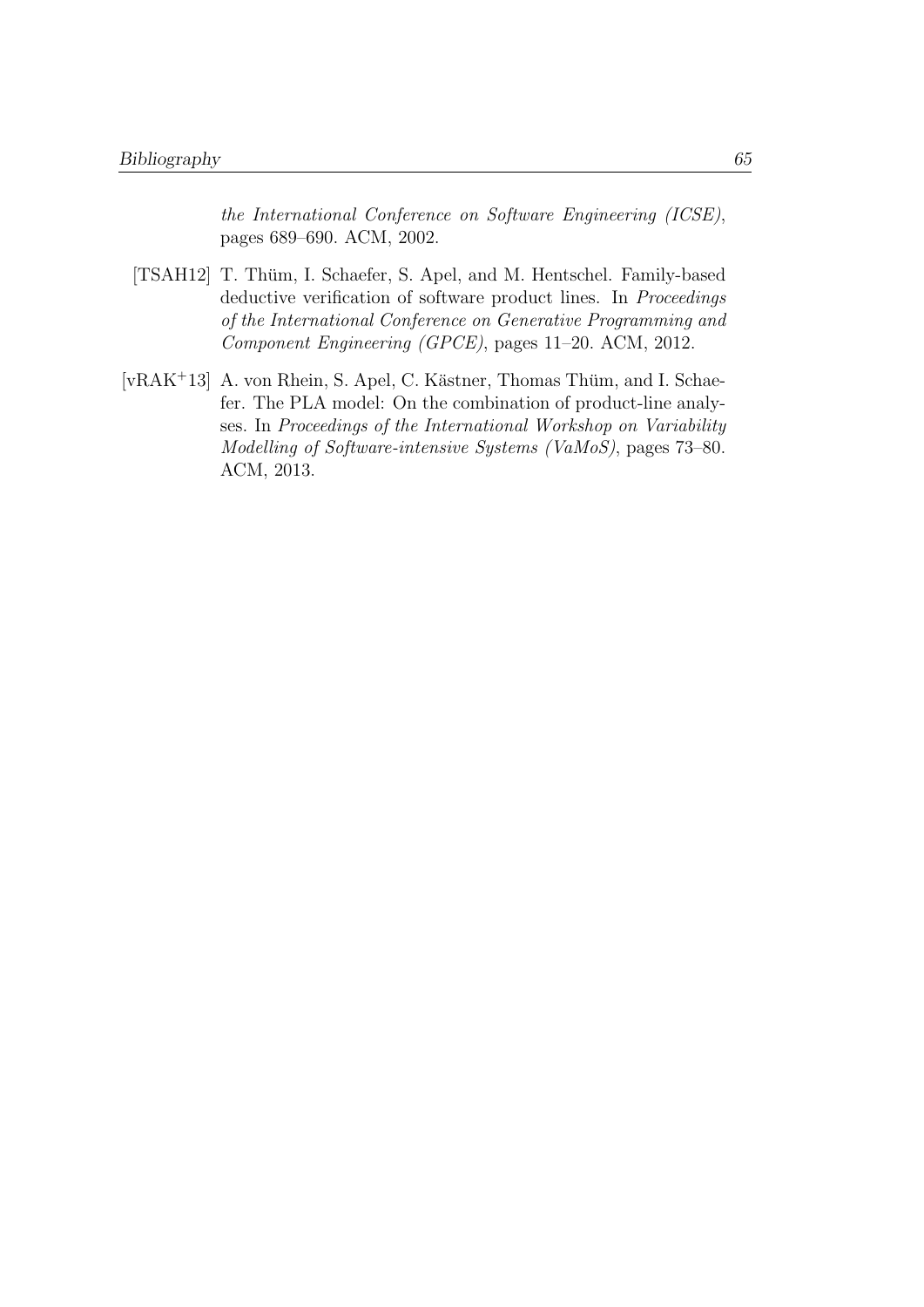*the International Conference on Software Engineering (ICSE)*, pages 689–690. ACM, 2002.

[TSAH12] T. Thüm, I. Schaefer, S. Apel, and M. Hentschel. Family-based deductive verification of software product lines. In *Proceedings of the International Conference on Generative Programming and Component Engineering (GPCE)*, pages 11–20. ACM, 2012.

[vRAK+13] A. von Rhein, S. Apel, C. Kästner, Thomas Thüm, and I. Schaefer. The PLA model: On the combination of product-line analyses. In *Proceedings of the International Workshop on Variability Modelling of Software-intensive Systems (VaMoS)*, pages 73–80. ACM, 2013.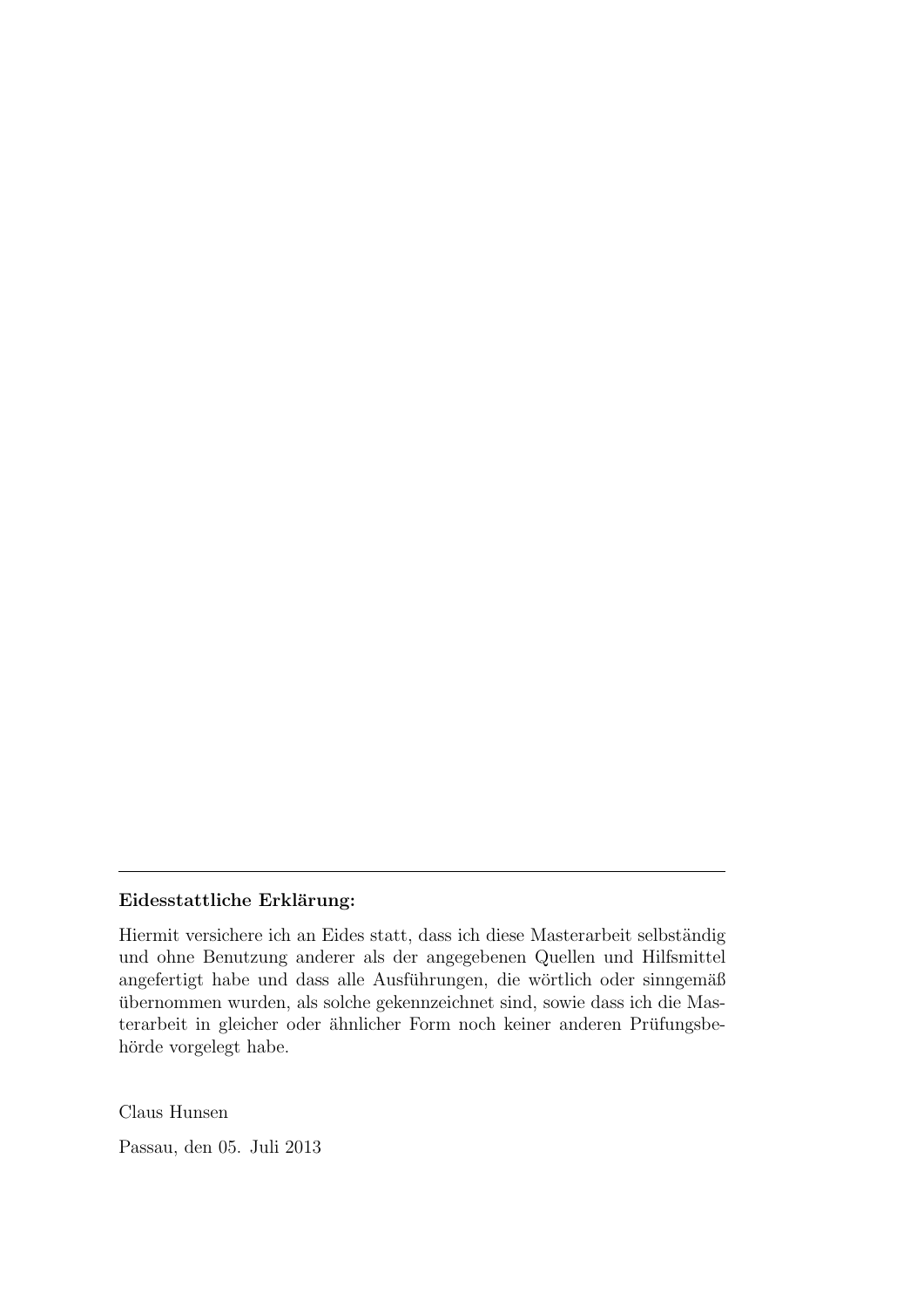---

**Eidesstattliche Erklärung:**

Hiermit versichere ich an Eides statt, dass ich diese Masterarbeit selbständig und ohne Benutzung anderer als der angegebenen Quellen und Hilfsmittel angefertigt habe und dass alle Ausführungen, die wörtlich oder sinngemäß übernommen wurden, als solche gekennzeichnet sind, sowie dass ich die Masterarbeit in gleicher oder ähnlicher Form noch keiner anderen Prüfungsbehörde vorgelegt habe.

Claus Hunsen

Passau, den 05. Juli 2013